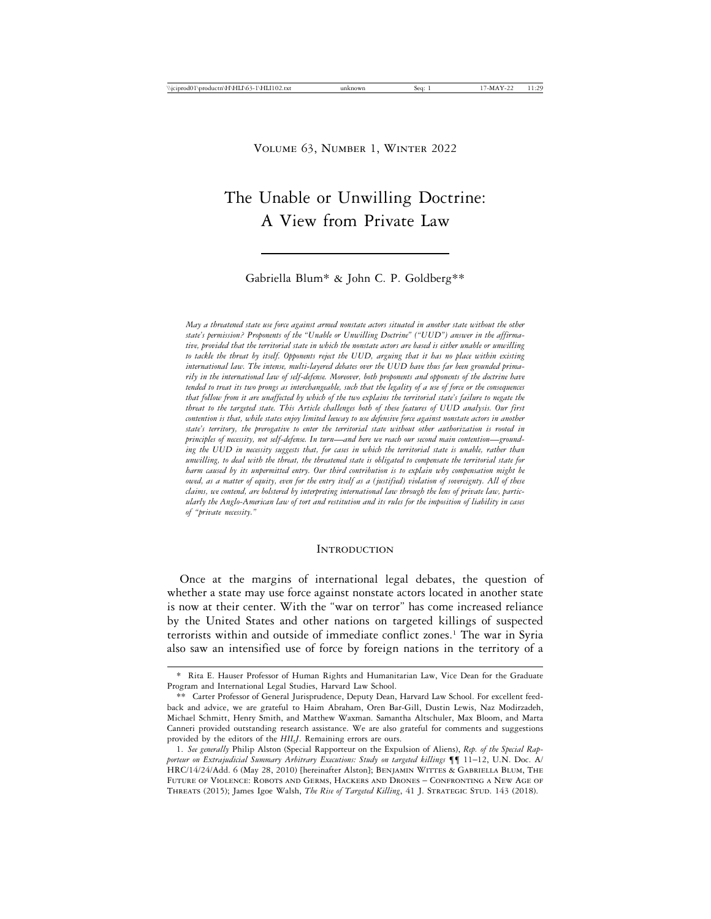Volume 63, Number 1, Winter 2022

# The Unable or Unwilling Doctrine: A View from Private Law

Gabriella Blum* & John C. P. Goldberg**

*May a threatened state use force against armed nonstate actors situated in another state without the other state's permission? Proponents of the "Unable or Unwilling Doctrine" ("UUD") answer in the affirmative, provided that the territorial state in which the nonstate actors are based is either unable or unwilling to tackle the threat by itself. Opponents reject the UUD, arguing that it has no place within existing international law. The intense, multi-layered debates over the UUD have thus far been grounded primarily in the international law of self-defense. Moreover, both proponents and opponents of the doctrine have tended to treat its two prongs as interchangeable, such that the legality of a use of force or the consequences that follow from it are unaffected by which of the two explains the territorial state's failure to negate the threat to the targeted state. This Article challenges both of these features of UUD analysis. Our first contention is that, while states enjoy limited leeway to use defensive force against nonstate actors in another state's territory, the prerogative to enter the territorial state without other authorization is rooted in principles of necessity, not self-defense. In turn—and here we reach our second main contention—grounding the UUD in necessity suggests that, for cases in which the territorial state is unable, rather than unwilling, to deal with the threat, the threatened state is obligated to compensate the territorial state for harm caused by its unpermitted entry. Our third contribution is to explain why compensation might be owed, as a matter of equity, even for the entry itself as a (justified) violation of sovereignty. All of these claims, we contend, are bolstered by interpreting international law through the lens of private law, particularly the Anglo-American law of tort and restitution and its rules for the imposition of liability in cases of "private necessity."*

## Introduction

Once at the margins of international legal debates, the question of whether a state may use force against nonstate actors located in another state is now at their center. With the "war on terror" has come increased reliance by the United States and other nations on targeted killings of suspected terrorists within and outside of immediate conflict zones.[1] The war in Syria also saw an intensified use of force by foreign nations in the territory of a

---

\* Rita E. Hauser Professor of Human Rights and Humanitarian Law, Vice Dean for the Graduate Program and International Legal Studies, Harvard Law School.

\*\* Carter Professor of General Jurisprudence, Deputy Dean, Harvard Law School. For excellent feedback and advice, we are grateful to Haim Abraham, Oren Bar-Gill, Dustin Lewis, Naz Modirzadeh, Michael Schmitt, Henry Smith, and Matthew Waxman. Samantha Altschuler, Max Bloom, and Marta Canneri provided outstanding research assistance. We are also grateful for comments and suggestions provided by the editors of the *HILJ*. Remaining errors are ours.

1. *See generally* Philip Alston (Special Rapporteur on the Expulsion of Aliens), *Rep. of the Special Rapporteur on Extrajudicial Summary Arbitrary Executions: Study on targeted killings* ¶¶ 11–12, U.N. Doc. A/HRC/14/24/Add. 6 (May 28, 2010) [hereinafter Alston]; Benjamin Wittes & Gabriella Blum, The Future of Violence: Robots and Germs, Hackers and Drones – Confronting a New Age of Threats (2015); James Igoe Walsh, *The Rise of Targeted Killing*, 41 J. Strategic Stud. 143 (2018).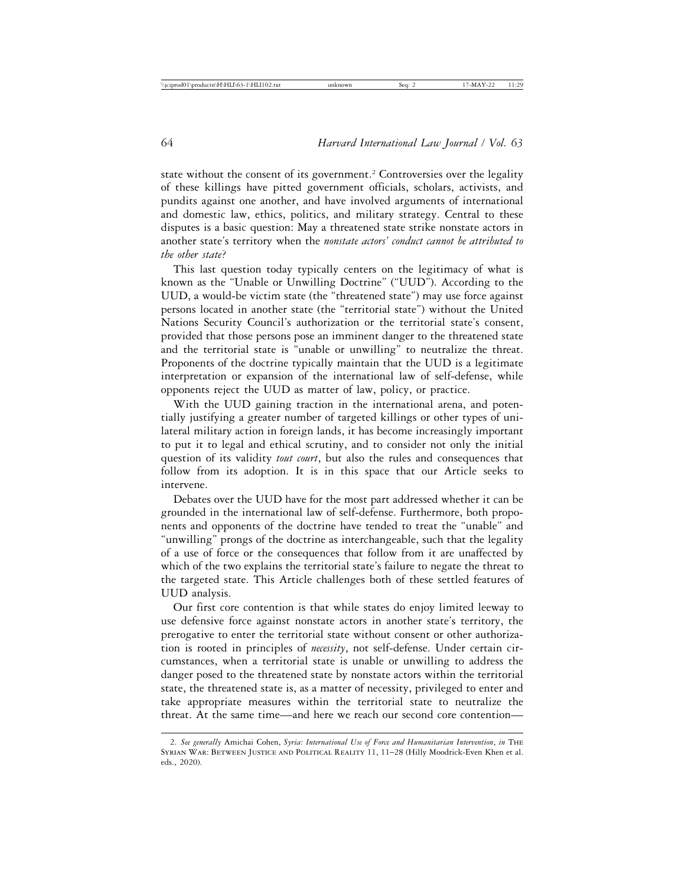state without the consent of its government.[2] Controversies over the legality of these killings have pitted government officials, scholars, activists, and pundits against one another, and have involved arguments of international and domestic law, ethics, politics, and military strategy. Central to these disputes is a basic question: May a threatened state strike nonstate actors in another state's territory when the *nonstate actors' conduct cannot be attributed to the other state*?

This last question today typically centers on the legitimacy of what is known as the "Unable or Unwilling Doctrine" ("UUD"). According to the UUD, a would-be victim state (the "threatened state") may use force against persons located in another state (the "territorial state") without the United Nations Security Council's authorization or the territorial state's consent, provided that those persons pose an imminent danger to the threatened state and the territorial state is "unable or unwilling" to neutralize the threat. Proponents of the doctrine typically maintain that the UUD is a legitimate interpretation or expansion of the international law of self-defense, while opponents reject the UUD as matter of law, policy, or practice.

With the UUD gaining traction in the international arena, and potentially justifying a greater number of targeted killings or other types of unilateral military action in foreign lands, it has become increasingly important to put it to legal and ethical scrutiny, and to consider not only the initial question of its validity *tout court*, but also the rules and consequences that follow from its adoption. It is in this space that our Article seeks to intervene.

Debates over the UUD have for the most part addressed whether it can be grounded in the international law of self-defense. Furthermore, both proponents and opponents of the doctrine have tended to treat the "unable" and "unwilling" prongs of the doctrine as interchangeable, such that the legality of a use of force or the consequences that follow from it are unaffected by which of the two explains the territorial state's failure to negate the threat to the targeted state. This Article challenges both of these settled features of UUD analysis.

Our first core contention is that while states do enjoy limited leeway to use defensive force against nonstate actors in another state's territory, the prerogative to enter the territorial state without consent or other authorization is rooted in principles of *necessity*, not self-defense. Under certain circumstances, when a territorial state is unable or unwilling to address the danger posed to the threatened state by nonstate actors within the territorial state, the threatened state is, as a matter of necessity, privileged to enter and take appropriate measures within the territorial state to neutralize the threat. At the same time—and here we reach our second core contention—

2. *See generally* Amichai Cohen, *Syria: International Use of Force and Humanitarian Intervention*, *in* The Syrian War: Between Justice and Political Reality 11, 11–28 (Hilly Moodrick-Even Khen et al. eds., 2020).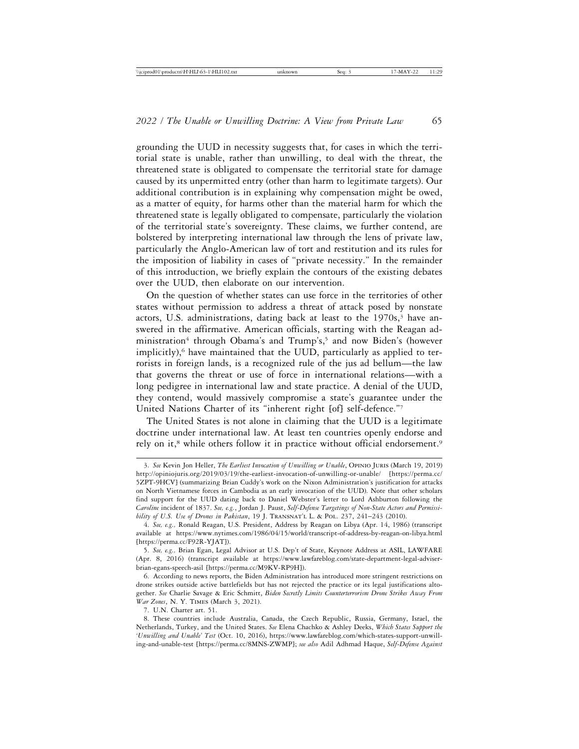grounding the UUD in necessity suggests that, for cases in which the territorial state is unable, rather than unwilling, to deal with the threat, the threatened state is obligated to compensate the territorial state for damage caused by its unpermitted entry (other than harm to legitimate targets). Our additional contribution is in explaining why compensation might be owed, as a matter of equity, for harms other than the material harm for which the threatened state is legally obligated to compensate, particularly the violation of the territorial state's sovereignty. These claims, we further contend, are bolstered by interpreting international law through the lens of private law, particularly the Anglo-American law of tort and restitution and its rules for the imposition of liability in cases of "private necessity." In the remainder of this introduction, we briefly explain the contours of the existing debates over the UUD, then elaborate on our intervention.

On the question of whether states can use force in the territories of other states without permission to address a threat of attack posed by nonstate actors, U.S. administrations, dating back at least to the 1970s,[3] have answered in the affirmative. American officials, starting with the Reagan administration[4] through Obama's and Trump's,[5] and now Biden's (however implicitly),[6] have maintained that the UUD, particularly as applied to terrorists in foreign lands, is a recognized rule of the jus ad bellum—the law that governs the threat or use of force in international relations—with a long pedigree in international law and state practice. A denial of the UUD, they contend, would massively compromise a state's guarantee under the United Nations Charter of its "inherent right [of] self-defence."[7]

The United States is not alone in claiming that the UUD is a legitimate doctrine under international law. At least ten countries openly endorse and rely on it,[8] while others follow it in practice without official endorsement.[9]

3. *See* Kevin Jon Heller, *The Earliest Invocation of Unwilling or Unable*, Opinio Juris (March 19, 2019) http://opiniojuris.org/2019/03/19/the-earliest-invocation-of-unwilling-or-unable/ [https://perma.cc/5ZPT-9HCV] (summarizing Brian Cuddy's work on the Nixon Administration's justification for attacks on North Vietnamese forces in Cambodia as an early invocation of the UUD). Note that other scholars find support for the UUD dating back to Daniel Webster's letter to Lord Ashburton following the *Caroline* incident of 1837. *See, e.g.*, Jordan J. Paust, *Self-Defense Targetings of Non-State Actors and Permissibility of U.S. Use of Drones in Pakistan*, 19 J. Transnat'l L. & Pol. 237, 241–243 (2010).

4. *See, e.g.,* Ronald Reagan, U.S. President, Address by Reagan on Libya (Apr. 14, 1986) (transcript available at https://www.nytimes.com/1986/04/15/world/transcript-of-address-by-reagan-on-libya.html [https://perma.cc/F92R-YJAT]).

5. *See, e.g.,* Brian Egan, Legal Advisor at U.S. Dep't of State, Keynote Address at ASIL, LAWFARE (Apr. 8, 2016) (transcript available at https://www.lawfareblog.com/state-department-legal-adviser-brian-egans-speech-asil [https://perma.cc/M9KV-RP9H]).

6. According to news reports, the Biden Administration has introduced more stringent restrictions on drone strikes outside active battlefields but has not rejected the practice or its legal justifications altogether. *See* Charlie Savage & Eric Schmitt, *Biden Secretly Limits Counterterrorism Drone Strikes Away From War Zones*, N. Y. Times (March 3, 2021).

7. U.N. Charter art. 51.

8. These countries include Australia, Canada, the Czech Republic, Russia, Germany, Israel, the Netherlands, Turkey, and the United States. *See* Elena Chachko & Ashley Deeks, *Which States Support the 'Unwilling and Unable' Test* (Oct. 10, 2016), https://www.lawfareblog.com/which-states-support-unwilling-and-unable-test [https://perma.cc/8MNS-ZWMP]; *see also* Adil Adhmad Haque, *Self-Defense Against*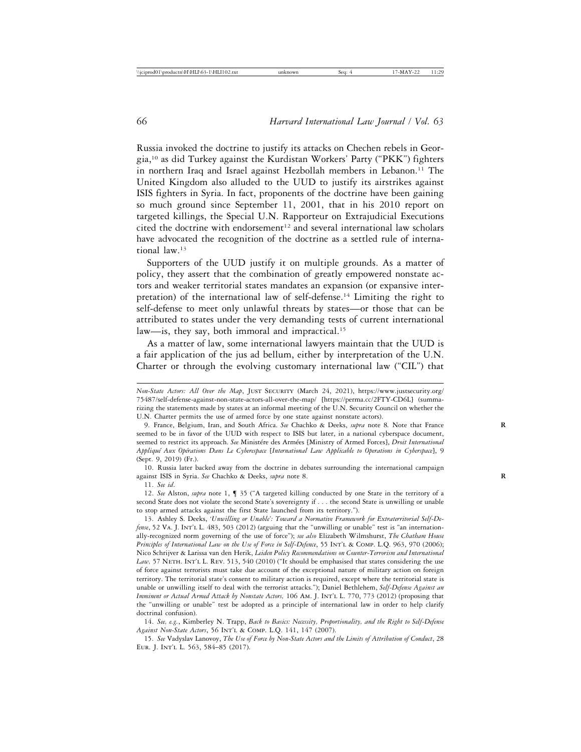Russia invoked the doctrine to justify its attacks on Chechen rebels in Georgia,[10] as did Turkey against the Kurdistan Workers' Party ("PKK") fighters in northern Iraq and Israel against Hezbollah members in Lebanon.[11] The United Kingdom also alluded to the UUD to justify its airstrikes against ISIS fighters in Syria. In fact, proponents of the doctrine have been gaining so much ground since September 11, 2001, that in his 2010 report on targeted killings, the Special U.N. Rapporteur on Extrajudicial Executions cited the doctrine with endorsement[12] and several international law scholars have advocated the recognition of the doctrine as a settled rule of international law.[13]

Supporters of the UUD justify it on multiple grounds. As a matter of policy, they assert that the combination of greatly empowered nonstate actors and weaker territorial states mandates an expansion (or expansive interpretation) of the international law of self-defense.[14] Limiting the right to self-defense to meet only unlawful threats by states—or those that can be attributed to states under the very demanding tests of current international law—is, they say, both immoral and impractical.[15]

As a matter of law, some international lawyers maintain that the UUD is a fair application of the jus ad bellum, either by interpretation of the U.N. Charter or through the evolving customary international law ("CIL") that

---

*Non-State Actors: All Over the Map*, JUST SECURITY (March 24, 2021), https://www.justsecurity.org/75487/self-defense-against-non-state-actors-all-over-the-map/ [https://perma.cc/2FTY-CD6L] (summarizing the statements made by states at an informal meeting of the U.N. Security Council on whether the U.N. Charter permits the use of armed force by one state against nonstate actors).

9. France, Belgium, Iran, and South Africa. *See* Chachko & Deeks, *supra* note 8. Note that France seemed to be in favor of the UUD with respect to ISIS but later, in a national cyberspace document, seemed to restrict its approach. *See* Ministére des Armées [Ministry of Armed Forces], *Droit International Appliqué Aux Opérations Dans Le Cyberespace* [*International Law Applicable to Operations in Cyberspace*], 9 (Sept. 9, 2019) (Fr.).

10. Russia later backed away from the doctrine in debates surrounding the international campaign against ISIS in Syria. *See* Chachko & Deeks, *supra* note 8.

11. *See id*.

12. *See* Alston, *supra* note 1, ¶ 35 ("A targeted killing conducted by one State in the territory of a second State does not violate the second State's sovereignty if . . . the second State is unwilling or unable to stop armed attacks against the first State launched from its territory.").

13. Ashley S. Deeks, *'Unwilling or Unable': Toward a Normative Framework for Extraterritorial Self-Defense*, 52 VA. J. INT'L L. 483, 503 (2012) (arguing that the "unwilling or unable" test is "an internationally-recognized norm governing of the use of force"); *see also* Elizabeth Wilmshurst, *The Chatham House Principles of International Law on the Use of Force in Self-Defence*, 55 INT'L & COMP. L.Q. 963, 970 (2006); Nico Schrijver & Larissa van den Herik, *Leiden Policy Recommendations on Counter-Terrorism and International Law,* 57 NETH. INT'L L. REV. 513, 540 (2010) ("It should be emphasised that states considering the use of force against terrorists must take due account of the exceptional nature of military action on foreign territory. The territorial state's consent to military action is required, except where the territorial state is unable or unwilling itself to deal with the terrorist attacks."); Daniel Bethlehem, *Self-Defense Against an Imminent or Actual Armed Attack by Nonstate Actors,* 106 AM. J. INT'L L. 770, 773 (2012) (proposing that the "unwilling or unable" test be adopted as a principle of international law in order to help clarify doctrinal confusion).

14. *See, e.g.*, Kimberley N. Trapp, *Back to Basics: Necessity, Proportionality, and the Right to Self-Defense Against Non-State Actors*, 56 INT'L & COMP. L.Q. 141, 147 (2007).

15. *See* Vadyslav Lanovoy, *The Use of Force by Non-State Actors and the Limits of Attribution of Conduct*, 28 EUR. J. INT'L L. 563, 584–85 (2017).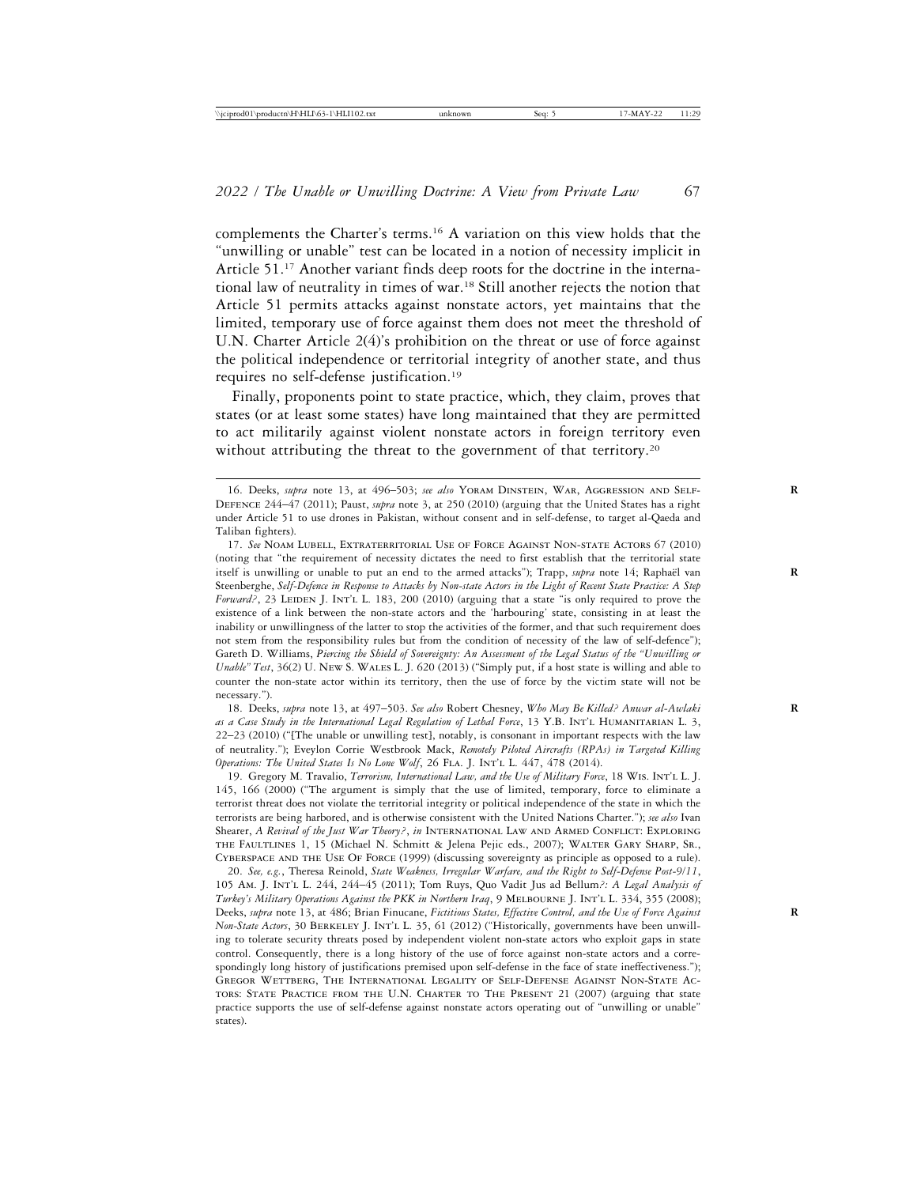complements the Charter's terms.[16] A variation on this view holds that the "unwilling or unable" test can be located in a notion of necessity implicit in Article 51.[17] Another variant finds deep roots for the doctrine in the international law of neutrality in times of war.[18] Still another rejects the notion that Article 51 permits attacks against nonstate actors, yet maintains that the limited, temporary use of force against them does not meet the threshold of U.N. Charter Article 2(4)'s prohibition on the threat or use of force against the political independence or territorial integrity of another state, and thus requires no self-defense justification.[19]

Finally, proponents point to state practice, which, they claim, proves that states (or at least some states) have long maintained that they are permitted to act militarily against violent nonstate actors in foreign territory even without attributing the threat to the government of that territory.[20]

---

16. Deeks, *supra* note 13, at 496–503; *see also* Yoram Dinstein, War, Aggression and Self-Defence 244–47 (2011); Paust, *supra* note 3, at 250 (2010) (arguing that the United States has a right under Article 51 to use drones in Pakistan, without consent and in self-defense, to target al-Qaeda and Taliban fighters).

17. *See* Noam Lubell, Extraterritorial Use of Force Against Non-state Actors 67 (2010) (noting that "the requirement of necessity dictates the need to first establish that the territorial state itself is unwilling or unable to put an end to the armed attacks"); Trapp, *supra* note 14; Raphaël van Steenberghe, *Self-Defence in Response to Attacks by Non-state Actors in the Light of Recent State Practice: A Step Forward?*, 23 Leiden J. Int'l L. 183, 200 (2010) (arguing that a state "is only required to prove the existence of a link between the non-state actors and the 'harbouring' state, consisting in at least the inability or unwillingness of the latter to stop the activities of the former, and that such requirement does not stem from the responsibility rules but from the condition of necessity of the law of self-defence"); Gareth D. Williams, *Piercing the Shield of Sovereignty: An Assessment of the Legal Status of the "Unwilling or Unable" Test*, 36(2) U. New S. Wales L. J. 620 (2013) ("Simply put, if a host state is willing and able to counter the non-state actor within its territory, then the use of force by the victim state will not be necessary.").

18. Deeks, *supra* note 13, at 497–503. *See also* Robert Chesney, *Who May Be Killed? Anwar al-Awlaki as a Case Study in the International Legal Regulation of Lethal Force*, 13 Y.B. Int'l Humanitarian L. 3, 22–23 (2010) ("[The unable or unwilling test], notably, is consonant in important respects with the law of neutrality."); Eveylon Corrie Westbrook Mack, *Remotely Piloted Aircrafts (RPAs) in Targeted Killing Operations: The United States Is No Lone Wolf*, 26 Fla. J. Int'l L. 447, 478 (2014).

19. Gregory M. Travalio, *Terrorism, International Law, and the Use of Military Force*, 18 Wis. Int'l L. J. 145, 166 (2000) ("The argument is simply that the use of limited, temporary, force to eliminate a terrorist threat does not violate the territorial integrity or political independence of the state in which the terrorists are being harbored, and is otherwise consistent with the United Nations Charter."); *see also* Ivan Shearer, *A Revival of the Just War Theory?*, *in* International Law and Armed Conflict: Exploring the Faultlines 1, 15 (Michael N. Schmitt & Jelena Pejic eds., 2007); Walter Gary Sharp, Sr., Cyberspace and the Use Of Force (1999) (discussing sovereignty as principle as opposed to a rule).

20. *See, e.g.*, Theresa Reinold, *State Weakness, Irregular Warfare, and the Right to Self-Defense Post-9/11*, 105 Am. J. Int'l L. 244, 244–45 (2011); Tom Ruys, Quo Vadit Jus ad Bellum*?: A Legal Analysis of Turkey's Military Operations Against the PKK in Northern Iraq*, 9 Melbourne J. Int'l L. 334, 355 (2008); Deeks, *supra* note 13, at 486; Brian Finucane, *Fictitious States, Effective Control, and the Use of Force Against Non-State Actors*, 30 Berkeley J. Int'l L. 35, 61 (2012) ("Historically, governments have been unwilling to tolerate security threats posed by independent violent non-state actors who exploit gaps in state control. Consequently, there is a long history of the use of force against non-state actors and a correspondingly long history of justifications premised upon self-defense in the face of state ineffectiveness."); Gregor Wettberg, The International Legality of Self-Defense Against Non-State Actors: State Practice from the U.N. Charter to The Present 21 (2007) (arguing that state practice supports the use of self-defense against nonstate actors operating out of "unwilling or unable" states).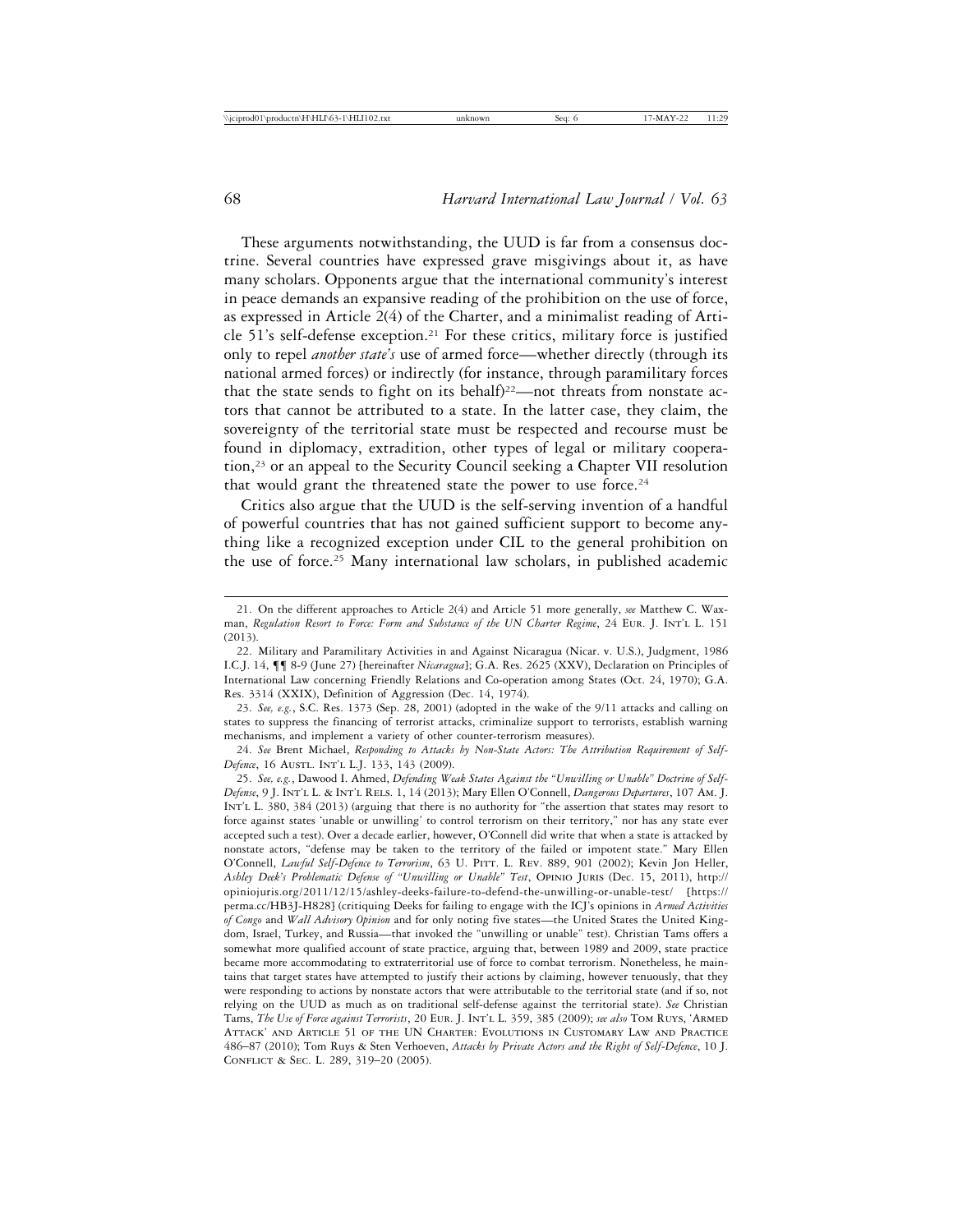These arguments notwithstanding, the UUD is far from a consensus doctrine. Several countries have expressed grave misgivings about it, as have many scholars. Opponents argue that the international community's interest in peace demands an expansive reading of the prohibition on the use of force, as expressed in Article 2(4) of the Charter, and a minimalist reading of Article 51's self-defense exception.[21] For these critics, military force is justified only to repel *another state's* use of armed force—whether directly (through its national armed forces) or indirectly (for instance, through paramilitary forces that the state sends to fight on its behalf)[22]—not threats from nonstate actors that cannot be attributed to a state. In the latter case, they claim, the sovereignty of the territorial state must be respected and recourse must be found in diplomacy, extradition, other types of legal or military cooperation,[23] or an appeal to the Security Council seeking a Chapter VII resolution that would grant the threatened state the power to use force.[24]

Critics also argue that the UUD is the self-serving invention of a handful of powerful countries that has not gained sufficient support to become anything like a recognized exception under CIL to the general prohibition on the use of force.[25] Many international law scholars, in published academic

---

21. On the different approaches to Article 2(4) and Article 51 more generally, *see* Matthew C. Waxman, *Regulation Resort to Force: Form and Substance of the UN Charter Regime*, 24 Eur. J. Int'l L. 151 (2013).

22. Military and Paramilitary Activities in and Against Nicaragua (Nicar. v. U.S.), Judgment, 1986 I.C.J. 14, ¶¶ 8-9 (June 27) [hereinafter *Nicaragua*]; G.A. Res. 2625 (XXV), Declaration on Principles of International Law concerning Friendly Relations and Co-operation among States (Oct. 24, 1970); G.A. Res. 3314 (XXIX), Definition of Aggression (Dec. 14, 1974).

23. *See, e.g.*, S.C. Res. 1373 (Sep. 28, 2001) (adopted in the wake of the 9/11 attacks and calling on states to suppress the financing of terrorist attacks, criminalize support to terrorists, establish warning mechanisms, and implement a variety of other counter-terrorism measures).

24. *See* Brent Michael, *Responding to Attacks by Non-State Actors: The Attribution Requirement of Self-Defence*, 16 Austl. Int'l L.J. 133, 143 (2009).

25. *See, e.g.*, Dawood I. Ahmed, *Defending Weak States Against the "Unwilling or Unable" Doctrine of Self-Defense*, 9 J. Int'l L. & Int'l Rels. 1, 14 (2013); Mary Ellen O'Connell, *Dangerous Departures*, 107 Am. J. Int'l L. 380, 384 (2013) (arguing that there is no authority for "the assertion that states may resort to force against states 'unable or unwilling' to control terrorism on their territory," nor has any state ever accepted such a test). Over a decade earlier, however, O'Connell did write that when a state is attacked by nonstate actors, "defense may be taken to the territory of the failed or impotent state." Mary Ellen O'Connell, *Lawful Self-Defence to Terrorism*, 63 U. Pitt. L. Rev. 889, 901 (2002); Kevin Jon Heller, *Ashley Deek's Problematic Defense of "Unwilling or Unable" Test*, Opinio Juris (Dec. 15, 2011), http://opiniojuris.org/2011/12/15/ashley-deeks-failure-to-defend-the-unwilling-or-unable-test/ [https://perma.cc/HB3J-H828] (critiquing Deeks for failing to engage with the ICJ's opinions in *Armed Activities of Congo* and *Wall Advisory Opinion* and for only noting five states—the United States the United Kingdom, Israel, Turkey, and Russia—that invoked the "unwilling or unable" test). Christian Tams offers a somewhat more qualified account of state practice, arguing that, between 1989 and 2009, state practice became more accommodating to extraterritorial use of force to combat terrorism. Nonetheless, he maintains that target states have attempted to justify their actions by claiming, however tenuously, that they were responding to actions by nonstate actors that were attributable to the territorial state (and if so, not relying on the UUD as much as on traditional self-defense against the territorial state). *See* Christian Tams, *The Use of Force against Terrorists*, 20 Eur. J. Int'l L. 359, 385 (2009); *see also* Tom Ruys, 'Armed Attack' and Article 51 of the UN Charter: Evolutions in Customary Law and Practice 486–87 (2010); Tom Ruys & Sten Verhoeven, *Attacks by Private Actors and the Right of Self-Defence*, 10 J. Conflict & Sec. L. 289, 319–20 (2005).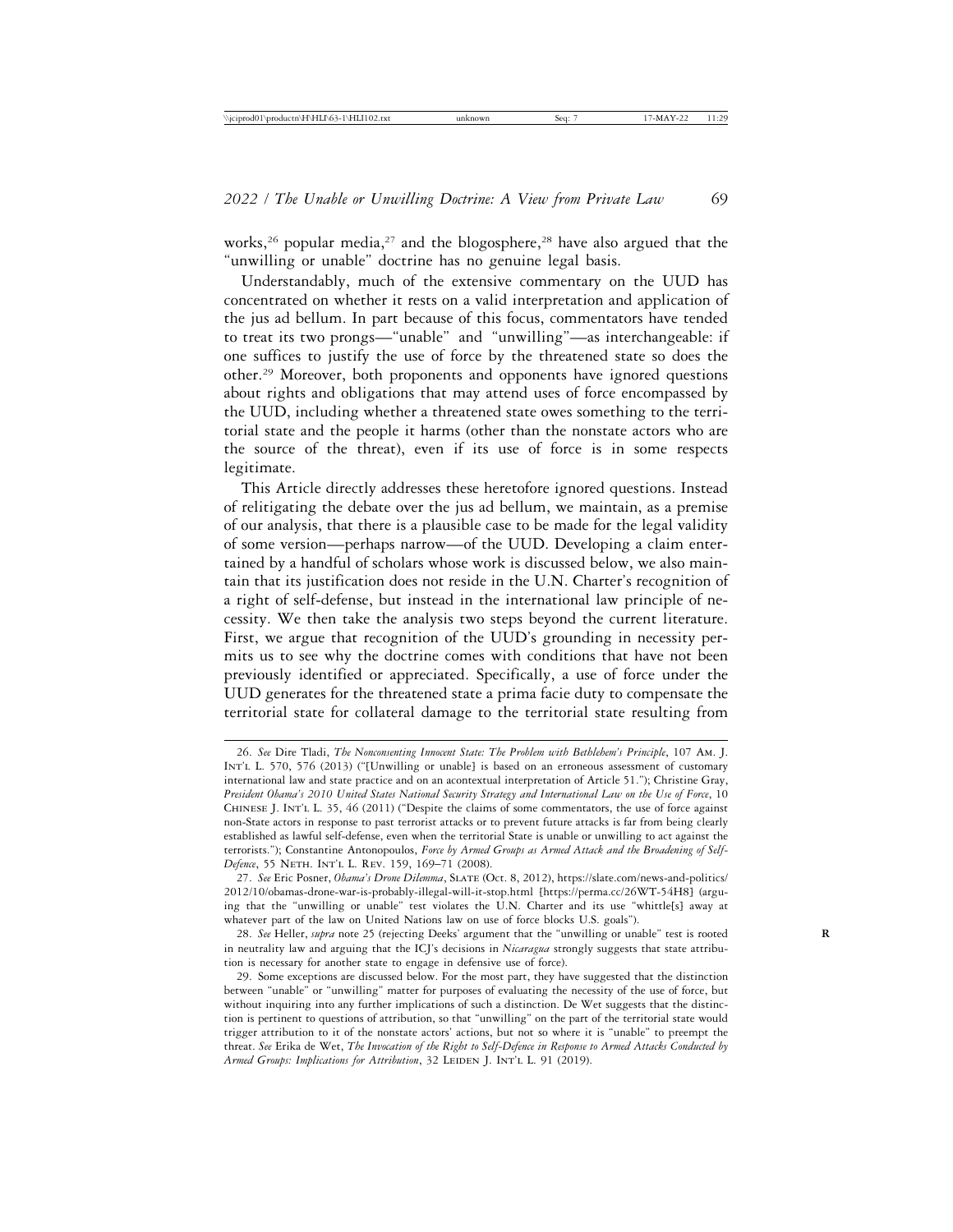works,[26] popular media,[27] and the blogosphere,[28] have also argued that the "unwilling or unable" doctrine has no genuine legal basis.

Understandably, much of the extensive commentary on the UUD has concentrated on whether it rests on a valid interpretation and application of the jus ad bellum. In part because of this focus, commentators have tended to treat its two prongs—"unable" and "unwilling"—as interchangeable: if one suffices to justify the use of force by the threatened state so does the other.[29] Moreover, both proponents and opponents have ignored questions about rights and obligations that may attend uses of force encompassed by the UUD, including whether a threatened state owes something to the territorial state and the people it harms (other than the nonstate actors who are the source of the threat), even if its use of force is in some respects legitimate.

This Article directly addresses these heretofore ignored questions. Instead of relitigating the debate over the jus ad bellum, we maintain, as a premise of our analysis, that there is a plausible case to be made for the legal validity of some version—perhaps narrow—of the UUD. Developing a claim entertained by a handful of scholars whose work is discussed below, we also maintain that its justification does not reside in the U.N. Charter's recognition of a right of self-defense, but instead in the international law principle of necessity. We then take the analysis two steps beyond the current literature. First, we argue that recognition of the UUD's grounding in necessity permits us to see why the doctrine comes with conditions that have not been previously identified or appreciated. Specifically, a use of force under the UUD generates for the threatened state a prima facie duty to compensate the territorial state for collateral damage to the territorial state resulting from

26. *See* Dire Tladi, *The Nonconsenting Innocent State: The Problem with Bethlehem's Principle*, 107 Am. J. Int'l L. 570, 576 (2013) ("[Unwilling or unable] is based on an erroneous assessment of customary international law and state practice and on an acontextual interpretation of Article 51."); Christine Gray, *President Obama's 2010 United States National Security Strategy and International Law on the Use of Force*, 10 Chinese J. Int'l L. 35, 46 (2011) ("Despite the claims of some commentators, the use of force against non-State actors in response to past terrorist attacks or to prevent future attacks is far from being clearly established as lawful self-defense, even when the territorial State is unable or unwilling to act against the terrorists."); Constantine Antonopoulos, *Force by Armed Groups as Armed Attack and the Broadening of Self-Defence*, 55 Neth. Int'l L. Rev. 159, 169–71 (2008).

27. *See* Eric Posner, *Obama's Drone Dilemma*, Slate (Oct. 8, 2012), https://slate.com/news-and-politics/2012/10/obamas-drone-war-is-probably-illegal-will-it-stop.html [https://perma.cc/26WT-54H8] (arguing that the "unwilling or unable" test violates the U.N. Charter and its use "whittle[s] away at whatever part of the law on United Nations law on use of force blocks U.S. goals").

28. *See* Heller, *supra* note 25 (rejecting Deeks' argument that the "unwilling or unable" test is rooted in neutrality law and arguing that the ICJ's decisions in *Nicaragua* strongly suggests that state attribution is necessary for another state to engage in defensive use of force).

29. Some exceptions are discussed below. For the most part, they have suggested that the distinction between "unable" or "unwilling" matter for purposes of evaluating the necessity of the use of force, but without inquiring into any further implications of such a distinction. De Wet suggests that the distinction is pertinent to questions of attribution, so that "unwilling" on the part of the territorial state would trigger attribution to it of the nonstate actors' actions, but not so where it is "unable" to preempt the threat. *See* Erika de Wet, *The Invocation of the Right to Self-Defence in Response to Armed Attacks Conducted by Armed Groups: Implications for Attribution*, 32 Leiden J. Int'l L. 91 (2019).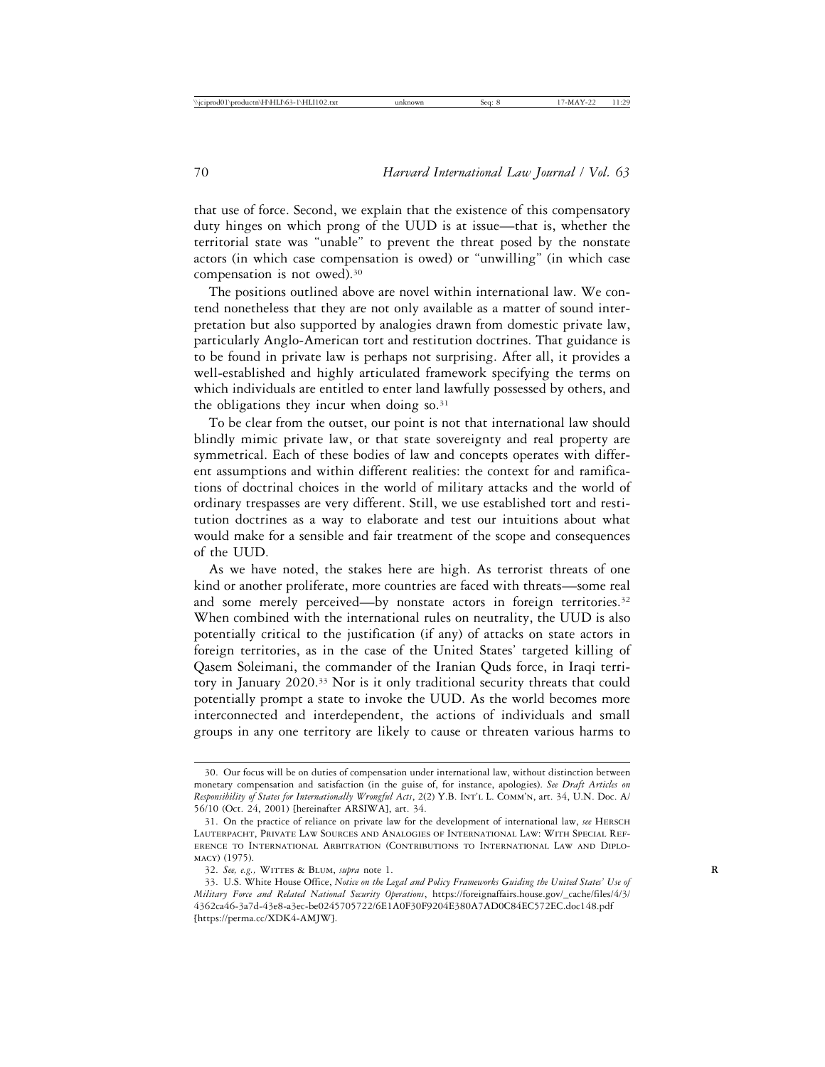that use of force. Second, we explain that the existence of this compensatory duty hinges on which prong of the UUD is at issue—that is, whether the territorial state was "unable" to prevent the threat posed by the nonstate actors (in which case compensation is owed) or "unwilling" (in which case compensation is not owed).[30]

The positions outlined above are novel within international law. We contend nonetheless that they are not only available as a matter of sound interpretation but also supported by analogies drawn from domestic private law, particularly Anglo-American tort and restitution doctrines. That guidance is to be found in private law is perhaps not surprising. After all, it provides a well-established and highly articulated framework specifying the terms on which individuals are entitled to enter land lawfully possessed by others, and the obligations they incur when doing so.[31]

To be clear from the outset, our point is not that international law should blindly mimic private law, or that state sovereignty and real property are symmetrical. Each of these bodies of law and concepts operates with different assumptions and within different realities: the context for and ramifications of doctrinal choices in the world of military attacks and the world of ordinary trespasses are very different. Still, we use established tort and restitution doctrines as a way to elaborate and test our intuitions about what would make for a sensible and fair treatment of the scope and consequences of the UUD.

As we have noted, the stakes here are high. As terrorist threats of one kind or another proliferate, more countries are faced with threats—some real and some merely perceived—by nonstate actors in foreign territories.[32] When combined with the international rules on neutrality, the UUD is also potentially critical to the justification (if any) of attacks on state actors in foreign territories, as in the case of the United States' targeted killing of Qasem Soleimani, the commander of the Iranian Quds force, in Iraqi territory in January 2020.[33] Nor is it only traditional security threats that could potentially prompt a state to invoke the UUD. As the world becomes more interconnected and interdependent, the actions of individuals and small groups in any one territory are likely to cause or threaten various harms to

---

30. Our focus will be on duties of compensation under international law, without distinction between monetary compensation and satisfaction (in the guise of, for instance, apologies). *See Draft Articles on Responsibility of States for Internationally Wrongful Acts*, 2(2) Y.B. INT'L L. COMM'N, art. 34, U.N. Doc. A/56/10 (Oct. 24, 2001) [hereinafter ARSIWA], art. 34.

31. On the practice of reliance on private law for the development of international law, *see* HERSCH LAUTERPACHT, PRIVATE LAW SOURCES AND ANALOGIES OF INTERNATIONAL LAW: WITH SPECIAL REFERENCE TO INTERNATIONAL ARBITRATION (CONTRIBUTIONS TO INTERNATIONAL LAW AND DIPLOMACY) (1975).

32. *See, e.g.,* WITTES & BLUM, *supra* note 1.

33. U.S. White House Office, *Notice on the Legal and Policy Frameworks Guiding the United States' Use of Military Force and Related National Security Operations*, https://foreignaffairs.house.gov/_cache/files/4/3/4362ca46-3a7d-43e8-a3ec-be0245705722/6E1A0F30F9204E380A7AD0C84EC572EC.doc148.pdf [https://perma.cc/XDK4-AMJW].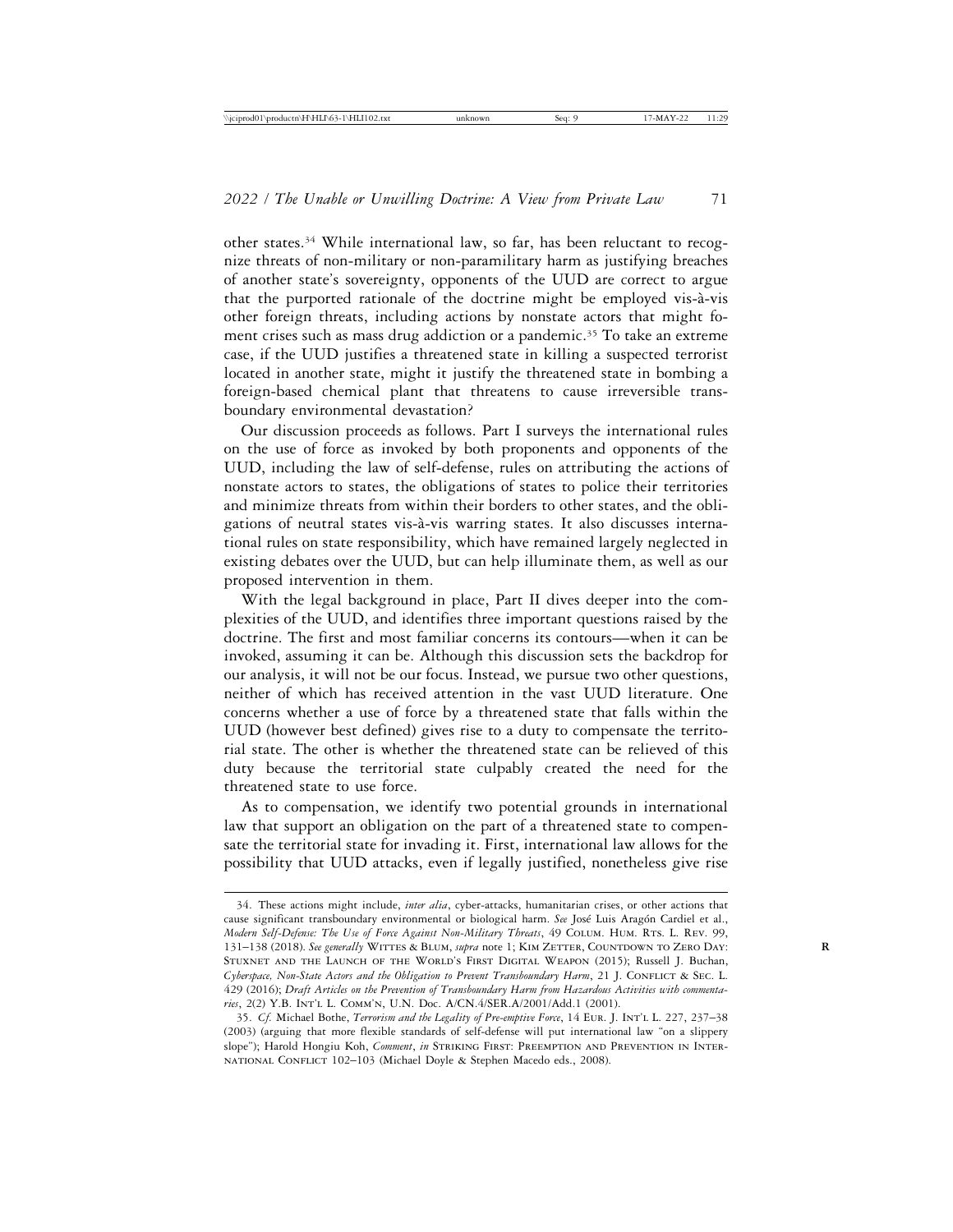other states.[34] While international law, so far, has been reluctant to recognize threats of non-military or non-paramilitary harm as justifying breaches of another state's sovereignty, opponents of the UUD are correct to argue that the purported rationale of the doctrine might be employed vis-à-vis other foreign threats, including actions by nonstate actors that might foment crises such as mass drug addiction or a pandemic.[35] To take an extreme case, if the UUD justifies a threatened state in killing a suspected terrorist located in another state, might it justify the threatened state in bombing a foreign-based chemical plant that threatens to cause irreversible transboundary environmental devastation?

Our discussion proceeds as follows. Part I surveys the international rules on the use of force as invoked by both proponents and opponents of the UUD, including the law of self-defense, rules on attributing the actions of nonstate actors to states, the obligations of states to police their territories and minimize threats from within their borders to other states, and the obligations of neutral states vis-à-vis warring states. It also discusses international rules on state responsibility, which have remained largely neglected in existing debates over the UUD, but can help illuminate them, as well as our proposed intervention in them.

With the legal background in place, Part II dives deeper into the complexities of the UUD, and identifies three important questions raised by the doctrine. The first and most familiar concerns its contours—when it can be invoked, assuming it can be. Although this discussion sets the backdrop for our analysis, it will not be our focus. Instead, we pursue two other questions, neither of which has received attention in the vast UUD literature. One concerns whether a use of force by a threatened state that falls within the UUD (however best defined) gives rise to a duty to compensate the territorial state. The other is whether the threatened state can be relieved of this duty because the territorial state culpably created the need for the threatened state to use force.

As to compensation, we identify two potential grounds in international law that support an obligation on the part of a threatened state to compensate the territorial state for invading it. First, international law allows for the possibility that UUD attacks, even if legally justified, nonetheless give rise

---

34. These actions might include, *inter alia*, cyber-attacks, humanitarian crises, or other actions that cause significant transboundary environmental or biological harm. *See* José Luis Aragón Cardiel et al., *Modern Self-Defense: The Use of Force Against Non-Military Threats*, 49 COLUM. HUM. RTS. L. REV. 99, 131–138 (2018). *See generally* WITTES & BLUM, *supra* note 1; KIM ZETTER, COUNTDOWN TO ZERO DAY: STUXNET AND THE LAUNCH OF THE WORLD'S FIRST DIGITAL WEAPON (2015); Russell J. Buchan, *Cyberspace, Non-State Actors and the Obligation to Prevent Transboundary Harm*, 21 J. CONFLICT & SEC. L. 429 (2016); *Draft Articles on the Prevention of Transboundary Harm from Hazardous Activities with commentaries*, 2(2) Y.B. INT'L L. COMM'N, U.N. Doc. A/CN.4/SER.A/2001/Add.1 (2001).

35. *Cf.* Michael Bothe, *Terrorism and the Legality of Pre-emptive Force*, 14 EUR. J. INT'L L. 227, 237–38 (2003) (arguing that more flexible standards of self-defense will put international law "on a slippery slope"); Harold Hongju Koh, *Comment*, *in* STRIKING FIRST: PREEMPTION AND PREVENTION IN INTERNATIONAL CONFLICT 102–103 (Michael Doyle & Stephen Macedo eds., 2008).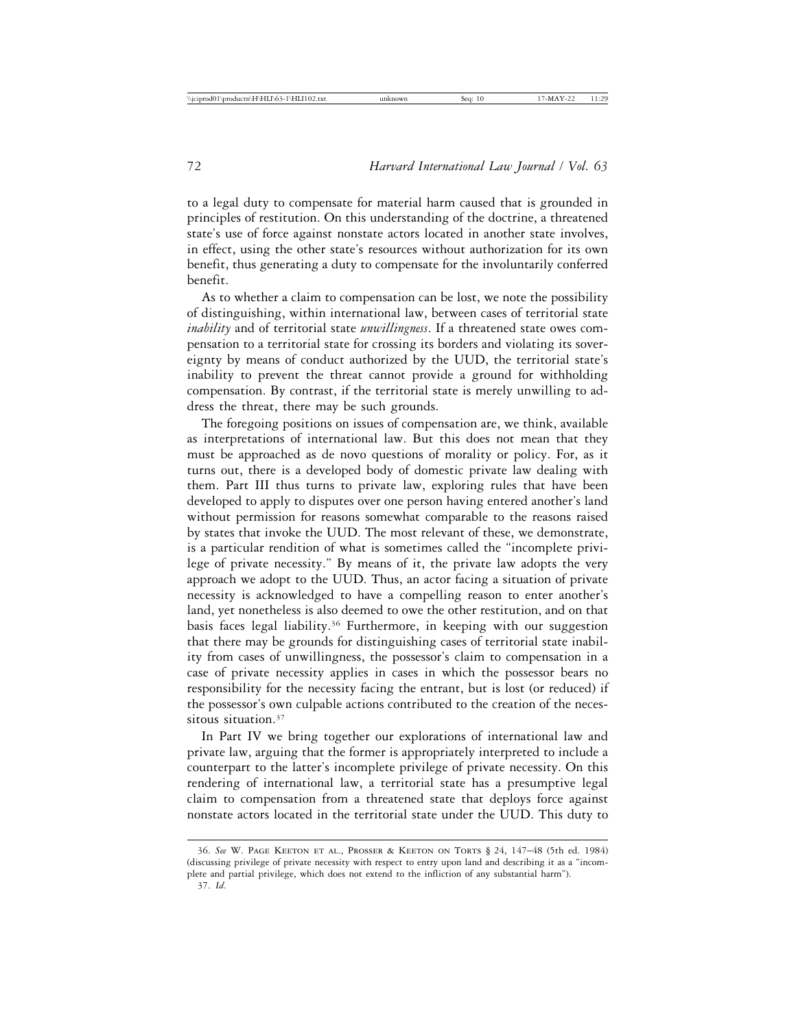to a legal duty to compensate for material harm caused that is grounded in principles of restitution. On this understanding of the doctrine, a threatened state's use of force against nonstate actors located in another state involves, in effect, using the other state's resources without authorization for its own benefit, thus generating a duty to compensate for the involuntarily conferred benefit.

As to whether a claim to compensation can be lost, we note the possibility of distinguishing, within international law, between cases of territorial state *inability* and of territorial state *unwillingness*. If a threatened state owes compensation to a territorial state for crossing its borders and violating its sovereignty by means of conduct authorized by the UUD, the territorial state's inability to prevent the threat cannot provide a ground for withholding compensation. By contrast, if the territorial state is merely unwilling to address the threat, there may be such grounds.

The foregoing positions on issues of compensation are, we think, available as interpretations of international law. But this does not mean that they must be approached as de novo questions of morality or policy. For, as it turns out, there is a developed body of domestic private law dealing with them. Part III thus turns to private law, exploring rules that have been developed to apply to disputes over one person having entered another's land without permission for reasons somewhat comparable to the reasons raised by states that invoke the UUD. The most relevant of these, we demonstrate, is a particular rendition of what is sometimes called the "incomplete privilege of private necessity." By means of it, the private law adopts the very approach we adopt to the UUD. Thus, an actor facing a situation of private necessity is acknowledged to have a compelling reason to enter another's land, yet nonetheless is also deemed to owe the other restitution, and on that basis faces legal liability.[36] Furthermore, in keeping with our suggestion that there may be grounds for distinguishing cases of territorial state inability from cases of unwillingness, the possessor's claim to compensation in a case of private necessity applies in cases in which the possessor bears no responsibility for the necessity facing the entrant, but is lost (or reduced) if the possessor's own culpable actions contributed to the creation of the necessitous situation.[37]

In Part IV we bring together our explorations of international law and private law, arguing that the former is appropriately interpreted to include a counterpart to the latter's incomplete privilege of private necessity. On this rendering of international law, a territorial state has a presumptive legal claim to compensation from a threatened state that deploys force against nonstate actors located in the territorial state under the UUD. This duty to

---

36. *See* W. Page Keeton et al., Prosser & Keeton on Torts § 24, 147–48 (5th ed. 1984) (discussing privilege of private necessity with respect to entry upon land and describing it as a "incomplete and partial privilege, which does not extend to the infliction of any substantial harm").

37. *Id*.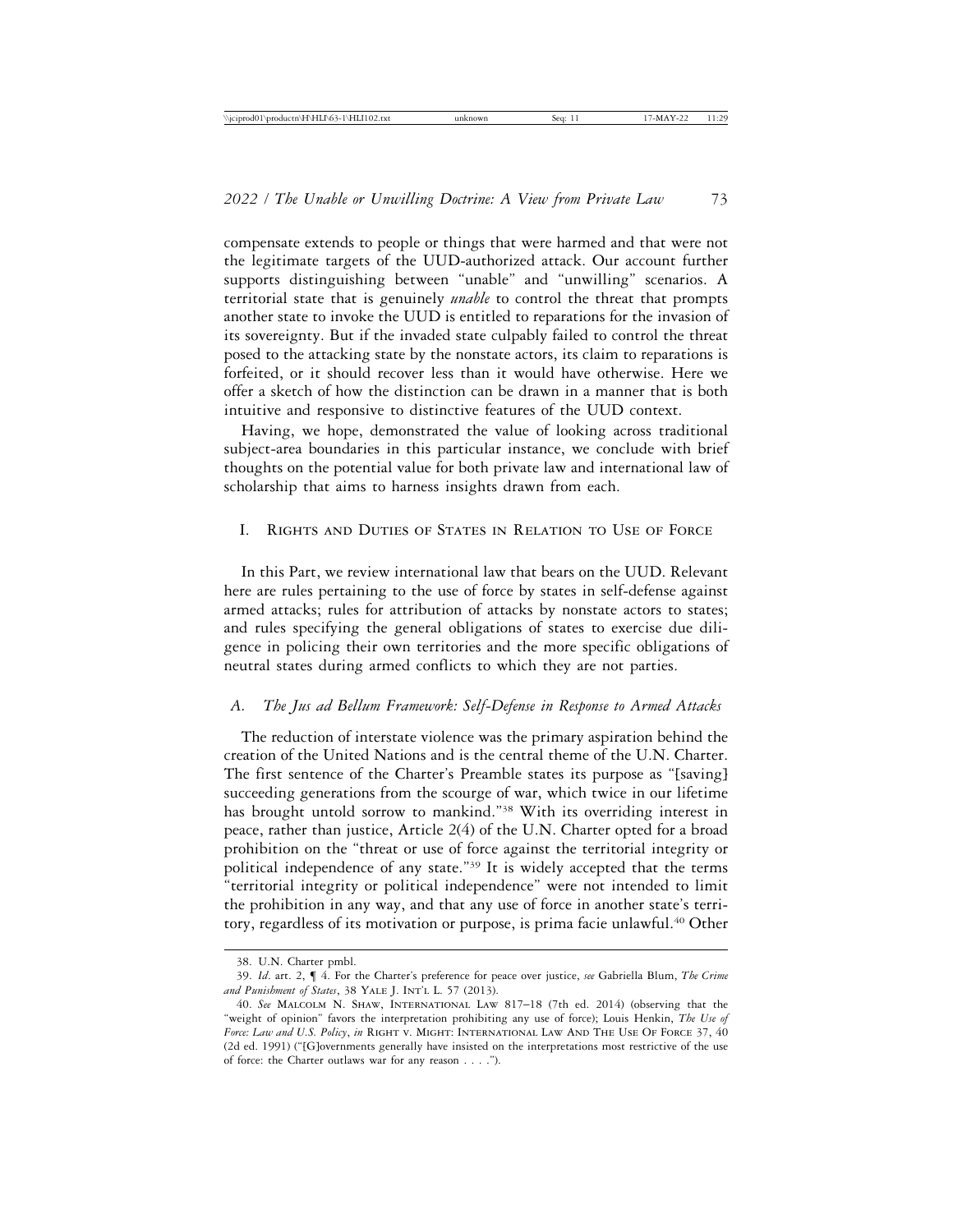compensate extends to people or things that were harmed and that were not the legitimate targets of the UUD-authorized attack. Our account further supports distinguishing between "unable" and "unwilling" scenarios. A territorial state that is genuinely *unable* to control the threat that prompts another state to invoke the UUD is entitled to reparations for the invasion of its sovereignty. But if the invaded state culpably failed to control the threat posed to the attacking state by the nonstate actors, its claim to reparations is forfeited, or it should recover less than it would have otherwise. Here we offer a sketch of how the distinction can be drawn in a manner that is both intuitive and responsive to distinctive features of the UUD context.

Having, we hope, demonstrated the value of looking across traditional subject-area boundaries in this particular instance, we conclude with brief thoughts on the potential value for both private law and international law of scholarship that aims to harness insights drawn from each.

## I. Rights and Duties of States in Relation to Use of Force

In this Part, we review international law that bears on the UUD. Relevant here are rules pertaining to the use of force by states in self-defense against armed attacks; rules for attribution of attacks by nonstate actors to states; and rules specifying the general obligations of states to exercise due diligence in policing their own territories and the more specific obligations of neutral states during armed conflicts to which they are not parties.

### *A. The Jus ad Bellum Framework: Self-Defense in Response to Armed Attacks*

The reduction of interstate violence was the primary aspiration behind the creation of the United Nations and is the central theme of the U.N. Charter. The first sentence of the Charter's Preamble states its purpose as "[saving] succeeding generations from the scourge of war, which twice in our lifetime has brought untold sorrow to mankind."[38] With its overriding interest in peace, rather than justice, Article 2(4) of the U.N. Charter opted for a broad prohibition on the "threat or use of force against the territorial integrity or political independence of any state."[39] It is widely accepted that the terms "territorial integrity or political independence" were not intended to limit the prohibition in any way, and that any use of force in another state's territory, regardless of its motivation or purpose, is prima facie unlawful.[40] Other

---

38. U.N. Charter pmbl.

39. *Id*. art. 2, ¶ 4. For the Charter's preference for peace over justice, *see* Gabriella Blum, *The Crime and Punishment of States*, 38 Yale J. Int'l L. 57 (2013).

40. *See* Malcolm N. Shaw, International Law 817–18 (7th ed. 2014) (observing that the "weight of opinion" favors the interpretation prohibiting any use of force); Louis Henkin, *The Use of Force: Law and U.S. Policy*, *in* Right v. Might: International Law And The Use Of Force 37, 40 (2d ed. 1991) ("[G]overnments generally have insisted on the interpretations most restrictive of the use of force: the Charter outlaws war for any reason . . . .").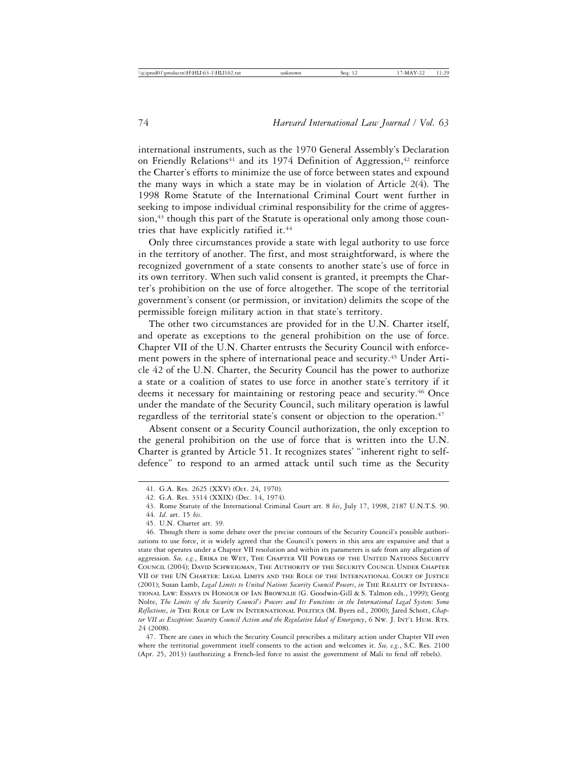international instruments, such as the 1970 General Assembly's Declaration on Friendly Relations[41] and its 1974 Definition of Aggression,[42] reinforce the Charter's efforts to minimize the use of force between states and expound the many ways in which a state may be in violation of Article 2(4). The 1998 Rome Statute of the International Criminal Court went further in seeking to impose individual criminal responsibility for the crime of aggression,[43] though this part of the Statute is operational only among those countries that have explicitly ratified it.[44]

Only three circumstances provide a state with legal authority to use force in the territory of another. The first, and most straightforward, is where the recognized government of a state consents to another state's use of force in its own territory. When such valid consent is granted, it preempts the Charter's prohibition on the use of force altogether. The scope of the territorial government's consent (or permission, or invitation) delimits the scope of the permissible foreign military action in that state's territory.

The other two circumstances are provided for in the U.N. Charter itself, and operate as exceptions to the general prohibition on the use of force. Chapter VII of the U.N. Charter entrusts the Security Council with enforcement powers in the sphere of international peace and security.[45] Under Article 42 of the U.N. Charter, the Security Council has the power to authorize a state or a coalition of states to use force in another state's territory if it deems it necessary for maintaining or restoring peace and security.[46] Once under the mandate of the Security Council, such military operation is lawful regardless of the territorial state's consent or objection to the operation.[47]

Absent consent or a Security Council authorization, the only exception to the general prohibition on the use of force that is written into the U.N. Charter is granted by Article 51. It recognizes states' "inherent right to self-defence" to respond to an armed attack until such time as the Security

---

41. G.A. Res. 2625 (XXV) (Oct. 24, 1970).

42. G.A. Res. 3314 (XXIX) (Dec. 14, 1974).

43. Rome Statute of the International Criminal Court art. 8 *bis*, July 17, 1998, 2187 U.N.T.S. 90.

44. *Id*. art. 15 *bis*.

45. U.N. Charter art. 39.

46. Though there is some debate over the precise contours of the Security Council's possible authorizations to use force, it is widely agreed that the Council's powers in this area are expansive and that a state that operates under a Chapter VII resolution and within its parameters is safe from any allegation of aggression. *See, e.g.*, Erika de Wet, The Chapter VII Powers of the United Nations Security Council (2004); David Schweigman, The Authority of the Security Council Under Chapter VII of the UN Charter: Legal Limits and the Role of the International Court of Justice (2001); Susan Lamb, *Legal Limits to United Nations Security Council Powers*, *in* The Reality of International Law: Essays in Honour of Ian Brownlie (G. Goodwin-Gill & S. Talmon eds., 1999); Georg Nolte, *The Limits of the Security Council's Powers and Its Functions in the International Legal System: Some Reflections*, *in* The Role of Law in International Politics (M. Byers ed., 2000); Jared Schott, *Chapter VII as Exception: Security Council Action and the Regulative Ideal of Emergency*, 6 Nw. J. Int'l Hum. Rts. 24 (2008).

47. There are cases in which the Security Council prescribes a military action under Chapter VII even where the territorial government itself consents to the action and welcomes it. *See, e.g.*, S.C. Res. 2100 (Apr. 25, 2013) (authorizing a French-led force to assist the government of Mali to fend off rebels).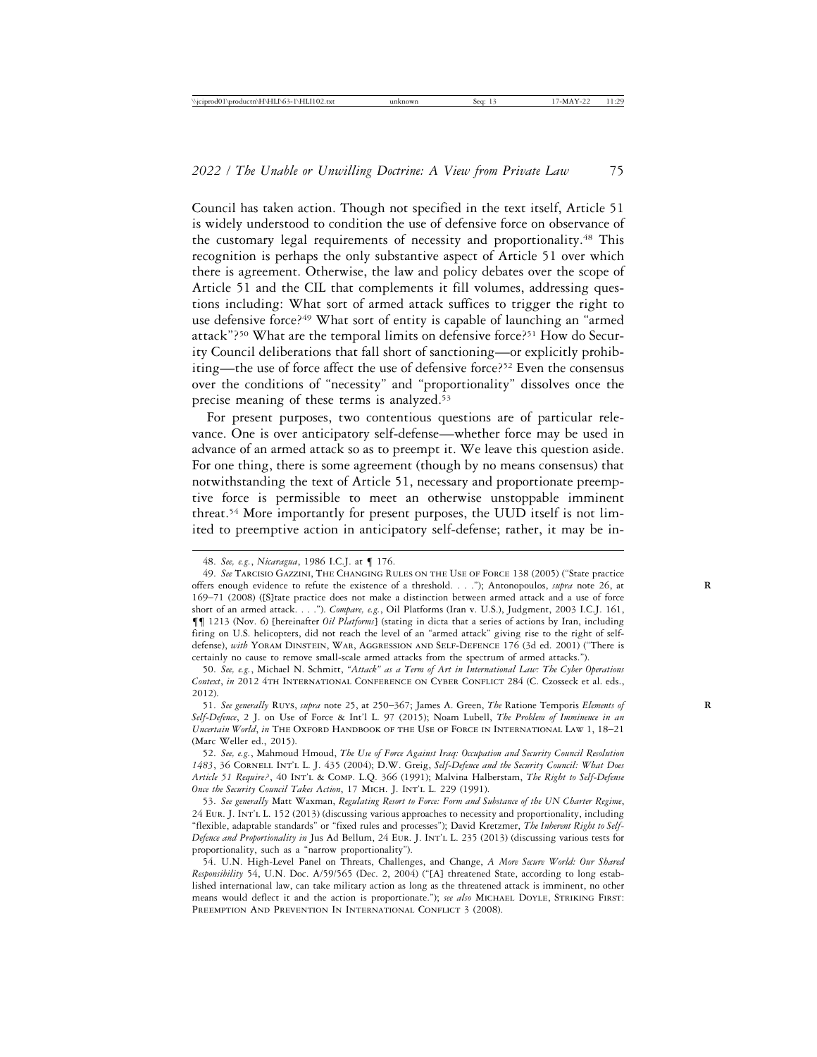Council has taken action. Though not specified in the text itself, Article 51 is widely understood to condition the use of defensive force on observance of the customary legal requirements of necessity and proportionality.[48] This recognition is perhaps the only substantive aspect of Article 51 over which there is agreement. Otherwise, the law and policy debates over the scope of Article 51 and the CIL that complements it fill volumes, addressing questions including: What sort of armed attack suffices to trigger the right to use defensive force?[49] What sort of entity is capable of launching an "armed attack"?[50] What are the temporal limits on defensive force?[51] How do Security Council deliberations that fall short of sanctioning—or explicitly prohibiting—the use of force affect the use of defensive force?[52] Even the consensus over the conditions of "necessity" and "proportionality" dissolves once the precise meaning of these terms is analyzed.[53]

For present purposes, two contentious questions are of particular relevance. One is over anticipatory self-defense—whether force may be used in advance of an armed attack so as to preempt it. We leave this question aside. For one thing, there is some agreement (though by no means consensus) that notwithstanding the text of Article 51, necessary and proportionate preemptive force is permissible to meet an otherwise unstoppable imminent threat.[54] More importantly for present purposes, the UUD itself is not limited to preemptive action in anticipatory self-defense; rather, it may be in-

---

48. *See, e.g.*, *Nicaragua*, 1986 I.C.J. at ¶ 176.

49. *See* Tarcisio Gazzini, The Changing Rules on the Use of Force 138 (2005) ("State practice offers enough evidence to refute the existence of a threshold. . . ."); Antonopoulos, *supra* note 26, at 169–71 (2008) ([S]tate practice does not make a distinction between armed attack and a use of force short of an armed attack. . . ."). *Compare, e.g.*, Oil Platforms (Iran v. U.S.), Judgment, 2003 I.C.J. 161, ¶¶ 1213 (Nov. 6) [hereinafter *Oil Platforms*] (stating in dicta that a series of actions by Iran, including firing on U.S. helicopters, did not reach the level of an "armed attack" giving rise to the right of self-defense), *with* Yoram Dinstein, War, Aggression and Self-Defence 176 (3d ed. 2001) ("There is certainly no cause to remove small-scale armed attacks from the spectrum of armed attacks.").

50. *See, e.g.*, Michael N. Schmitt, *"Attack" as a Term of Art in International Law: The Cyber Operations Context*, *in* 2012 4th International Conference on Cyber Conflict 284 (C. Czosseck et al. eds., 2012).

51. *See generally* Ruys, *supra* note 25, at 250–367; James A. Green, *The* Ratione Temporis *Elements of Self-Defence*, 2 J. on Use of Force & Int'l L. 97 (2015); Noam Lubell, *The Problem of Imminence in an Uncertain World*, *in* The Oxford Handbook of the Use of Force in International Law 1, 18–21 (Marc Weller ed., 2015).

52. *See, e.g.*, Mahmoud Hmoud, *The Use of Force Against Iraq: Occupation and Security Council Resolution 1483*, 36 Cornell Int'l L. J. 435 (2004); D.W. Greig, *Self-Defence and the Security Council: What Does Article 51 Require?*, 40 Int'l & Comp. L.Q. 366 (1991); Malvina Halberstam, *The Right to Self-Defense Once the Security Council Takes Action*, 17 Mich. J. Int'l L. 229 (1991).

53. *See generally* Matt Waxman, *Regulating Resort to Force: Form and Substance of the UN Charter Regime*, 24 Eur. J. Int'l L. 152 (2013) (discussing various approaches to necessity and proportionality, including "flexible, adaptable standards" or "fixed rules and processes"); David Kretzmer, *The Inherent Right to Self-Defence and Proportionality in* Jus Ad Bellum, 24 Eur. J. Int'l L. 235 (2013) (discussing various tests for proportionality, such as a "narrow proportionality").

54. U.N. High-Level Panel on Threats, Challenges, and Change, *A More Secure World: Our Shared Responsibility* 54, U.N. Doc. A/59/565 (Dec. 2, 2004) ("[A] threatened State, according to long established international law, can take military action as long as the threatened attack is imminent, no other means would deflect it and the action is proportionate."); *see also* Michael Doyle, Striking First: Preemption And Prevention In International Conflict 3 (2008).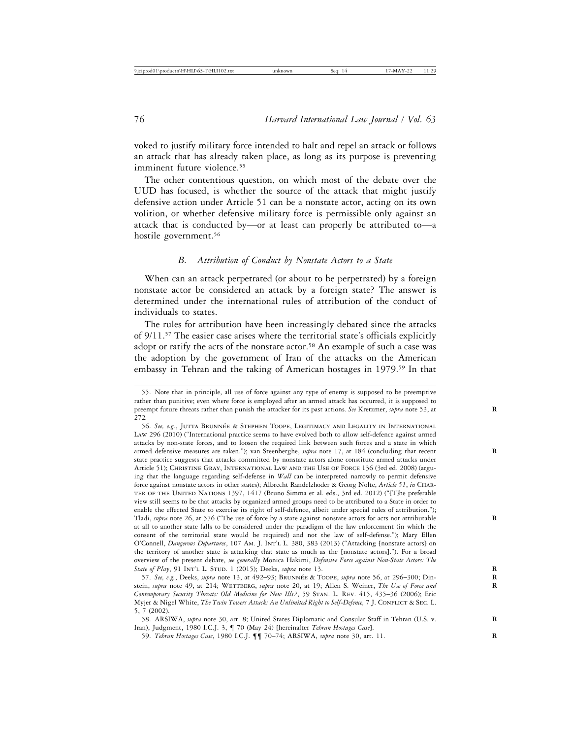voked to justify military force intended to halt and repel an attack or follows an attack that has already taken place, as long as its purpose is preventing imminent future violence.[55]

The other contentious question, on which most of the debate over the UUD has focused, is whether the source of the attack that might justify defensive action under Article 51 can be a nonstate actor, acting on its own volition, or whether defensive military force is permissible only against an attack that is conducted by—or at least can properly be attributed to—a hostile government.[56]

### *B. Attribution of Conduct by Nonstate Actors to a State*

When can an attack perpetrated (or about to be perpetrated) by a foreign nonstate actor be considered an attack by a foreign state? The answer is determined under the international rules of attribution of the conduct of individuals to states.

The rules for attribution have been increasingly debated since the attacks of 9/11.[57] The easier case arises where the territorial state's officials explicitly adopt or ratify the acts of the nonstate actor.[58] An example of such a case was the adoption by the government of Iran of the attacks on the American embassy in Tehran and the taking of American hostages in 1979.[59] In that

---

55. Note that in principle, all use of force against any type of enemy is supposed to be preemptive rather than punitive; even where force is employed after an armed attack has occurred, it is supposed to preempt future threats rather than punish the attacker for its past actions. *See* Kretzmer, *supra* note 53, at 272.

56. *See, e.g.*, Jutta Brunnée & Stephen Toope, Legitimacy and Legality in International Law 296 (2010) ("International practice seems to have evolved both to allow self-defence against armed attacks by non-state forces, and to loosen the required link between such forces and a state in which armed defensive measures are taken."); van Steenberghe, *supra* note 17, at 184 (concluding that recent state practice suggests that attacks committed by nonstate actors alone constitute armed attacks under Article 51); Christine Gray, International Law and the Use of Force 136 (3rd ed. 2008) (arguing that the language regarding self-defense in *Wall* can be interpreted narrowly to permit defensive force against nonstate actors in other states); Albrecht Randelzhoder & Georg Nolte, *Article 51*, *in* Charter of the United Nations 1397, 1417 (Bruno Simma et al. eds., 3rd ed. 2012) ("[T]he preferable view still seems to be that attacks by organized armed groups need to be attributed to a State in order to enable the effected State to exercise its right of self-defence, albeit under special rules of attribution."); Tladi, *supra* note 26, at 576 ("The use of force by a state against nonstate actors for acts not attributable at all to another state falls to be considered under the paradigm of the law enforcement (in which the consent of the territorial state would be required) and not the law of self-defense."); Mary Ellen O'Connell, *Dangerous Departures*, 107 Am. J. Int'l L. 380, 383 (2013) ("Attacking [nonstate actors] on the territory of another state is attacking that state as much as the [nonstate actors]."). For a broad overview of the present debate, *see generally* Monica Hakimi, *Defensive Force against Non-State Actors: The State of Play*, 91 Int'l L. Stud. 1 (2015); Deeks, *supra* note 13.

57. *See, e.g.*, Deeks, *supra* note 13, at 492–93; Brunnée & Toope, *supra* note 56, at 296–300; Dinstein, *supra* note 49, at 214; Wettberg, *supra* note 20, at 19; Allen S. Weiner, *The Use of Force and Contemporary Security Threats: Old Medicine for New Ills?*, 59 Stan. L. Rev. 415, 435–36 (2006); Eric Myjer & Nigel White, *The Twin Towers Attack: An Unlimited Right to Self-Defence,* 7 J. Conflict & Sec. L. 5, 7 (2002).

58. ARSIWA, *supra* note 30, art. 8; United States Diplomatic and Consular Staff in Tehran (U.S. v. Iran), Judgment, 1980 I.C.J. 3, ¶ 70 (May 24) [hereinafter *Tehran Hostages Case*].

59. *Tehran Hostages Case*, 1980 I.C.J. ¶¶ 70–74; ARSIWA, *supra* note 30, art. 11.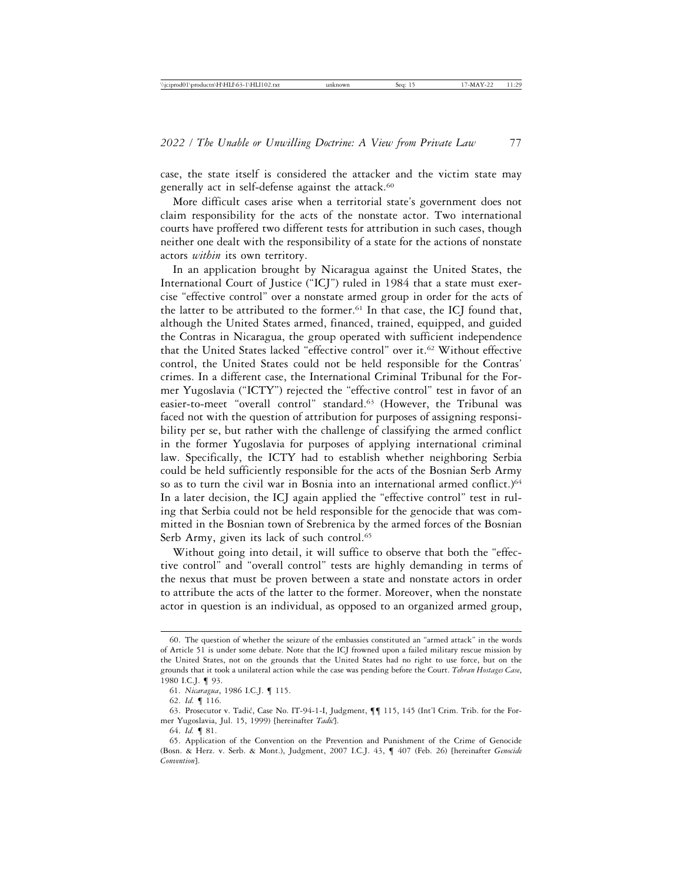case, the state itself is considered the attacker and the victim state may generally act in self-defense against the attack.[60]

More difficult cases arise when a territorial state's government does not claim responsibility for the acts of the nonstate actor. Two international courts have proffered two different tests for attribution in such cases, though neither one dealt with the responsibility of a state for the actions of nonstate actors *within* its own territory.

In an application brought by Nicaragua against the United States, the International Court of Justice ("ICJ") ruled in 1984 that a state must exercise "effective control" over a nonstate armed group in order for the acts of the latter to be attributed to the former.[61] In that case, the ICJ found that, although the United States armed, financed, trained, equipped, and guided the Contras in Nicaragua, the group operated with sufficient independence that the United States lacked "effective control" over it.[62] Without effective control, the United States could not be held responsible for the Contras' crimes. In a different case, the International Criminal Tribunal for the Former Yugoslavia ("ICTY") rejected the "effective control" test in favor of an easier-to-meet "overall control" standard.[63] (However, the Tribunal was faced not with the question of attribution for purposes of assigning responsibility per se, but rather with the challenge of classifying the armed conflict in the former Yugoslavia for purposes of applying international criminal law. Specifically, the ICTY had to establish whether neighboring Serbia could be held sufficiently responsible for the acts of the Bosnian Serb Army so as to turn the civil war in Bosnia into an international armed conflict.)[64] In a later decision, the ICJ again applied the "effective control" test in ruling that Serbia could not be held responsible for the genocide that was committed in the Bosnian town of Srebrenica by the armed forces of the Bosnian Serb Army, given its lack of such control.[65]

Without going into detail, it will suffice to observe that both the "effective control" and "overall control" tests are highly demanding in terms of the nexus that must be proven between a state and nonstate actors in order to attribute the acts of the latter to the former. Moreover, when the nonstate actor in question is an individual, as opposed to an organized armed group,

---

60. The question of whether the seizure of the embassies constituted an "armed attack" in the words of Article 51 is under some debate. Note that the ICJ frowned upon a failed military rescue mission by the United States, not on the grounds that the United States had no right to use force, but on the grounds that it took a unilateral action while the case was pending before the Court. *Tehran Hostages Case*, 1980 I.C.J. ¶ 93.

61. *Nicaragua*, 1986 I.C.J. ¶ 115.

62. *Id.* ¶ 116.

63. Prosecutor v. Tadić, Case No. IT-94-1-I, Judgment, ¶¶ 115, 145 (Int'l Crim. Trib. for the Former Yugoslavia, Jul. 15, 1999) [hereinafter *Tadić*].

64. *Id.* ¶ 81.

65. Application of the Convention on the Prevention and Punishment of the Crime of Genocide (Bosn. & Herz. v. Serb. & Mont.), Judgment, 2007 I.C.J. 43, ¶ 407 (Feb. 26) [hereinafter *Genocide Convention*].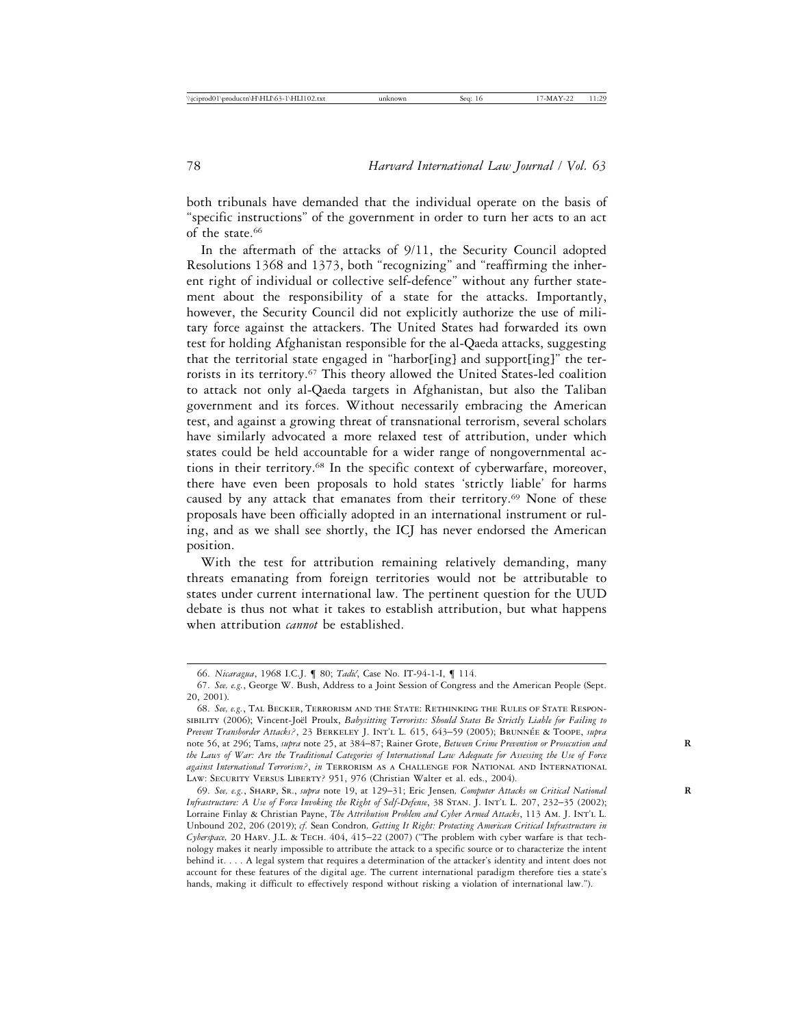both tribunals have demanded that the individual operate on the basis of "specific instructions" of the government in order to turn her acts to an act of the state.[66]

In the aftermath of the attacks of 9/11, the Security Council adopted Resolutions 1368 and 1373, both "recognizing" and "reaffirming the inherent right of individual or collective self-defence" without any further statement about the responsibility of a state for the attacks. Importantly, however, the Security Council did not explicitly authorize the use of military force against the attackers. The United States had forwarded its own test for holding Afghanistan responsible for the al-Qaeda attacks, suggesting that the territorial state engaged in "harbor[ing] and support[ing]" the terrorists in its territory.[67] This theory allowed the United States-led coalition to attack not only al-Qaeda targets in Afghanistan, but also the Taliban government and its forces. Without necessarily embracing the American test, and against a growing threat of transnational terrorism, several scholars have similarly advocated a more relaxed test of attribution, under which states could be held accountable for a wider range of nongovernmental actions in their territory.[68] In the specific context of cyberwarfare, moreover, there have even been proposals to hold states 'strictly liable' for harms caused by any attack that emanates from their territory.[69] None of these proposals have been officially adopted in an international instrument or ruling, and as we shall see shortly, the ICJ has never endorsed the American position.

With the test for attribution remaining relatively demanding, many threats emanating from foreign territories would not be attributable to states under current international law. The pertinent question for the UUD debate is thus not what it takes to establish attribution, but what happens when attribution *cannot* be established.

---

66. *Nicaragua*, 1968 I.C.J. ¶ 80; *Tadić*, Case No. IT-94-1-I, ¶ 114.

67. *See, e.g.*, George W. Bush, Address to a Joint Session of Congress and the American People (Sept. 20, 2001).

68. *See, e.g.*, TAL BECKER, TERRORISM AND THE STATE: RETHINKING THE RULES OF STATE RESPONSIBILITY (2006); Vincent-Joël Proulx, *Babysitting Terrorists: Should States Be Strictly Liable for Failing to Prevent Transborder Attacks?*, 23 BERKELEY J. INT'L L. 615, 643–59 (2005); BRUNNÉE & TOOPE, *supra* note 56, at 296; Tams, *supra* note 25, at 384–87; Rainer Grote, *Between Crime Prevention or Prosecution and the Laws of War: Are the Traditional Categories of International Law Adequate for Assessing the Use of Force against International Terrorism?*, *in* TERRORISM AS A CHALLENGE FOR NATIONAL AND INTERNATIONAL LAW: SECURITY VERSUS LIBERTY? 951, 976 (Christian Walter et al. eds., 2004).

69. *See, e.g.*, SHARP, SR., *supra* note 19, at 129–31; Eric Jensen, *Computer Attacks on Critical National Infrastructure: A Use of Force Invoking the Right of Self-Defense*, 38 STAN. J. INT'L L. 207, 232–35 (2002); Lorraine Finlay & Christian Payne, *The Attribution Problem and Cyber Armed Attacks*, 113 AM. J. INT'L L. Unbound 202, 206 (2019); *cf.* Sean Condron, *Getting It Right: Protecting American Critical Infrastructure in Cyberspace,* 20 HARV. J.L. & TECH. 404, 415–22 (2007) ("The problem with cyber warfare is that technology makes it nearly impossible to attribute the attack to a specific source or to characterize the intent behind it. . . . A legal system that requires a determination of the attacker's identity and intent does not account for these features of the digital age. The current international paradigm therefore ties a state's hands, making it difficult to effectively respond without risking a violation of international law.").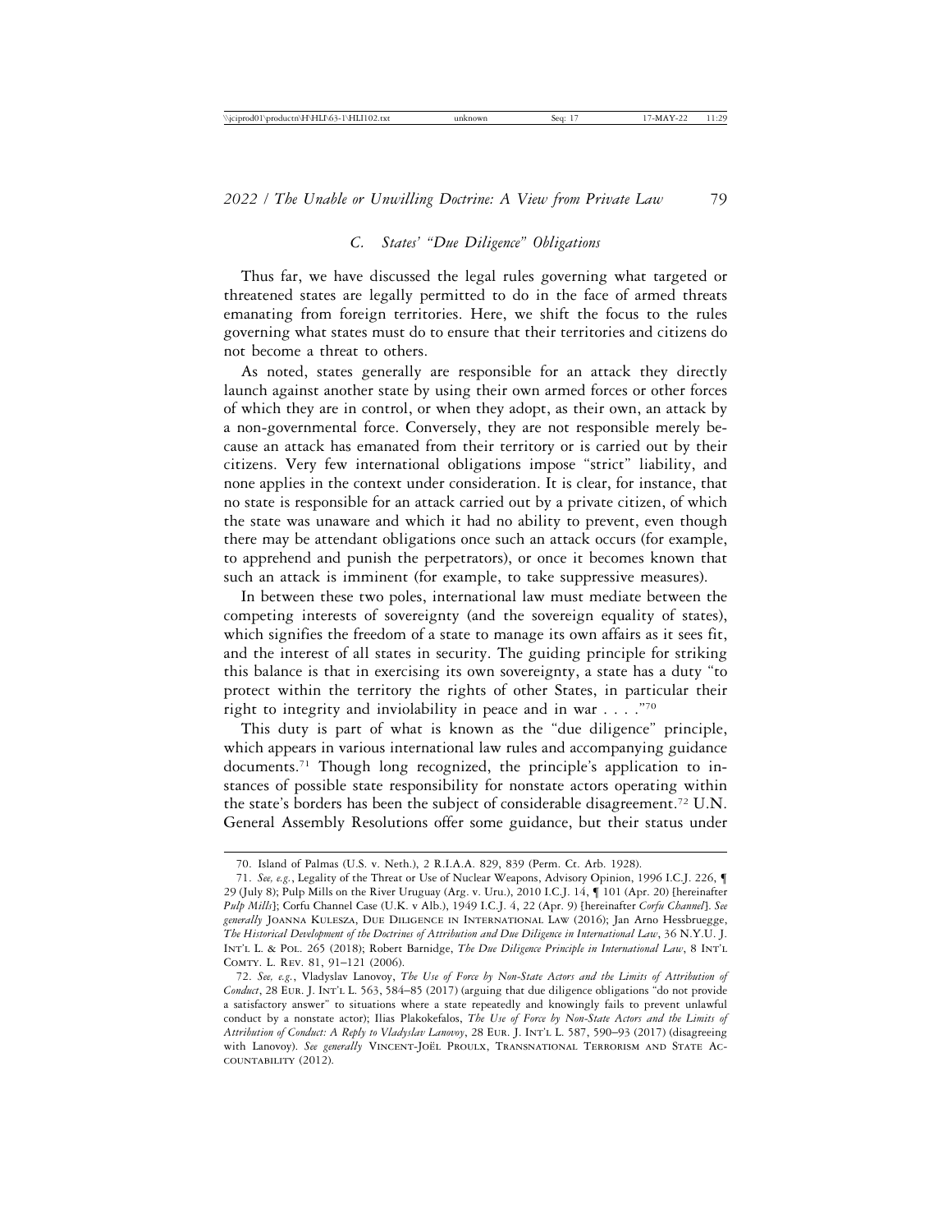### C. States' "Due Diligence" Obligations

Thus far, we have discussed the legal rules governing what targeted or threatened states are legally permitted to do in the face of armed threats emanating from foreign territories. Here, we shift the focus to the rules governing what states must do to ensure that their territories and citizens do not become a threat to others.

As noted, states generally are responsible for an attack they directly launch against another state by using their own armed forces or other forces of which they are in control, or when they adopt, as their own, an attack by a non-governmental force. Conversely, they are not responsible merely because an attack has emanated from their territory or is carried out by their citizens. Very few international obligations impose "strict" liability, and none applies in the context under consideration. It is clear, for instance, that no state is responsible for an attack carried out by a private citizen, of which the state was unaware and which it had no ability to prevent, even though there may be attendant obligations once such an attack occurs (for example, to apprehend and punish the perpetrators), or once it becomes known that such an attack is imminent (for example, to take suppressive measures).

In between these two poles, international law must mediate between the competing interests of sovereignty (and the sovereign equality of states), which signifies the freedom of a state to manage its own affairs as it sees fit, and the interest of all states in security. The guiding principle for striking this balance is that in exercising its own sovereignty, a state has a duty "to protect within the territory the rights of other States, in particular their right to integrity and inviolability in peace and in war . . . ."[70]

This duty is part of what is known as the "due diligence" principle, which appears in various international law rules and accompanying guidance documents.[71] Though long recognized, the principle's application to instances of possible state responsibility for nonstate actors operating within the state's borders has been the subject of considerable disagreement.[72] U.N. General Assembly Resolutions offer some guidance, but their status under

---

70. Island of Palmas (U.S. v. Neth.), 2 R.I.A.A. 829, 839 (Perm. Ct. Arb. 1928).

71. *See, e.g.*, Legality of the Threat or Use of Nuclear Weapons, Advisory Opinion, 1996 I.C.J. 226, ¶ 29 (July 8); Pulp Mills on the River Uruguay (Arg. v. Uru.), 2010 I.C.J. 14, ¶ 101 (Apr. 20) [hereinafter *Pulp Mills*]; Corfu Channel Case (U.K. v Alb.), 1949 I.C.J. 4, 22 (Apr. 9) [hereinafter *Corfu Channel*]. *See generally* Joanna Kulesza, Due Diligence in International Law (2016); Jan Arno Hessbruegge, *The Historical Development of the Doctrines of Attribution and Due Diligence in International Law*, 36 N.Y.U. J. Int'l L. & Pol. 265 (2018); Robert Barnidge, *The Due Diligence Principle in International Law*, 8 Int'l Comty. L. Rev. 81, 91–121 (2006).

72. *See, e.g.*, Vladyslav Lanovoy, *The Use of Force by Non-State Actors and the Limits of Attribution of Conduct*, 28 Eur. J. Int'l L. 563, 584–85 (2017) (arguing that due diligence obligations "do not provide a satisfactory answer" to situations where a state repeatedly and knowingly fails to prevent unlawful conduct by a nonstate actor); Ilias Plakokefalos, *The Use of Force by Non-State Actors and the Limits of Attribution of Conduct: A Reply to Vladyslav Lanovoy*, 28 Eur. J. Int'l L. 587, 590–93 (2017) (disagreeing with Lanovoy). *See generally* Vincent-Joël Proulx, Transnational Terrorism and State Accountability (2012).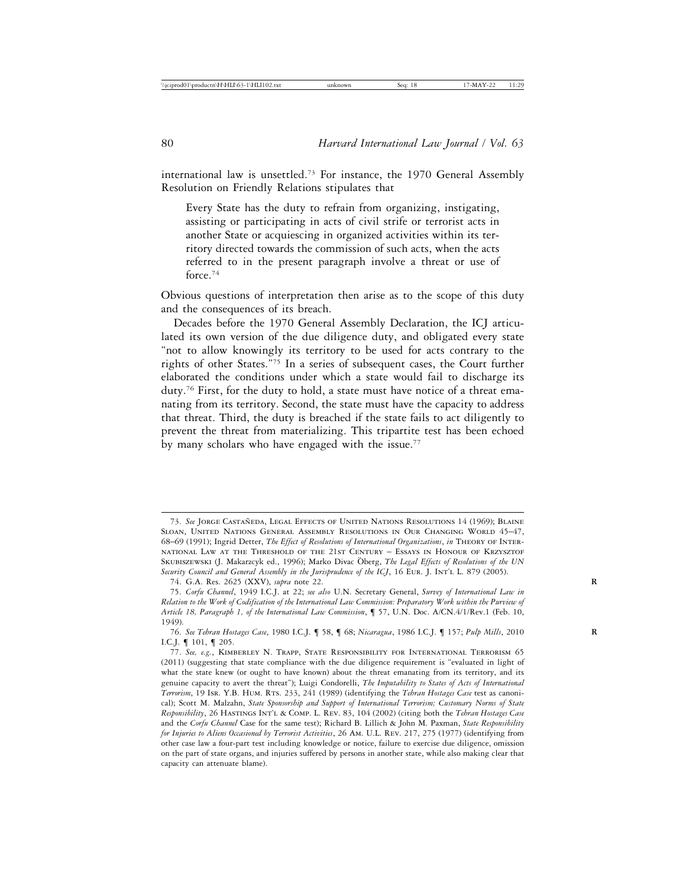international law is unsettled.[73] For instance, the 1970 General Assembly Resolution on Friendly Relations stipulates that

> Every State has the duty to refrain from organizing, instigating, assisting or participating in acts of civil strife or terrorist acts in another State or acquiescing in organized activities within its territory directed towards the commission of such acts, when the acts referred to in the present paragraph involve a threat or use of force.[74]

Obvious questions of interpretation then arise as to the scope of this duty and the consequences of its breach.

Decades before the 1970 General Assembly Declaration, the ICJ articulated its own version of the due diligence duty, and obligated every state "not to allow knowingly its territory to be used for acts contrary to the rights of other States."[75] In a series of subsequent cases, the Court further elaborated the conditions under which a state would fail to discharge its duty.[76] First, for the duty to hold, a state must have notice of a threat emanating from its territory. Second, the state must have the capacity to address that threat. Third, the duty is breached if the state fails to act diligently to prevent the threat from materializing. This tripartite test has been echoed by many scholars who have engaged with the issue.[77]

---

73. *See* Jorge Castañeda, Legal Effects of United Nations Resolutions 14 (1969); Blaine Sloan, United Nations General Assembly Resolutions in Our Changing World 45–47, 68–69 (1991); Ingrid Detter, *The Effect of Resolutions of International Organizations*, *in* Theory of International Law at the Threshold of the 21st Century – Essays in Honour of Krzysztof Skubiszewski (J. Makarczyk ed., 1996); Marko Divac Öberg, *The Legal Effects of Resolutions of the UN Security Council and General Assembly in the Jurisprudence of the ICJ*, 16 Eur. J. Int'l L. 879 (2005).

74. G.A. Res. 2625 (XXV), *supra* note 22.

75. *Corfu Channel*, 1949 I.C.J. at 22; *see also* U.N. Secretary General, *Survey of International Law in Relation to the Work of Codification of the International Law Commission: Preparatory Work within the Purview of Article 18, Paragraph 1, of the International Law Commission*, ¶ 57, U.N. Doc. A/CN.4/1/Rev.1 (Feb. 10, 1949).

76. *See Tehran Hostages Case*, 1980 I.C.J. ¶ 58, ¶ 68; *Nicaragua*, 1986 I.C.J. ¶ 157; *Pulp Mills*, 2010 I.C.J. ¶ 101, ¶ 205.

77. *See, e.g.*, Kimberley N. Trapp, State Responsibility for International Terrorism 65 (2011) (suggesting that state compliance with the due diligence requirement is "evaluated in light of what the state knew (or ought to have known) about the threat emanating from its territory, and its genuine capacity to avert the threat"); Luigi Condorelli, *The Imputability to States of Acts of International Terrorism*, 19 Isr. Y.B. Hum. Rts. 233, 241 (1989) (identifying the *Tehran Hostages Case* test as canonical); Scott M. Malzahn, *State Sponsorship and Support of International Terrorism; Customary Norms of State Responsibility*, 26 Hastings Int'l & Comp. L. Rev. 83, 104 (2002) (citing both the *Tehran Hostages Case* and the *Corfu Channel* Case for the same test); Richard B. Lillich & John M. Paxman, *State Responsibility for Injuries to Aliens Occasioned by Terrorist Activities*, 26 Am. U.L. Rev. 217, 275 (1977) (identifying from other case law a four-part test including knowledge or notice, failure to exercise due diligence, omission on the part of state organs, and injuries suffered by persons in another state, while also making clear that capacity can attenuate blame).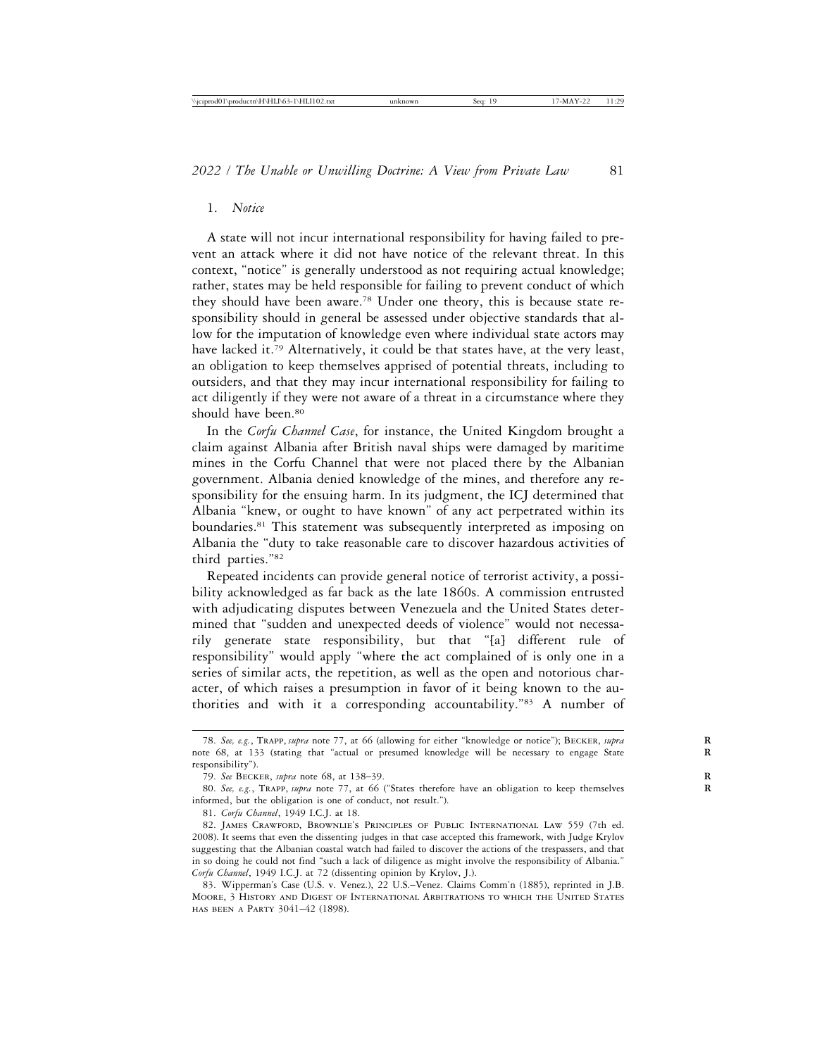### 1. *Notice*

A state will not incur international responsibility for having failed to prevent an attack where it did not have notice of the relevant threat. In this context, "notice" is generally understood as not requiring actual knowledge; rather, states may be held responsible for failing to prevent conduct of which they should have been aware.[78] Under one theory, this is because state responsibility should in general be assessed under objective standards that allow for the imputation of knowledge even where individual state actors may have lacked it.[79] Alternatively, it could be that states have, at the very least, an obligation to keep themselves apprised of potential threats, including to outsiders, and that they may incur international responsibility for failing to act diligently if they were not aware of a threat in a circumstance where they should have been.[80]

In the *Corfu Channel Case*, for instance, the United Kingdom brought a claim against Albania after British naval ships were damaged by maritime mines in the Corfu Channel that were not placed there by the Albanian government. Albania denied knowledge of the mines, and therefore any responsibility for the ensuing harm. In its judgment, the ICJ determined that Albania "knew, or ought to have known" of any act perpetrated within its boundaries.[81] This statement was subsequently interpreted as imposing on Albania the "duty to take reasonable care to discover hazardous activities of third parties."[82]

Repeated incidents can provide general notice of terrorist activity, a possibility acknowledged as far back as the late 1860s. A commission entrusted with adjudicating disputes between Venezuela and the United States determined that "sudden and unexpected deeds of violence" would not necessarily generate state responsibility, but that "[a] different rule of responsibility" would apply "where the act complained of is only one in a series of similar acts, the repetition, as well as the open and notorious character, of which raises a presumption in favor of it being known to the authorities and with it a corresponding accountability."[83] A number of

---

78. *See, e.g.*, Trapp, *supra* note 77, at 66 (allowing for either "knowledge or notice"); Becker, *supra* note 68, at 133 (stating that "actual or presumed knowledge will be necessary to engage State responsibility").

79. *See* Becker, *supra* note 68, at 138–39.

80. *See, e.g.*, Trapp, *supra* note 77, at 66 ("States therefore have an obligation to keep themselves informed, but the obligation is one of conduct, not result.").

81. *Corfu Channel*, 1949 I.C.J. at 18.

82. James Crawford, Brownlie's Principles of Public International Law 559 (7th ed. 2008). It seems that even the dissenting judges in that case accepted this framework, with Judge Krylov suggesting that the Albanian coastal watch had failed to discover the actions of the trespassers, and that in so doing he could not find "such a lack of diligence as might involve the responsibility of Albania." *Corfu Channel*, 1949 I.C.J. at 72 (dissenting opinion by Krylov, J.).

83. Wipperman's Case (U.S. v. Venez.), 22 U.S.–Venez. Claims Comm'n (1885), reprinted in J.B. Moore, 3 History and Digest of International Arbitrations to which the United States has been a Party 3041–42 (1898).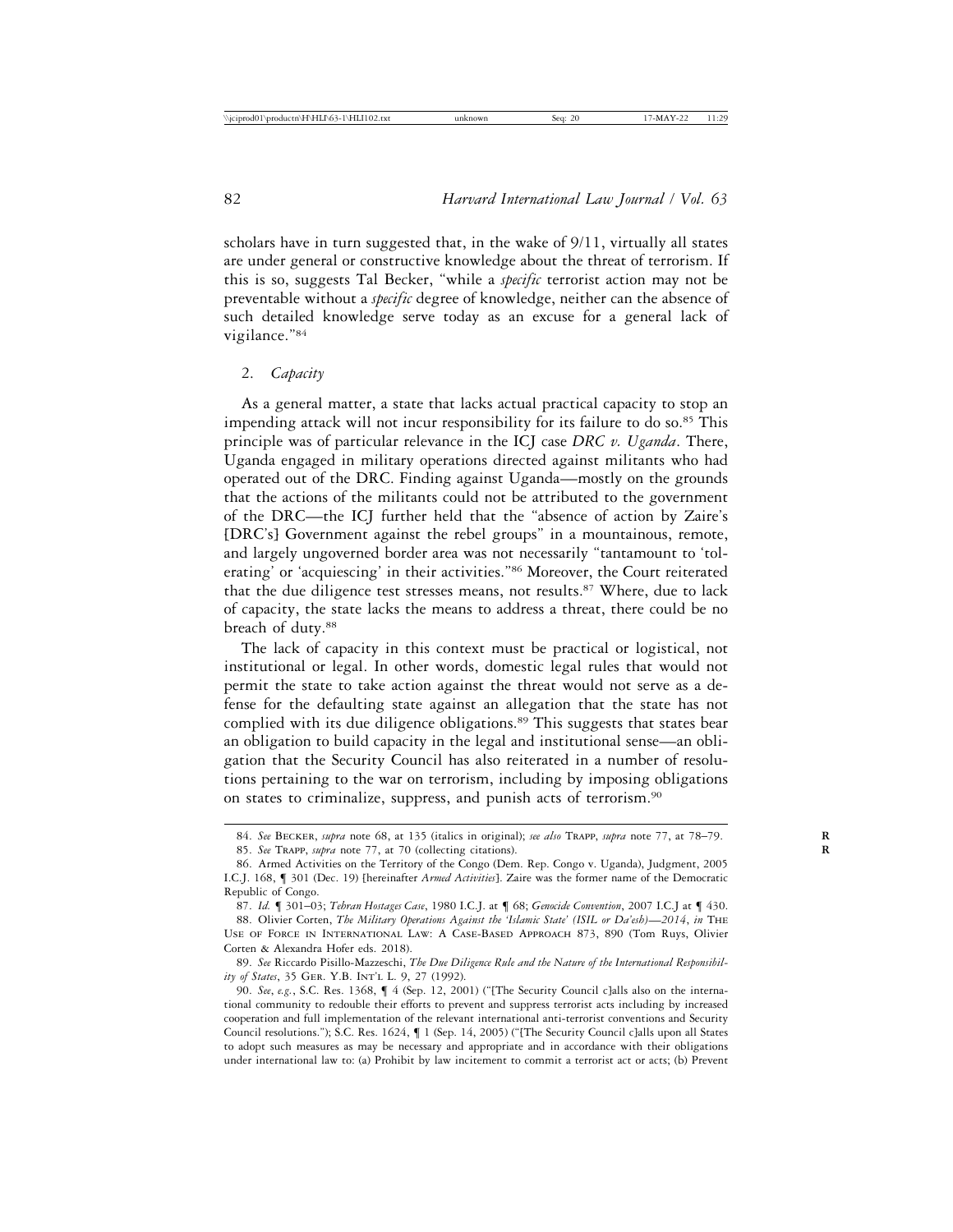scholars have in turn suggested that, in the wake of 9/11, virtually all states are under general or constructive knowledge about the threat of terrorism. If this is so, suggests Tal Becker, "while a *specific* terrorist action may not be preventable without a *specific* degree of knowledge, neither can the absence of such detailed knowledge serve today as an excuse for a general lack of vigilance."[84]

### 2. *Capacity*

As a general matter, a state that lacks actual practical capacity to stop an impending attack will not incur responsibility for its failure to do so.[85] This principle was of particular relevance in the ICJ case *DRC v. Uganda*. There, Uganda engaged in military operations directed against militants who had operated out of the DRC. Finding against Uganda—mostly on the grounds that the actions of the militants could not be attributed to the government of the DRC—the ICJ further held that the "absence of action by Zaire's [DRC's] Government against the rebel groups" in a mountainous, remote, and largely ungoverned border area was not necessarily "tantamount to 'tolerating' or 'acquiescing' in their activities."[86] Moreover, the Court reiterated that the due diligence test stresses means, not results.[87] Where, due to lack of capacity, the state lacks the means to address a threat, there could be no breach of duty.[88]

The lack of capacity in this context must be practical or logistical, not institutional or legal. In other words, domestic legal rules that would not permit the state to take action against the threat would not serve as a defense for the defaulting state against an allegation that the state has not complied with its due diligence obligations.[89] This suggests that states bear an obligation to build capacity in the legal and institutional sense—an obligation that the Security Council has also reiterated in a number of resolutions pertaining to the war on terrorism, including by imposing obligations on states to criminalize, suppress, and punish acts of terrorism.[90]

---

84. *See* Becker, *supra* note 68, at 135 (italics in original); *see also* Trapp, *supra* note 77, at 78–79.

85. *See* Trapp, *supra* note 77, at 70 (collecting citations).

86. Armed Activities on the Territory of the Congo (Dem. Rep. Congo v. Uganda), Judgment, 2005 I.C.J. 168, ¶ 301 (Dec. 19) [hereinafter *Armed Activities*]. Zaire was the former name of the Democratic Republic of Congo.

87. *Id.* ¶ 301–03; *Tehran Hostages Case*, 1980 I.C.J. at ¶ 68; *Genocide Convention*, 2007 I.C.J at ¶ 430.

88. Olivier Corten, *The Military Operations Against the 'Islamic State' (ISIL or Da'esh)—2014*, *in* The Use of Force in International Law: A Case-Based Approach 873, 890 (Tom Ruys, Olivier Corten & Alexandra Hofer eds. 2018).

89. *See* Riccardo Pisillo-Mazzeschi, *The Due Diligence Rule and the Nature of the International Responsibility of States*, 35 Ger. Y.B. Int'l L. 9, 27 (1992).

90. *See, e.g.*, S.C. Res. 1368, ¶ 4 (Sep. 12, 2001) ("[The Security Council c]alls also on the international community to redouble their efforts to prevent and suppress terrorist acts including by increased cooperation and full implementation of the relevant international anti-terrorist conventions and Security Council resolutions."); S.C. Res. 1624, ¶ 1 (Sep. 14, 2005) ("[The Security Council c]alls upon all States to adopt such measures as may be necessary and appropriate and in accordance with their obligations under international law to: (a) Prohibit by law incitement to commit a terrorist act or acts; (b) Prevent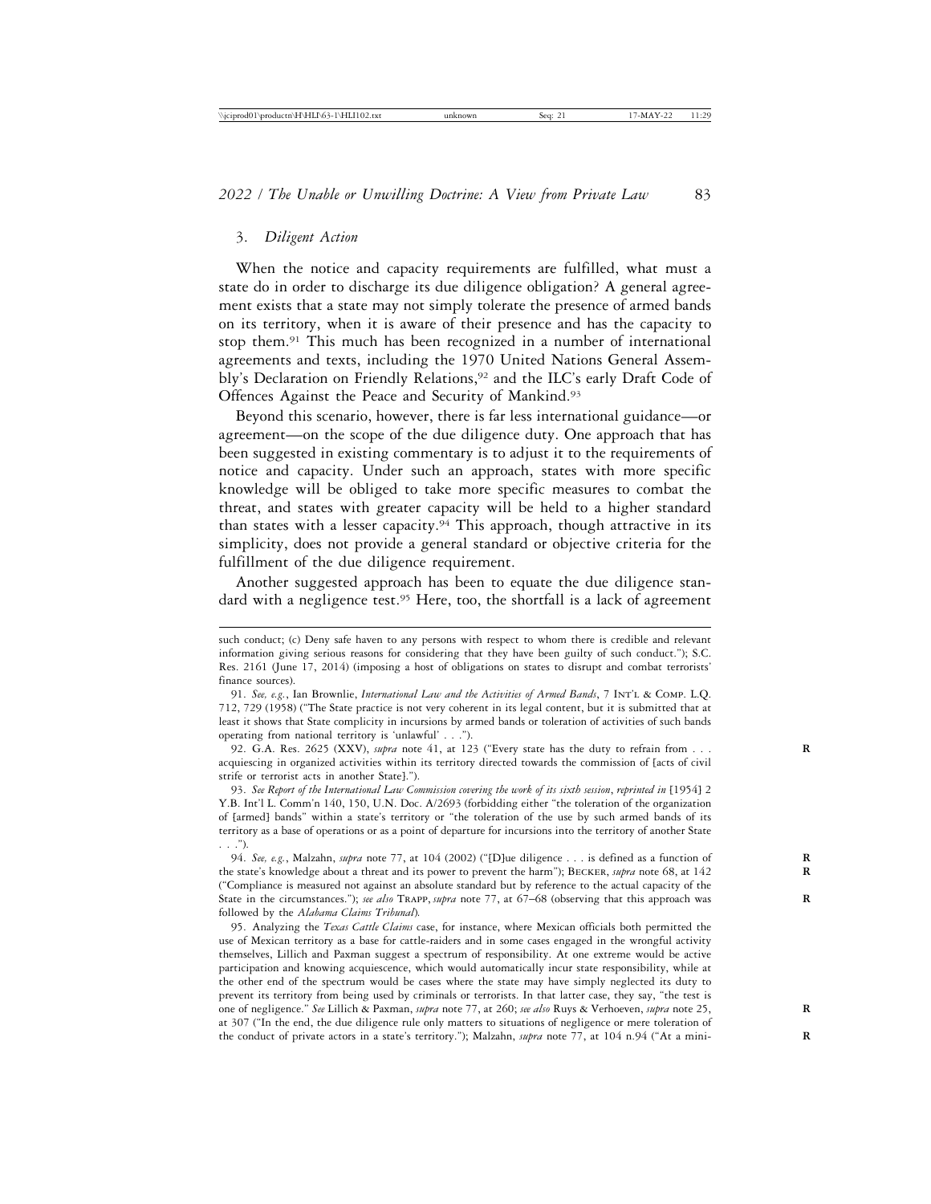### 3. *Diligent Action*

When the notice and capacity requirements are fulfilled, what must a state do in order to discharge its due diligence obligation? A general agreement exists that a state may not simply tolerate the presence of armed bands on its territory, when it is aware of their presence and has the capacity to stop them.[91] This much has been recognized in a number of international agreements and texts, including the 1970 United Nations General Assembly's Declaration on Friendly Relations,[92] and the ILC's early Draft Code of Offences Against the Peace and Security of Mankind.[93]

Beyond this scenario, however, there is far less international guidance—or agreement—on the scope of the due diligence duty. One approach that has been suggested in existing commentary is to adjust it to the requirements of notice and capacity. Under such an approach, states with more specific knowledge will be obliged to take more specific measures to combat the threat, and states with greater capacity will be held to a higher standard than states with a lesser capacity.[94] This approach, though attractive in its simplicity, does not provide a general standard or objective criteria for the fulfillment of the due diligence requirement.

Another suggested approach has been to equate the due diligence standard with a negligence test.[95] Here, too, the shortfall is a lack of agreement

---

such conduct; (c) Deny safe haven to any persons with respect to whom there is credible and relevant information giving serious reasons for considering that they have been guilty of such conduct."); S.C. Res. 2161 (June 17, 2014) (imposing a host of obligations on states to disrupt and combat terrorists' finance sources).

91. *See, e.g.*, Ian Brownlie, *International Law and the Activities of Armed Bands*, 7 INT'L & COMP. L.Q. 712, 729 (1958) ("The State practice is not very coherent in its legal content, but it is submitted that at least it shows that State complicity in incursions by armed bands or toleration of activities of such bands operating from national territory is 'unlawful' . . .").

92. G.A. Res. 2625 (XXV), *supra* note 41, at 123 ("Every state has the duty to refrain from . . . acquiescing in organized activities within its territory directed towards the commission of [acts of civil strife or terrorist acts in another State].").

93. *See Report of the International Law Commission covering the work of its sixth session*, *reprinted in* [1954] 2 Y.B. Int'l L. Comm'n 140, 150, U.N. Doc. A/2693 (forbidding either "the toleration of the organization of [armed] bands" within a state's territory or "the toleration of the use by such armed bands of its territory as a base of operations or as a point of departure for incursions into the territory of another State . . .").

94. *See, e.g.*, Malzahn, *supra* note 77, at 104 (2002) ("[D]ue diligence . . . is defined as a function of the state's knowledge about a threat and its power to prevent the harm"); BECKER, *supra* note 68, at 142 ("Compliance is measured not against an absolute standard but by reference to the actual capacity of the State in the circumstances."); *see also* TRAPP, *supra* note 77, at 67–68 (observing that this approach was followed by the *Alabama Claims Tribunal*).

95. Analyzing the *Texas Cattle Claims* case, for instance, where Mexican officials both permitted the use of Mexican territory as a base for cattle-raiders and in some cases engaged in the wrongful activity themselves, Lillich and Paxman suggest a spectrum of responsibility. At one extreme would be active participation and knowing acquiescence, which would automatically incur state responsibility, while at the other end of the spectrum would be cases where the state may have simply neglected its duty to prevent its territory from being used by criminals or terrorists. In that latter case, they say, "the test is one of negligence." *See* Lillich & Paxman, *supra* note 77, at 260; *see also* Ruys & Verhoeven, *supra* note 25, at 307 ("In the end, the due diligence rule only matters to situations of negligence or mere toleration of the conduct of private actors in a state's territory."); Malzahn, *supra* note 77, at 104 n.94 ("At a mini-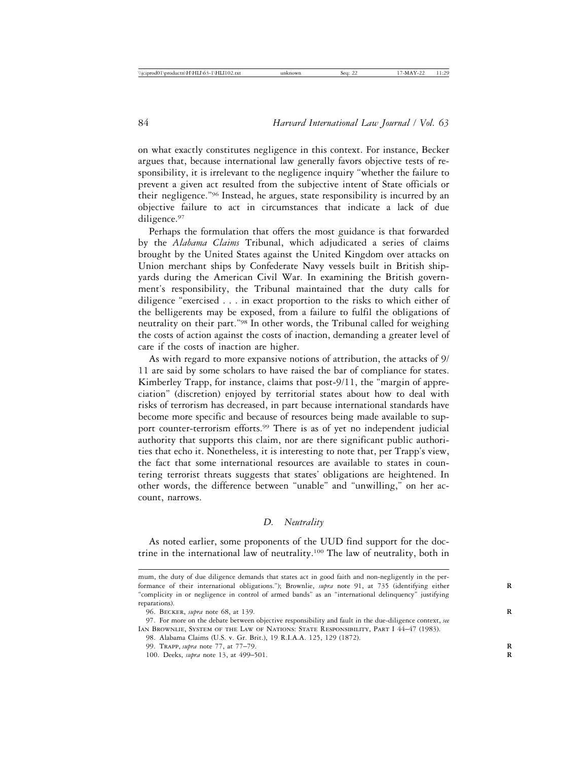on what exactly constitutes negligence in this context. For instance, Becker argues that, because international law generally favors objective tests of responsibility, it is irrelevant to the negligence inquiry "whether the failure to prevent a given act resulted from the subjective intent of State officials or their negligence."[96] Instead, he argues, state responsibility is incurred by an objective failure to act in circumstances that indicate a lack of due diligence.[97]

Perhaps the formulation that offers the most guidance is that forwarded by the *Alabama Claims* Tribunal, which adjudicated a series of claims brought by the United States against the United Kingdom over attacks on Union merchant ships by Confederate Navy vessels built in British shipyards during the American Civil War. In examining the British government's responsibility, the Tribunal maintained that the duty calls for diligence "exercised . . . in exact proportion to the risks to which either of the belligerents may be exposed, from a failure to fulfil the obligations of neutrality on their part."[98] In other words, the Tribunal called for weighing the costs of action against the costs of inaction, demanding a greater level of care if the costs of inaction are higher.

As with regard to more expansive notions of attribution, the attacks of 9/11 are said by some scholars to have raised the bar of compliance for states. Kimberley Trapp, for instance, claims that post-9/11, the "margin of appreciation" (discretion) enjoyed by territorial states about how to deal with risks of terrorism has decreased, in part because international standards have become more specific and because of resources being made available to support counter-terrorism efforts.[99] There is as of yet no independent judicial authority that supports this claim, nor are there significant public authorities that echo it. Nonetheless, it is interesting to note that, per Trapp's view, the fact that some international resources are available to states in countering terrorist threats suggests that states' obligations are heightened. In other words, the difference between "unable" and "unwilling," on her account, narrows.

### *D. Neutrality*

As noted earlier, some proponents of the UUD find support for the doctrine in the international law of neutrality.[100] The law of neutrality, both in

---

mum, the duty of due diligence demands that states act in good faith and non-negligently in the performance of their international obligations."); Brownlie, *supra* note 91, at 735 (identifying either "complicity in or negligence in control of armed bands" as an "international delinquency" justifying reparations).

96. Becker, *supra* note 68, at 139.

97. For more on the debate between objective responsibility and fault in the due-diligence context, *see* Ian Brownlie, System of the Law of Nations: State Responsibility, Part I 44–47 (1983).

98. Alabama Claims (U.S. v. Gr. Brit.), 19 R.I.A.A. 125, 129 (1872).

99. Trapp, *supra* note 77, at 77–79.

100. Deeks, *supra* note 13, at 499–501.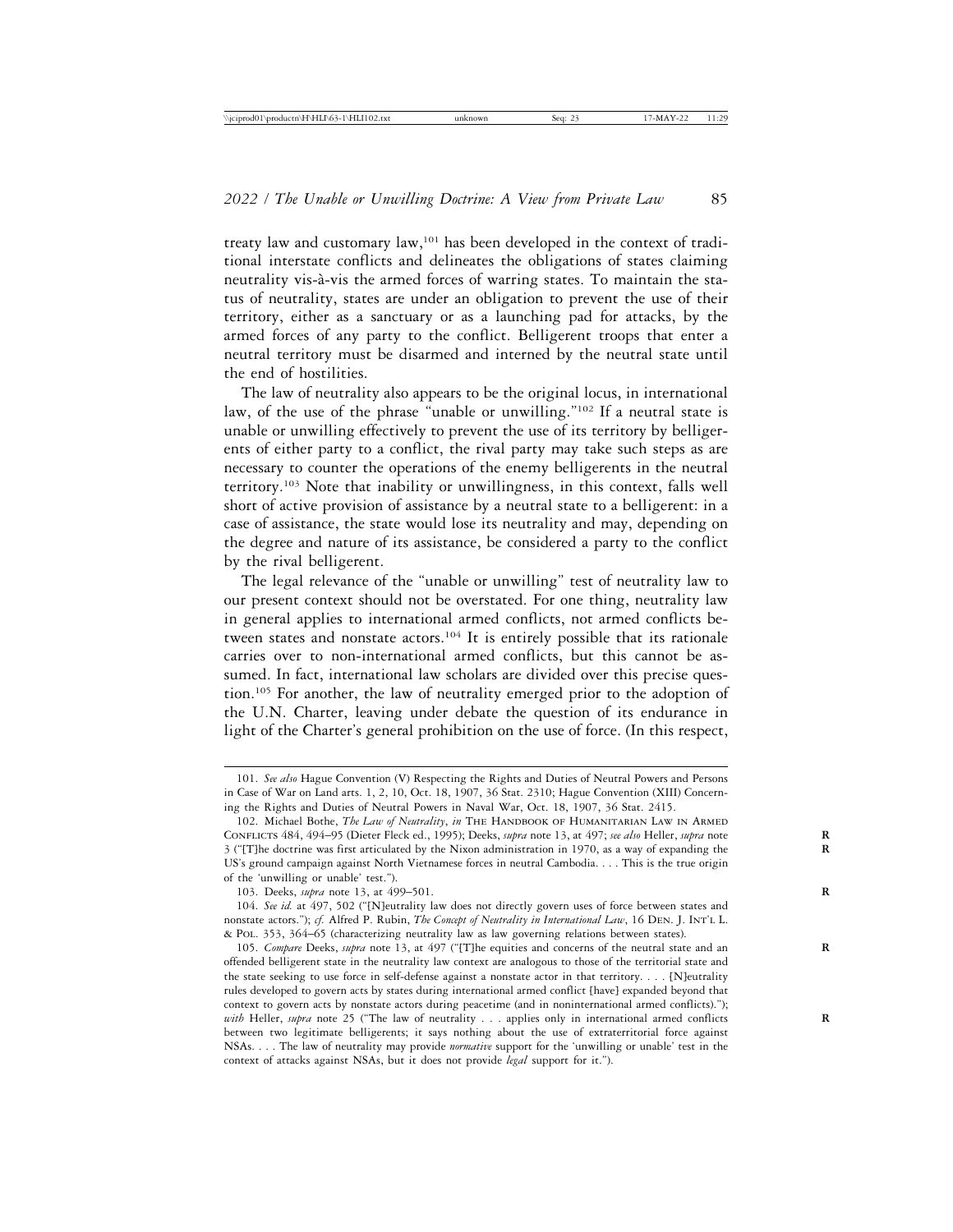treaty law and customary law,[101] has been developed in the context of traditional interstate conflicts and delineates the obligations of states claiming neutrality vis-à-vis the armed forces of warring states. To maintain the status of neutrality, states are under an obligation to prevent the use of their territory, either as a sanctuary or as a launching pad for attacks, by the armed forces of any party to the conflict. Belligerent troops that enter a neutral territory must be disarmed and interned by the neutral state until the end of hostilities.

The law of neutrality also appears to be the original locus, in international law, of the use of the phrase "unable or unwilling."[102] If a neutral state is unable or unwilling effectively to prevent the use of its territory by belligerents of either party to a conflict, the rival party may take such steps as are necessary to counter the operations of the enemy belligerents in the neutral territory.[103] Note that inability or unwillingness, in this context, falls well short of active provision of assistance by a neutral state to a belligerent: in a case of assistance, the state would lose its neutrality and may, depending on the degree and nature of its assistance, be considered a party to the conflict by the rival belligerent.

The legal relevance of the "unable or unwilling" test of neutrality law to our present context should not be overstated. For one thing, neutrality law in general applies to international armed conflicts, not armed conflicts between states and nonstate actors.[104] It is entirely possible that its rationale carries over to non-international armed conflicts, but this cannot be assumed. In fact, international law scholars are divided over this precise question.[105] For another, the law of neutrality emerged prior to the adoption of the U.N. Charter, leaving under debate the question of its endurance in light of the Charter's general prohibition on the use of force. (In this respect,

---

101. *See also* Hague Convention (V) Respecting the Rights and Duties of Neutral Powers and Persons in Case of War on Land arts. 1, 2, 10, Oct. 18, 1907, 36 Stat. 2310; Hague Convention (XIII) Concerning the Rights and Duties of Neutral Powers in Naval War, Oct. 18, 1907, 36 Stat. 2415.

102. Michael Bothe, *The Law of Neutrality*, *in* THE HANDBOOK OF HUMANITARIAN LAW IN ARMED CONFLICTS 484, 494–95 (Dieter Fleck ed., 1995); Deeks, *supra* note 13, at 497; *see also* Heller, *supra* note 3 ("[T]he doctrine was first articulated by the Nixon administration in 1970, as a way of expanding the US's ground campaign against North Vietnamese forces in neutral Cambodia. . . . This is the true origin of the 'unwilling or unable' test.").

103. Deeks, *supra* note 13, at 499–501.

104. *See id.* at 497, 502 ("[N]eutrality law does not directly govern uses of force between states and nonstate actors."); *cf.* Alfred P. Rubin, *The Concept of Neutrality in International Law*, 16 DEN. J. INT'L L. & POL. 353, 364–65 (characterizing neutrality law as law governing relations between states).

105. *Compare* Deeks, *supra* note 13, at 497 ("[T]he equities and concerns of the neutral state and an offended belligerent state in the neutrality law context are analogous to those of the territorial state and the state seeking to use force in self-defense against a nonstate actor in that territory. . . . [N]eutrality rules developed to govern acts by states during international armed conflict [have] expanded beyond that context to govern acts by nonstate actors during peacetime (and in noninternational armed conflicts)."); *with* Heller, *supra* note 25 ("The law of neutrality . . . applies only in international armed conflicts between two legitimate belligerents; it says nothing about the use of extraterritorial force against NSAs. . . . The law of neutrality may provide *normative* support for the 'unwilling or unable' test in the context of attacks against NSAs, but it does not provide *legal* support for it.").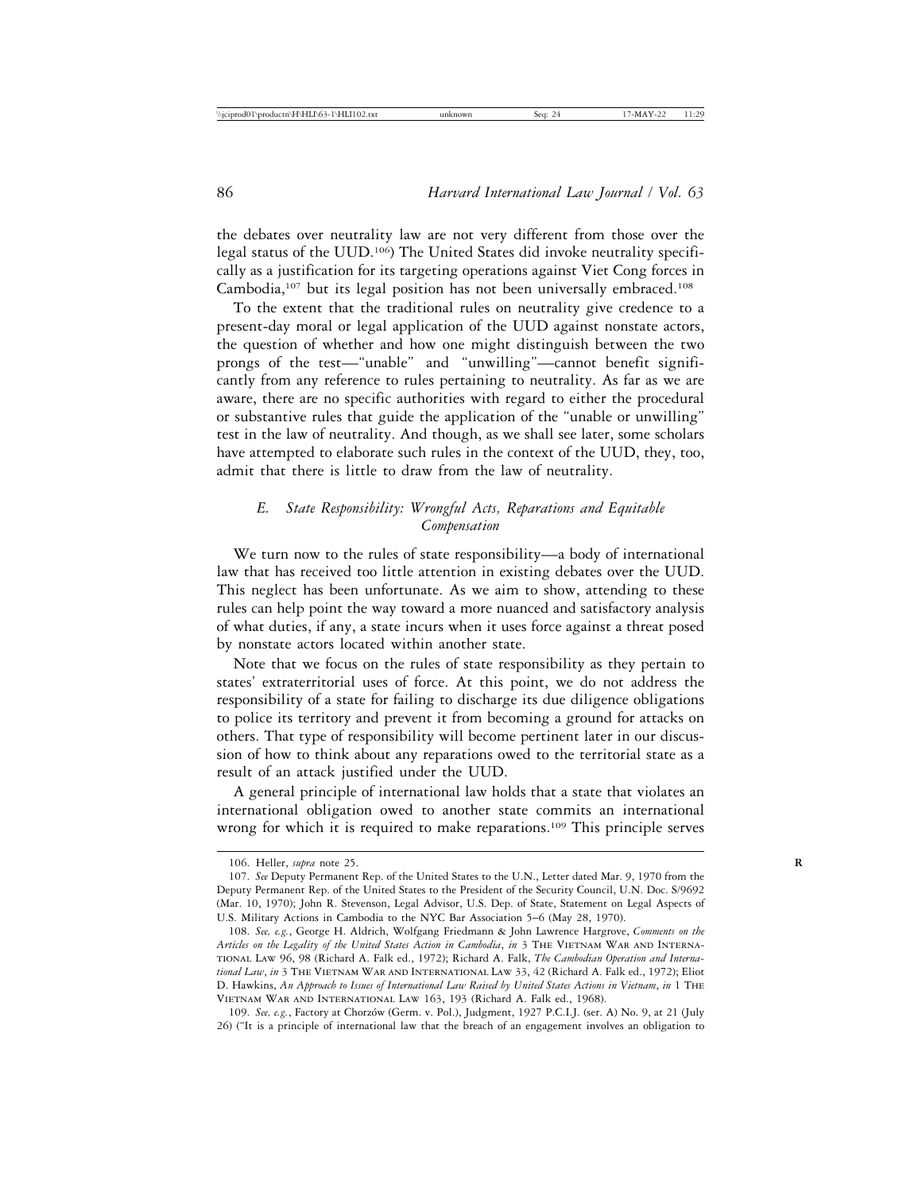the debates over neutrality law are not very different from those over the legal status of the UUD.[106]) The United States did invoke neutrality specifically as a justification for its targeting operations against Viet Cong forces in Cambodia,[107] but its legal position has not been universally embraced.[108]

To the extent that the traditional rules on neutrality give credence to a present-day moral or legal application of the UUD against nonstate actors, the question of whether and how one might distinguish between the two prongs of the test—"unable" and "unwilling"—cannot benefit significantly from any reference to rules pertaining to neutrality. As far as we are aware, there are no specific authorities with regard to either the procedural or substantive rules that guide the application of the "unable or unwilling" test in the law of neutrality. And though, as we shall see later, some scholars have attempted to elaborate such rules in the context of the UUD, they, too, admit that there is little to draw from the law of neutrality.

### *E. State Responsibility: Wrongful Acts, Reparations and Equitable Compensation*

We turn now to the rules of state responsibility—a body of international law that has received too little attention in existing debates over the UUD. This neglect has been unfortunate. As we aim to show, attending to these rules can help point the way toward a more nuanced and satisfactory analysis of what duties, if any, a state incurs when it uses force against a threat posed by nonstate actors located within another state.

Note that we focus on the rules of state responsibility as they pertain to states' extraterritorial uses of force. At this point, we do not address the responsibility of a state for failing to discharge its due diligence obligations to police its territory and prevent it from becoming a ground for attacks on others. That type of responsibility will become pertinent later in our discussion of how to think about any reparations owed to the territorial state as a result of an attack justified under the UUD.

A general principle of international law holds that a state that violates an international obligation owed to another state commits an international wrong for which it is required to make reparations.[109] This principle serves

---

106. Heller, *supra* note 25.

107. *See* Deputy Permanent Rep. of the United States to the U.N., Letter dated Mar. 9, 1970 from the Deputy Permanent Rep. of the United States to the President of the Security Council, U.N. Doc. S/9692 (Mar. 10, 1970); John R. Stevenson, Legal Advisor, U.S. Dep. of State, Statement on Legal Aspects of U.S. Military Actions in Cambodia to the NYC Bar Association 5–6 (May 28, 1970).

108. *See, e.g.*, George H. Aldrich, Wolfgang Friedmann & John Lawrence Hargrove, *Comments on the Articles on the Legality of the United States Action in Cambodia*, *in* 3 The Vietnam War and International Law 96, 98 (Richard A. Falk ed., 1972); Richard A. Falk, *The Cambodian Operation and International Law*, *in* 3 The Vietnam War and International Law 33, 42 (Richard A. Falk ed., 1972); Eliot D. Hawkins, *An Approach to Issues of International Law Raised by United States Actions in Vietnam*, *in* 1 The Vietnam War and International Law 163, 193 (Richard A. Falk ed., 1968).

109. *See, e.g.*, Factory at Chorzów (Germ. v. Pol.), Judgment, 1927 P.C.I.J. (ser. A) No. 9, at 21 (July 26) ("It is a principle of international law that the breach of an engagement involves an obligation to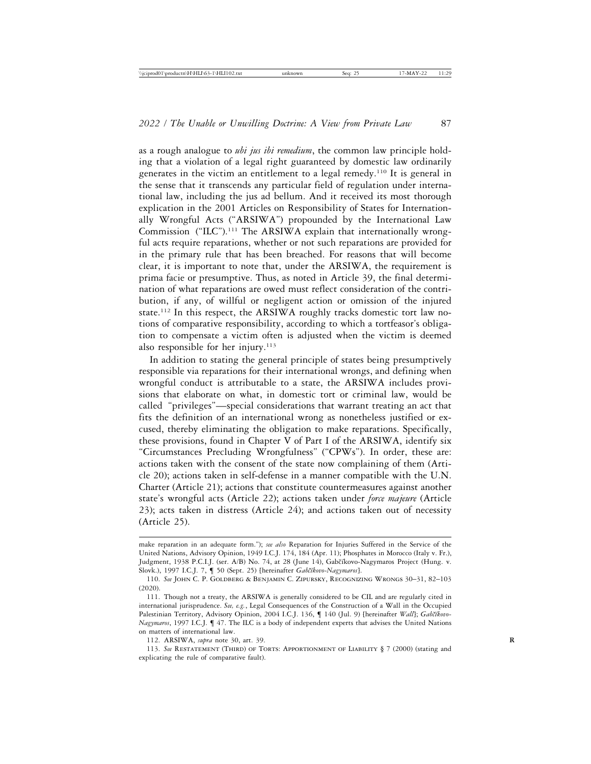as a rough analogue to *ubi jus ibi remedium*, the common law principle holding that a violation of a legal right guaranteed by domestic law ordinarily generates in the victim an entitlement to a legal remedy.[110] It is general in the sense that it transcends any particular field of regulation under international law, including the jus ad bellum. And it received its most thorough explication in the 2001 Articles on Responsibility of States for Internationally Wrongful Acts ("ARSIWA") propounded by the International Law Commission ("ILC").[111] The ARSIWA explain that internationally wrongful acts require reparations, whether or not such reparations are provided for in the primary rule that has been breached. For reasons that will become clear, it is important to note that, under the ARSIWA, the requirement is prima facie or presumptive. Thus, as noted in Article 39, the final determination of what reparations are owed must reflect consideration of the contribution, if any, of willful or negligent action or omission of the injured state.[112] In this respect, the ARSIWA roughly tracks domestic tort law notions of comparative responsibility, according to which a tortfeasor's obligation to compensate a victim often is adjusted when the victim is deemed also responsible for her injury.[113]

In addition to stating the general principle of states being presumptively responsible via reparations for their international wrongs, and defining when wrongful conduct is attributable to a state, the ARSIWA includes provisions that elaborate on what, in domestic tort or criminal law, would be called "privileges"—special considerations that warrant treating an act that fits the definition of an international wrong as nonetheless justified or excused, thereby eliminating the obligation to make reparations. Specifically, these provisions, found in Chapter V of Part I of the ARSIWA, identify six "Circumstances Precluding Wrongfulness" ("CPWs"). In order, these are: actions taken with the consent of the state now complaining of them (Article 20); actions taken in self-defense in a manner compatible with the U.N. Charter (Article 21); actions that constitute countermeasures against another state's wrongful acts (Article 22); actions taken under *force majeure* (Article 23); acts taken in distress (Article 24); and actions taken out of necessity (Article 25).

---

make reparation in an adequate form."); *see also* Reparation for Injuries Suffered in the Service of the United Nations, Advisory Opinion, 1949 I.C.J. 174, 184 (Apr. 11); Phosphates in Morocco (Italy v. Fr.), Judgment, 1938 P.C.I.J. (ser. A/B) No. 74, at 28 (June 14), Gabčíkovo-Nagymaros Project (Hung. v. Slovk.), 1997 I.C.J. 7, ¶ 50 (Sept. 25) [hereinafter *Gabčíkovo-Nagymaros*].

110. *See* John C. P. Goldberg & Benjamin C. Zipursky, Recognizing Wrongs 30–31, 82–103 (2020).

111. Though not a treaty, the ARSIWA is generally considered to be CIL and are regularly cited in international jurisprudence. *See, e.g.*, Legal Consequences of the Construction of a Wall in the Occupied Palestinian Territory, Advisory Opinion, 2004 I.C.J. 136, ¶ 140 (Jul. 9) [hereinafter *Wall*]; *Gabčíkovo-Nagymaros*, 1997 I.C.J. ¶ 47. The ILC is a body of independent experts that advises the United Nations on matters of international law.

112. ARSIWA, *supra* note 30, art. 39.

113. *See* Restatement (Third) of Torts: Apportionment of Liability § 7 (2000) (stating and explicating the rule of comparative fault).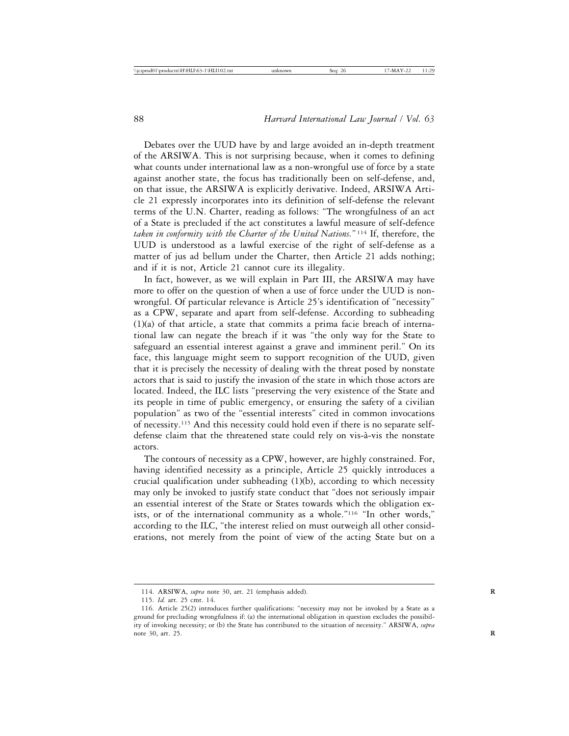Debates over the UUD have by and large avoided an in-depth treatment of the ARSIWA. This is not surprising because, when it comes to defining what counts under international law as a non-wrongful use of force by a state against another state, the focus has traditionally been on self-defense, and, on that issue, the ARSIWA is explicitly derivative. Indeed, ARSIWA Article 21 expressly incorporates into its definition of self-defense the relevant terms of the U.N. Charter, reading as follows: "The wrongfulness of an act of a State is precluded if the act constitutes a lawful measure of self-defence *taken in conformity with the Charter of the United Nations.*"[114] If, therefore, the UUD is understood as a lawful exercise of the right of self-defense as a matter of jus ad bellum under the Charter, then Article 21 adds nothing; and if it is not, Article 21 cannot cure its illegality.

In fact, however, as we will explain in Part III, the ARSIWA may have more to offer on the question of when a use of force under the UUD is non-wrongful. Of particular relevance is Article 25's identification of "necessity" as a CPW, separate and apart from self-defense. According to subheading (1)(a) of that article, a state that commits a prima facie breach of international law can negate the breach if it was "the only way for the State to safeguard an essential interest against a grave and imminent peril." On its face, this language might seem to support recognition of the UUD, given that it is precisely the necessity of dealing with the threat posed by nonstate actors that is said to justify the invasion of the state in which those actors are located. Indeed, the ILC lists "preserving the very existence of the State and its people in time of public emergency, or ensuring the safety of a civilian population" as two of the "essential interests" cited in common invocations of necessity.[115] And this necessity could hold even if there is no separate self-defense claim that the threatened state could rely on vis-à-vis the nonstate actors.

The contours of necessity as a CPW, however, are highly constrained. For, having identified necessity as a principle, Article 25 quickly introduces a crucial qualification under subheading (1)(b), according to which necessity may only be invoked to justify state conduct that "does not seriously impair an essential interest of the State or States towards which the obligation exists, or of the international community as a whole."[116] "In other words," according to the ILC, "the interest relied on must outweigh all other considerations, not merely from the point of view of the acting State but on a

---

114. ARSIWA, *supra* note 30, art. 21 (emphasis added).

115. *Id.* art. 25 cmt. 14.

116. Article 25(2) introduces further qualifications: "necessity may not be invoked by a State as a ground for precluding wrongfulness if: (a) the international obligation in question excludes the possibility of invoking necessity; or (b) the State has contributed to the situation of necessity." ARSIWA, *supra* note 30, art. 25.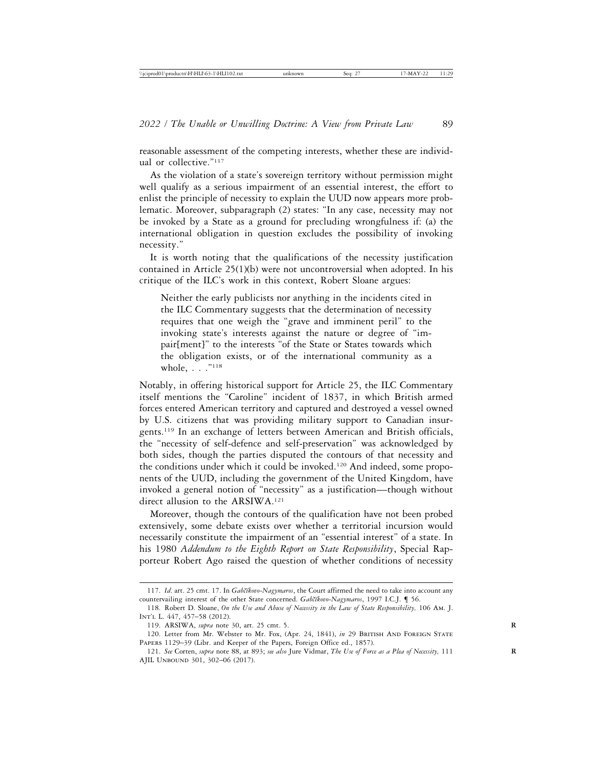reasonable assessment of the competing interests, whether these are individual or collective."[117]

As the violation of a state's sovereign territory without permission might well qualify as a serious impairment of an essential interest, the effort to enlist the principle of necessity to explain the UUD now appears more problematic. Moreover, subparagraph (2) states: "In any case, necessity may not be invoked by a State as a ground for precluding wrongfulness if: (a) the international obligation in question excludes the possibility of invoking necessity."

It is worth noting that the qualifications of the necessity justification contained in Article 25(1)(b) were not uncontroversial when adopted. In his critique of the ILC's work in this context, Robert Sloane argues:

> Neither the early publicists nor anything in the incidents cited in the ILC Commentary suggests that the determination of necessity requires that one weigh the "grave and imminent peril" to the invoking state's interests against the nature or degree of "impair[ment]" to the interests "of the State or States towards which the obligation exists, or of the international community as a whole, . . ."[118]

Notably, in offering historical support for Article 25, the ILC Commentary itself mentions the "Caroline" incident of 1837, in which British armed forces entered American territory and captured and destroyed a vessel owned by U.S. citizens that was providing military support to Canadian insurgents.[119] In an exchange of letters between American and British officials, the "necessity of self-defence and self-preservation" was acknowledged by both sides, though the parties disputed the contours of that necessity and the conditions under which it could be invoked.[120] And indeed, some proponents of the UUD, including the government of the United Kingdom, have invoked a general notion of "necessity" as a justification—though without direct allusion to the ARSIWA.[121]

Moreover, though the contours of the qualification have not been probed extensively, some debate exists over whether a territorial incursion would necessarily constitute the impairment of an "essential interest" of a state. In his 1980 *Addendum to the Eighth Report on State Responsibility*, Special Rapporteur Robert Ago raised the question of whether conditions of necessity

---

117. *Id*. art. 25 cmt. 17. In *Gabčíkovo-Nagymaros*, the Court affirmed the need to take into account any countervailing interest of the other State concerned. *Gabčíkovo-Nagymaros*, 1997 I.C.J. ¶ 56.

118. Robert D. Sloane, *On the Use and Abuse of Necessity in the Law of State Responsibility,* 106 Am. J. Int'l L. 447, 457–58 (2012).

119. ARSIWA, *supra* note 30, art. 25 cmt. 5.

120. Letter from Mr. Webster to Mr. Fox, (Apr. 24, 1841), *in* 29 British And Foreign State Papers 1129–39 (Libr. and Keeper of the Papers, Foreign Office ed., 1857).

121. *See* Corten, *supra* note 88, at 893; *see also* Jure Vidmar, *The Use of Force as a Plea of Necessity,* 111 AJIL Unbound 301, 302–06 (2017).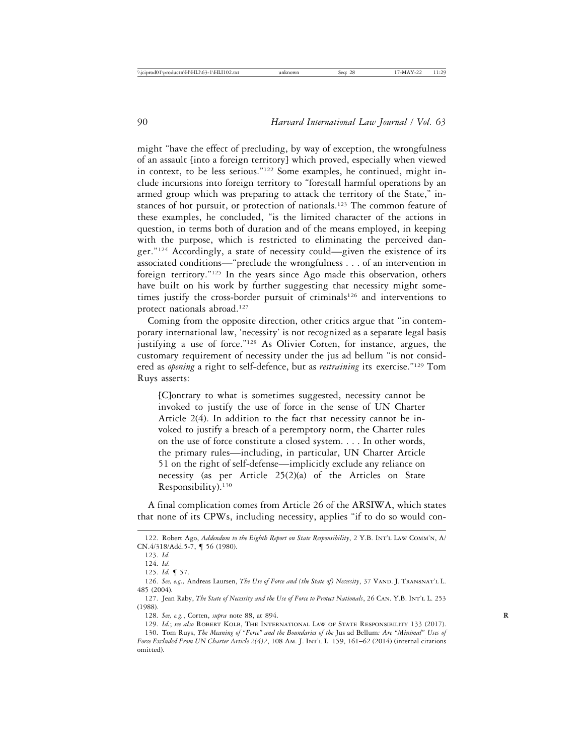might "have the effect of precluding, by way of exception, the wrongfulness of an assault [into a foreign territory] which proved, especially when viewed in context, to be less serious."[122] Some examples, he continued, might include incursions into foreign territory to "forestall harmful operations by an armed group which was preparing to attack the territory of the State," instances of hot pursuit, or protection of nationals.[123] The common feature of these examples, he concluded, "is the limited character of the actions in question, in terms both of duration and of the means employed, in keeping with the purpose, which is restricted to eliminating the perceived danger."[124] Accordingly, a state of necessity could—given the existence of its associated conditions—"preclude the wrongfulness . . . of an intervention in foreign territory."[125] In the years since Ago made this observation, others have built on his work by further suggesting that necessity might sometimes justify the cross-border pursuit of criminals[126] and interventions to protect nationals abroad.[127]

Coming from the opposite direction, other critics argue that "in contemporary international law, 'necessity' is not recognized as a separate legal basis justifying a use of force."[128] As Olivier Corten, for instance, argues, the customary requirement of necessity under the jus ad bellum "is not considered as *opening* a right to self-defence, but as *restraining* its exercise."[129] Tom Ruys asserts:

> [C]ontrary to what is sometimes suggested, necessity cannot be invoked to justify the use of force in the sense of UN Charter Article 2(4). In addition to the fact that necessity cannot be invoked to justify a breach of a peremptory norm, the Charter rules on the use of force constitute a closed system. . . . In other words, the primary rules—including, in particular, UN Charter Article 51 on the right of self-defense—implicitly exclude any reliance on necessity (as per Article 25(2)(a) of the Articles on State Responsibility).[130]

A final complication comes from Article 26 of the ARSIWA, which states that none of its CPWs, including necessity, applies "if to do so would con-

---

122. Robert Ago, *Addendum to the Eighth Report on State Responsibility*, 2 Y.B. Int'l Law Comm'n, A/CN.4/318/Add.5-7, ¶ 56 (1980).

123. *Id*.

124. *Id*.

125. *Id.* ¶ 57.

126. *See, e.g.,* Andreas Laursen, *The Use of Force and (the State of) Necessity*, 37 Vand. J. Transnat'l L. 485 (2004).

127. Jean Raby, *The State of Necessity and the Use of Force to Protect Nationals*, 26 Can. Y.B. Int'l L. 253 (1988).

128. *See, e.g.*, Corten, *supra* note 88, at 894.

129. *Id.*; *see also* Robert Kolb, The International Law of State Responsibility 133 (2017).

130. Tom Ruys, *The Meaning of "Force" and the Boundaries of the* Jus ad Bellum*: Are "Minimal" Uses of Force Excluded From UN Charter Article 2(4)?*, 108 Am. J. Int'l L. 159, 161–62 (2014) (internal citations omitted).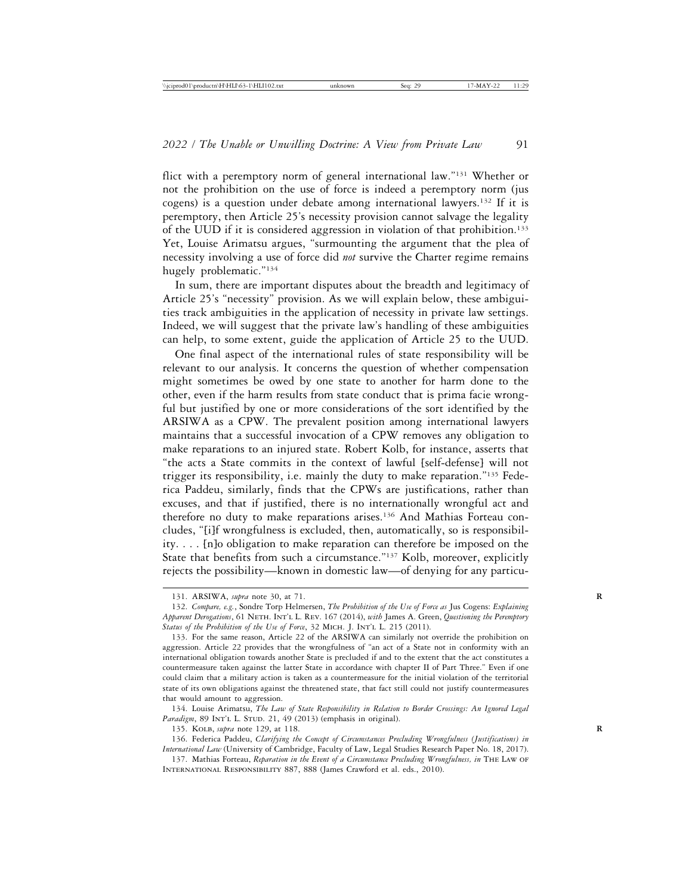flict with a peremptory norm of general international law."[131] Whether or not the prohibition on the use of force is indeed a peremptory norm (jus cogens) is a question under debate among international lawyers.[132] If it is peremptory, then Article 25's necessity provision cannot salvage the legality of the UUD if it is considered aggression in violation of that prohibition.[133] Yet, Louise Arimatsu argues, "surmounting the argument that the plea of necessity involving a use of force did *not* survive the Charter regime remains hugely problematic."[134]

In sum, there are important disputes about the breadth and legitimacy of Article 25's "necessity" provision. As we will explain below, these ambiguities track ambiguities in the application of necessity in private law settings. Indeed, we will suggest that the private law's handling of these ambiguities can help, to some extent, guide the application of Article 25 to the UUD.

One final aspect of the international rules of state responsibility will be relevant to our analysis. It concerns the question of whether compensation might sometimes be owed by one state to another for harm done to the other, even if the harm results from state conduct that is prima facie wrongful but justified by one or more considerations of the sort identified by the ARSIWA as a CPW. The prevalent position among international lawyers maintains that a successful invocation of a CPW removes any obligation to make reparations to an injured state. Robert Kolb, for instance, asserts that "the acts a State commits in the context of lawful [self-defense] will not trigger its responsibility, i.e. mainly the duty to make reparation."[135] Federica Paddeu, similarly, finds that the CPWs are justifications, rather than excuses, and that if justified, there is no internationally wrongful act and therefore no duty to make reparations arises.[136] And Mathias Forteau concludes, "[i]f wrongfulness is excluded, then, automatically, so is responsibility. . . . [n]o obligation to make reparation can therefore be imposed on the State that benefits from such a circumstance."[137] Kolb, moreover, explicitly rejects the possibility—known in domestic law—of denying for any particu-

131. ARSIWA, *supra* note 30, at 71.

132. *Compare, e.g.*, Sondre Torp Helmersen, *The Prohibition of the Use of Force as* Jus Cogens*: Explaining Apparent Derogations*, 61 NETH. INT'L L. REV. 167 (2014), *with* James A. Green, *Questioning the Peremptory Status of the Prohibition of the Use of Force*, 32 MICH. J. INT'L L. 215 (2011).

133. For the same reason, Article 22 of the ARSIWA can similarly not override the prohibition on aggression. Article 22 provides that the wrongfulness of "an act of a State not in conformity with an international obligation towards another State is precluded if and to the extent that the act constitutes a countermeasure taken against the latter State in accordance with chapter II of Part Three." Even if one could claim that a military action is taken as a countermeasure for the initial violation of the territorial state of its own obligations against the threatened state, that fact still could not justify countermeasures that would amount to aggression.

134. Louise Arimatsu, *The Law of State Responsibility in Relation to Border Crossings: An Ignored Legal Paradigm*, 89 INT'L L. STUD. 21, 49 (2013) (emphasis in original).

135. KOLB, *supra* note 129, at 118.

136. Federica Paddeu, *Clarifying the Concept of Circumstances Precluding Wrongfulness (Justifications) in International Law* (University of Cambridge, Faculty of Law, Legal Studies Research Paper No. 18, 2017).

137. Mathias Forteau, *Reparation in the Event of a Circumstance Precluding Wrongfulness, in* THE LAW OF INTERNATIONAL RESPONSIBILITY 887, 888 (James Crawford et al. eds., 2010).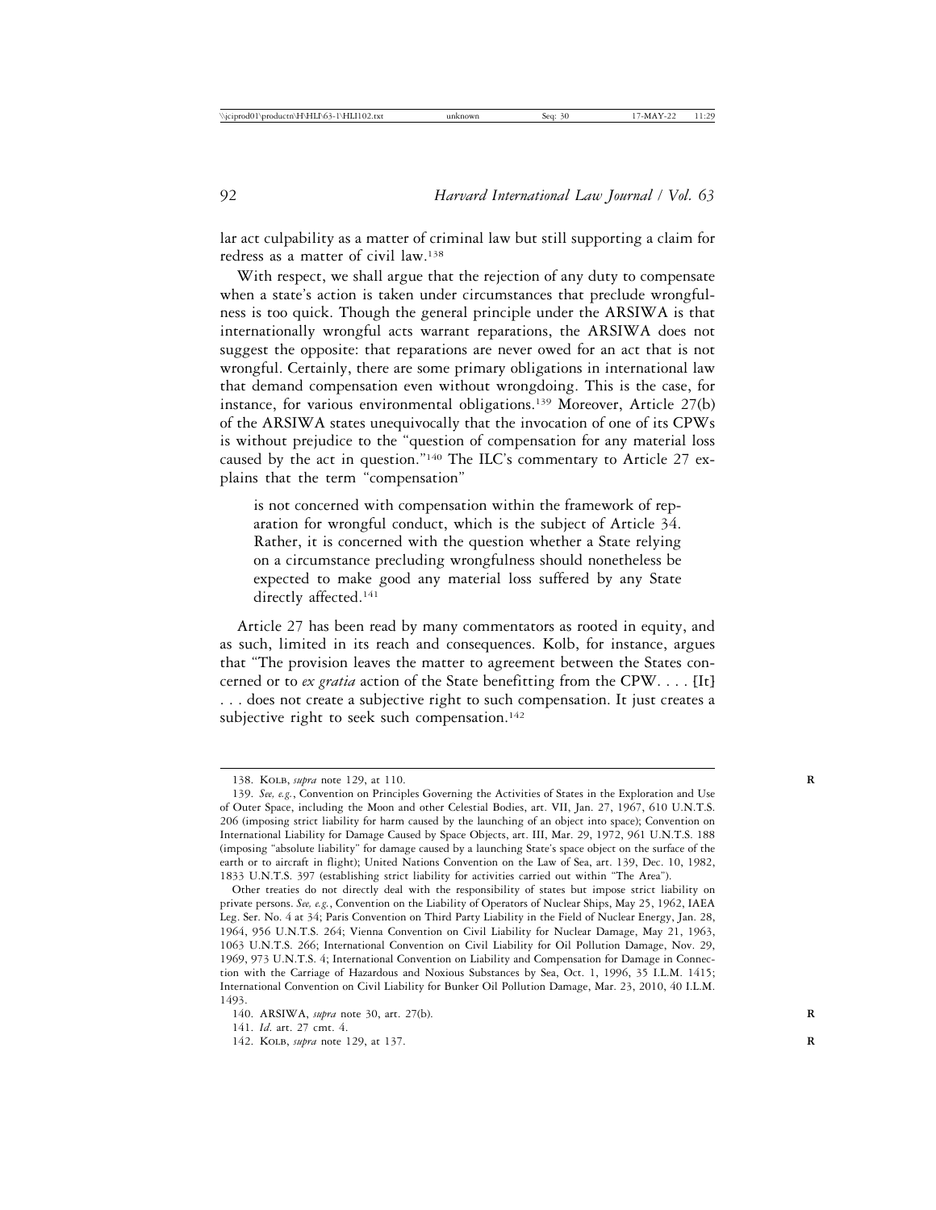lar act culpability as a matter of criminal law but still supporting a claim for redress as a matter of civil law.[138]

With respect, we shall argue that the rejection of any duty to compensate when a state's action is taken under circumstances that preclude wrongfulness is too quick. Though the general principle under the ARSIWA is that internationally wrongful acts warrant reparations, the ARSIWA does not suggest the opposite: that reparations are never owed for an act that is not wrongful. Certainly, there are some primary obligations in international law that demand compensation even without wrongdoing. This is the case, for instance, for various environmental obligations.[139] Moreover, Article 27(b) of the ARSIWA states unequivocally that the invocation of one of its CPWs is without prejudice to the "question of compensation for any material loss caused by the act in question."[140] The ILC's commentary to Article 27 explains that the term "compensation"

> is not concerned with compensation within the framework of reparation for wrongful conduct, which is the subject of Article 34. Rather, it is concerned with the question whether a State relying on a circumstance precluding wrongfulness should nonetheless be expected to make good any material loss suffered by any State directly affected.[141]

Article 27 has been read by many commentators as rooted in equity, and as such, limited in its reach and consequences. Kolb, for instance, argues that "The provision leaves the matter to agreement between the States concerned or to *ex gratia* action of the State benefitting from the CPW. . . . [It] . . . does not create a subjective right to such compensation. It just creates a subjective right to seek such compensation.[142]

---

138. Kolb, *supra* note 129, at 110.

139. *See, e.g.*, Convention on Principles Governing the Activities of States in the Exploration and Use of Outer Space, including the Moon and other Celestial Bodies, art. VII, Jan. 27, 1967, 610 U.N.T.S. 206 (imposing strict liability for harm caused by the launching of an object into space); Convention on International Liability for Damage Caused by Space Objects, art. III, Mar. 29, 1972, 961 U.N.T.S. 188 (imposing "absolute liability" for damage caused by a launching State's space object on the surface of the earth or to aircraft in flight); United Nations Convention on the Law of Sea, art. 139, Dec. 10, 1982, 1833 U.N.T.S. 397 (establishing strict liability for activities carried out within "The Area").

Other treaties do not directly deal with the responsibility of states but impose strict liability on private persons. *See, e.g.*, Convention on the Liability of Operators of Nuclear Ships, May 25, 1962, IAEA Leg. Ser. No. 4 at 34; Paris Convention on Third Party Liability in the Field of Nuclear Energy, Jan. 28, 1964, 956 U.N.T.S. 264; Vienna Convention on Civil Liability for Nuclear Damage, May 21, 1963, 1063 U.N.T.S. 266; International Convention on Civil Liability for Oil Pollution Damage, Nov. 29, 1969, 973 U.N.T.S. 4; International Convention on Liability and Compensation for Damage in Connection with the Carriage of Hazardous and Noxious Substances by Sea, Oct. 1, 1996, 35 I.L.M. 1415; International Convention on Civil Liability for Bunker Oil Pollution Damage, Mar. 23, 2010, 40 I.L.M. 1493.

140. ARSIWA, *supra* note 30, art. 27(b).

141. *Id*. art. 27 cmt. 4.

142. Kolb, *supra* note 129, at 137.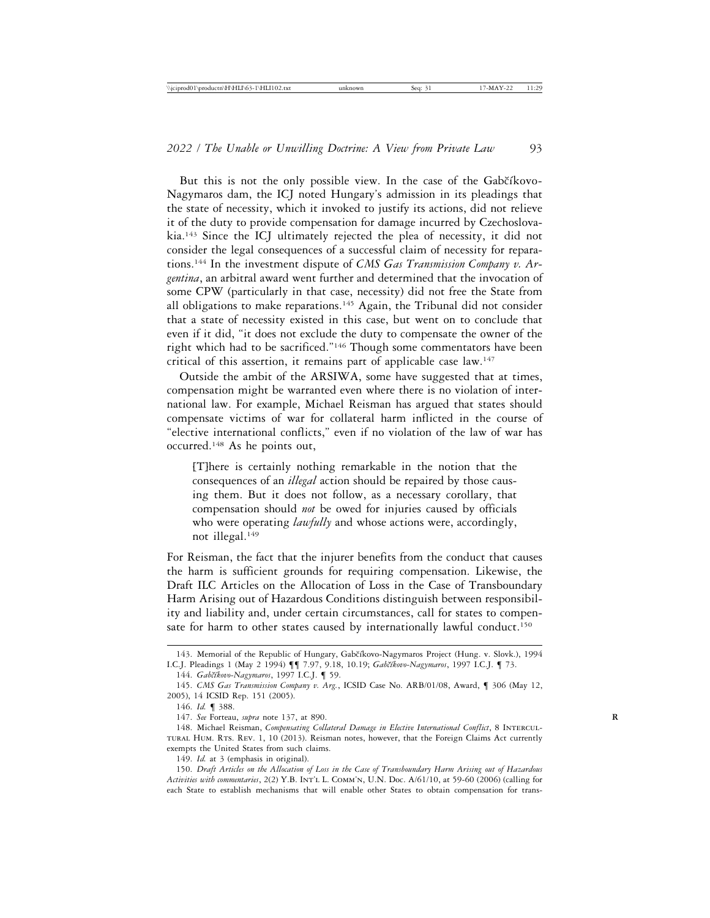But this is not the only possible view. In the case of the Gabčíkovo-Nagymaros dam, the ICJ noted Hungary's admission in its pleadings that the state of necessity, which it invoked to justify its actions, did not relieve it of the duty to provide compensation for damage incurred by Czechoslovakia.[143] Since the ICJ ultimately rejected the plea of necessity, it did not consider the legal consequences of a successful claim of necessity for reparations.[144] In the investment dispute of *CMS Gas Transmission Company v. Argentina*, an arbitral award went further and determined that the invocation of some CPW (particularly in that case, necessity) did not free the State from all obligations to make reparations.[145] Again, the Tribunal did not consider that a state of necessity existed in this case, but went on to conclude that even if it did, "it does not exclude the duty to compensate the owner of the right which had to be sacrificed."[146] Though some commentators have been critical of this assertion, it remains part of applicable case law.[147]

Outside the ambit of the ARSIWA, some have suggested that at times, compensation might be warranted even where there is no violation of international law. For example, Michael Reisman has argued that states should compensate victims of war for collateral harm inflicted in the course of "elective international conflicts," even if no violation of the law of war has occurred.[148] As he points out,

> [T]here is certainly nothing remarkable in the notion that the consequences of an *illegal* action should be repaired by those causing them. But it does not follow, as a necessary corollary, that compensation should *not* be owed for injuries caused by officials who were operating *lawfully* and whose actions were, accordingly, not illegal.[149]

For Reisman, the fact that the injurer benefits from the conduct that causes the harm is sufficient grounds for requiring compensation. Likewise, the Draft ILC Articles on the Allocation of Loss in the Case of Transboundary Harm Arising out of Hazardous Conditions distinguish between responsibility and liability and, under certain circumstances, call for states to compensate for harm to other states caused by internationally lawful conduct.[150]

---

143. Memorial of the Republic of Hungary, Gabčíkovo-Nagymaros Project (Hung. v. Slovk.), 1994 I.C.J. Pleadings 1 (May 2 1994) ¶¶ 7.97, 9.18, 10.19; *Gabčíkovo-Nagymaros*, 1997 I.C.J. ¶ 73.

144. *Gabčíkovo-Nagymaros*, 1997 I.C.J. ¶ 59.

145. *CMS Gas Transmission Company v. Arg.*, ICSID Case No. ARB/01/08, Award, ¶ 306 (May 12, 2005), 14 ICSID Rep. 151 (2005).

146. *Id.* ¶ 388.

147. *See* Forteau, *supra* note 137, at 890.

148. Michael Reisman, *Compensating Collateral Damage in Elective International Conflict*, 8 Intercultural Hum. Rts. Rev. 1, 10 (2013). Reisman notes, however, that the Foreign Claims Act currently exempts the United States from such claims.

149. *Id.* at 3 (emphasis in original).

150. *Draft Articles on the Allocation of Loss in the Case of Transboundary Harm Arising out of Hazardous Activities with commentaries*, 2(2) Y.B. Int'l L. Comm'n, U.N. Doc. A/61/10, at 59-60 (2006) (calling for each State to establish mechanisms that will enable other States to obtain compensation for trans-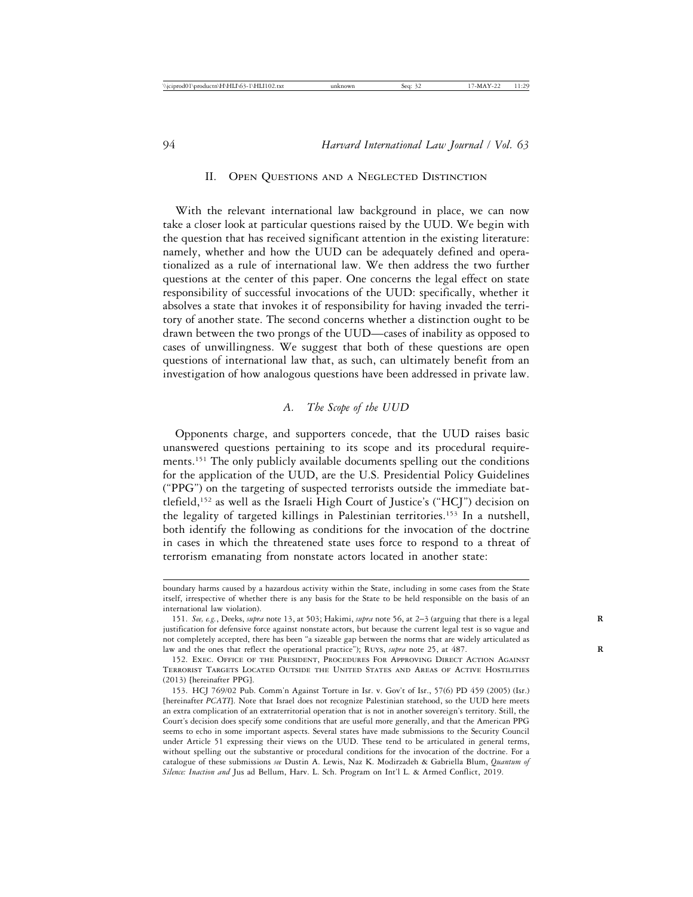## II. Open Questions and a Neglected Distinction

With the relevant international law background in place, we can now take a closer look at particular questions raised by the UUD. We begin with the question that has received significant attention in the existing literature: namely, whether and how the UUD can be adequately defined and operationalized as a rule of international law. We then address the two further questions at the center of this paper. One concerns the legal effect on state responsibility of successful invocations of the UUD: specifically, whether it absolves a state that invokes it of responsibility for having invaded the territory of another state. The second concerns whether a distinction ought to be drawn between the two prongs of the UUD—cases of inability as opposed to cases of unwillingness. We suggest that both of these questions are open questions of international law that, as such, can ultimately benefit from an investigation of how analogous questions have been addressed in private law.

### *A. The Scope of the UUD*

Opponents charge, and supporters concede, that the UUD raises basic unanswered questions pertaining to its scope and its procedural requirements.[151] The only publicly available documents spelling out the conditions for the application of the UUD, are the U.S. Presidential Policy Guidelines ("PPG") on the targeting of suspected terrorists outside the immediate battlefield,[152] as well as the Israeli High Court of Justice's ("HCJ") decision on the legality of targeted killings in Palestinian territories.[153] In a nutshell, both identify the following as conditions for the invocation of the doctrine in cases in which the threatened state uses force to respond to a threat of terrorism emanating from nonstate actors located in another state:

---

boundary harms caused by a hazardous activity within the State, including in some cases from the State itself, irrespective of whether there is any basis for the State to be held responsible on the basis of an international law violation).

151. *See, e.g.*, Deeks, *supra* note 13, at 503; Hakimi, *supra* note 56, at 2–3 (arguing that there is a legal justification for defensive force against nonstate actors, but because the current legal test is so vague and not completely accepted, there has been "a sizeable gap between the norms that are widely articulated as law and the ones that reflect the operational practice"); Ruys, *supra* note 25, at 487.

152. Exec. Office of the President, Procedures For Approving Direct Action Against Terrorist Targets Located Outside the United States and Areas of Active Hostilities (2013) [hereinafter PPG].

153. HCJ 769/02 Pub. Comm'n Against Torture in Isr. v. Gov't of Isr., 57(6) PD 459 (2005) (Isr.) [hereinafter *PCATI*]. Note that Israel does not recognize Palestinian statehood, so the UUD here meets an extra complication of an extraterritorial operation that is not in another sovereign's territory. Still, the Court's decision does specify some conditions that are useful more generally, and that the American PPG seems to echo in some important aspects. Several states have made submissions to the Security Council under Article 51 expressing their views on the UUD. These tend to be articulated in general terms, without spelling out the substantive or procedural conditions for the invocation of the doctrine. For a catalogue of these submissions *see* Dustin A. Lewis, Naz K. Modirzadeh & Gabriella Blum, *Quantum of Silence: Inaction and* Jus ad Bellum, Harv. L. Sch. Program on Int'l L. & Armed Conflict, 2019.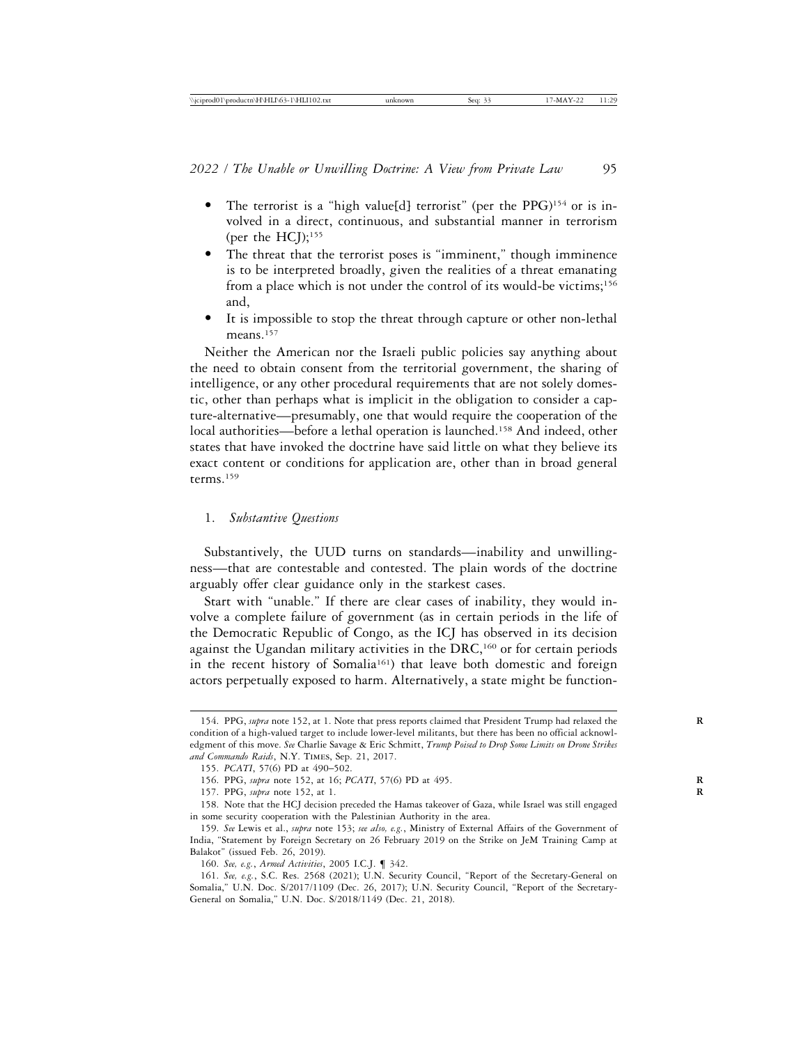- The terrorist is a "high value[d] terrorist" (per the PPG)[154] or is involved in a direct, continuous, and substantial manner in terrorism (per the HCJ);[155]
- The threat that the terrorist poses is "imminent," though imminence is to be interpreted broadly, given the realities of a threat emanating from a place which is not under the control of its would-be victims;[156] and,
- It is impossible to stop the threat through capture or other non-lethal means.[157]

Neither the American nor the Israeli public policies say anything about the need to obtain consent from the territorial government, the sharing of intelligence, or any other procedural requirements that are not solely domestic, other than perhaps what is implicit in the obligation to consider a capture-alternative—presumably, one that would require the cooperation of the local authorities—before a lethal operation is launched.[158] And indeed, other states that have invoked the doctrine have said little on what they believe its exact content or conditions for application are, other than in broad general terms.[159]

### 1. *Substantive Questions*

Substantively, the UUD turns on standards—inability and unwillingness—that are contestable and contested. The plain words of the doctrine arguably offer clear guidance only in the starkest cases.

Start with "unable." If there are clear cases of inability, they would involve a complete failure of government (as in certain periods in the life of the Democratic Republic of Congo, as the ICJ has observed in its decision against the Ugandan military activities in the DRC,[160] or for certain periods in the recent history of Somalia[161]) that leave both domestic and foreign actors perpetually exposed to harm. Alternatively, a state might be function-

---

154. PPG, *supra* note 152, at 1. Note that press reports claimed that President Trump had relaxed the condition of a high-valued target to include lower-level militants, but there has been no official acknowledgment of this move. *See* Charlie Savage & Eric Schmitt, *Trump Poised to Drop Some Limits on Drone Strikes and Commando Raids*, N.Y. TIMES, Sep. 21, 2017.

155. *PCATI*, 57(6) PD at 490–502.

156. PPG, *supra* note 152, at 16; *PCATI*, 57(6) PD at 495.

157. PPG, *supra* note 152, at 1.

158. Note that the HCJ decision preceded the Hamas takeover of Gaza, while Israel was still engaged in some security cooperation with the Palestinian Authority in the area.

159. *See* Lewis et al., *supra* note 153; *see also, e.g.*, Ministry of External Affairs of the Government of India, "Statement by Foreign Secretary on 26 February 2019 on the Strike on JeM Training Camp at Balakot" (issued Feb. 26, 2019).

160. *See, e.g.*, *Armed Activities*, 2005 I.C.J. ¶ 342.

161. *See, e.g.*, S.C. Res. 2568 (2021); U.N. Security Council, "Report of the Secretary-General on Somalia," U.N. Doc. S/2017/1109 (Dec. 26, 2017); U.N. Security Council, "Report of the Secretary-General on Somalia," U.N. Doc. S/2018/1149 (Dec. 21, 2018).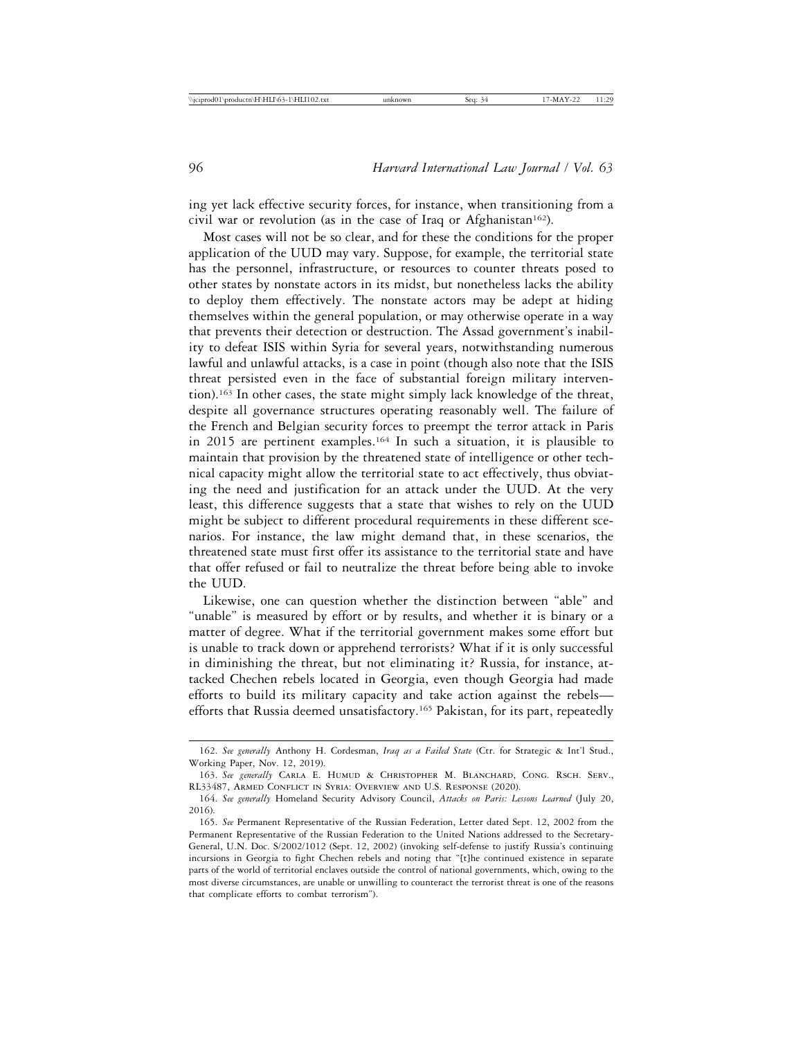ing yet lack effective security forces, for instance, when transitioning from a civil war or revolution (as in the case of Iraq or Afghanistan[162]).

Most cases will not be so clear, and for these the conditions for the proper application of the UUD may vary. Suppose, for example, the territorial state has the personnel, infrastructure, or resources to counter threats posed to other states by nonstate actors in its midst, but nonetheless lacks the ability to deploy them effectively. The nonstate actors may be adept at hiding themselves within the general population, or may otherwise operate in a way that prevents their detection or destruction. The Assad government's inability to defeat ISIS within Syria for several years, notwithstanding numerous lawful and unlawful attacks, is a case in point (though also note that the ISIS threat persisted even in the face of substantial foreign military intervention).[163] In other cases, the state might simply lack knowledge of the threat, despite all governance structures operating reasonably well. The failure of the French and Belgian security forces to preempt the terror attack in Paris in 2015 are pertinent examples.[164] In such a situation, it is plausible to maintain that provision by the threatened state of intelligence or other technical capacity might allow the territorial state to act effectively, thus obviating the need and justification for an attack under the UUD. At the very least, this difference suggests that a state that wishes to rely on the UUD might be subject to different procedural requirements in these different scenarios. For instance, the law might demand that, in these scenarios, the threatened state must first offer its assistance to the territorial state and have that offer refused or fail to neutralize the threat before being able to invoke the UUD.

Likewise, one can question whether the distinction between "able" and "unable" is measured by effort or by results, and whether it is binary or a matter of degree. What if the territorial government makes some effort but is unable to track down or apprehend terrorists? What if it is only successful in diminishing the threat, but not eliminating it? Russia, for instance, attacked Chechen rebels located in Georgia, even though Georgia had made efforts to build its military capacity and take action against the rebels—efforts that Russia deemed unsatisfactory.[165] Pakistan, for its part, repeatedly

---

162. *See generally* Anthony H. Cordesman, *Iraq as a Failed State* (Ctr. for Strategic & Int'l Stud., Working Paper, Nov. 12, 2019).

163. *See generally* CARLA E. HUMUD & CHRISTOPHER M. BLANCHARD, CONG. RSCH. SERV., RL33487, ARMED CONFLICT IN SYRIA: OVERVIEW AND U.S. RESPONSE (2020).

164. *See generally* Homeland Security Advisory Council, *Attacks on Paris: Lessons Learned* (July 20, 2016).

165. *See* Permanent Representative of the Russian Federation, Letter dated Sept. 12, 2002 from the Permanent Representative of the Russian Federation to the United Nations addressed to the Secretary-General, U.N. Doc. S/2002/1012 (Sept. 12, 2002) (invoking self-defense to justify Russia's continuing incursions in Georgia to fight Chechen rebels and noting that "[t]he continued existence in separate parts of the world of territorial enclaves outside the control of national governments, which, owing to the most diverse circumstances, are unable or unwilling to counteract the terrorist threat is one of the reasons that complicate efforts to combat terrorism").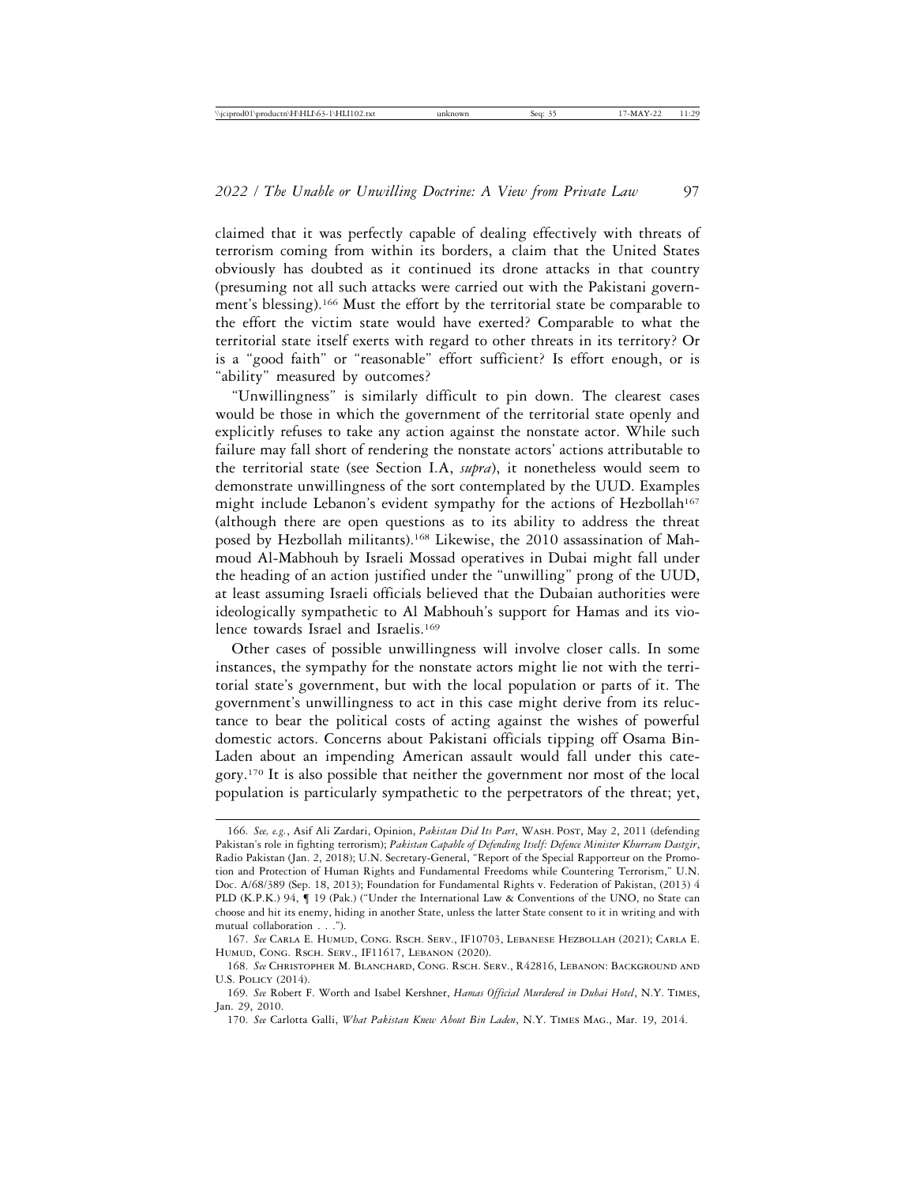claimed that it was perfectly capable of dealing effectively with threats of terrorism coming from within its borders, a claim that the United States obviously has doubted as it continued its drone attacks in that country (presuming not all such attacks were carried out with the Pakistani government's blessing).[166] Must the effort by the territorial state be comparable to the effort the victim state would have exerted? Comparable to what the territorial state itself exerts with regard to other threats in its territory? Or is a "good faith" or "reasonable" effort sufficient? Is effort enough, or is "ability" measured by outcomes?

"Unwillingness" is similarly difficult to pin down. The clearest cases would be those in which the government of the territorial state openly and explicitly refuses to take any action against the nonstate actor. While such failure may fall short of rendering the nonstate actors' actions attributable to the territorial state (see Section I.A, *supra*), it nonetheless would seem to demonstrate unwillingness of the sort contemplated by the UUD. Examples might include Lebanon's evident sympathy for the actions of Hezbollah[167] (although there are open questions as to its ability to address the threat posed by Hezbollah militants).[168] Likewise, the 2010 assassination of Mahmoud Al-Mabhouh by Israeli Mossad operatives in Dubai might fall under the heading of an action justified under the "unwilling" prong of the UUD, at least assuming Israeli officials believed that the Dubaian authorities were ideologically sympathetic to Al Mabhouh's support for Hamas and its violence towards Israel and Israelis.[169]

Other cases of possible unwillingness will involve closer calls. In some instances, the sympathy for the nonstate actors might lie not with the territorial state's government, but with the local population or parts of it. The government's unwillingness to act in this case might derive from its reluctance to bear the political costs of acting against the wishes of powerful domestic actors. Concerns about Pakistani officials tipping off Osama Bin-Laden about an impending American assault would fall under this category.[170] It is also possible that neither the government nor most of the local population is particularly sympathetic to the perpetrators of the threat; yet,

---

166. *See, e.g.*, Asif Ali Zardari, Opinion, *Pakistan Did Its Part*, Wash. Post, May 2, 2011 (defending Pakistan's role in fighting terrorism); *Pakistan Capable of Defending Itself: Defence Minister Khurram Dastgir*, Radio Pakistan (Jan. 2, 2018); U.N. Secretary-General, "Report of the Special Rapporteur on the Promotion and Protection of Human Rights and Fundamental Freedoms while Countering Terrorism," U.N. Doc. A/68/389 (Sep. 18, 2013); Foundation for Fundamental Rights v. Federation of Pakistan, (2013) 4 PLD (K.P.K.) 94, ¶ 19 (Pak.) ("Under the International Law & Conventions of the UNO, no State can choose and hit its enemy, hiding in another State, unless the latter State consent to it in writing and with mutual collaboration . . .").

167. *See* Carla E. Humud, Cong. Rsch. Serv., IF10703, Lebanese Hezbollah (2021); Carla E. Humud, Cong. Rsch. Serv., IF11617, Lebanon (2020).

168. *See* Christopher M. Blanchard, Cong. Rsch. Serv., R42816, Lebanon: Background and U.S. Policy (2014).

169. *See* Robert F. Worth and Isabel Kershner, *Hamas Official Murdered in Dubai Hotel*, N.Y. Times, Jan. 29, 2010.

170. *See* Carlotta Galli, *What Pakistan Knew About Bin Laden*, N.Y. Times Mag., Mar. 19, 2014.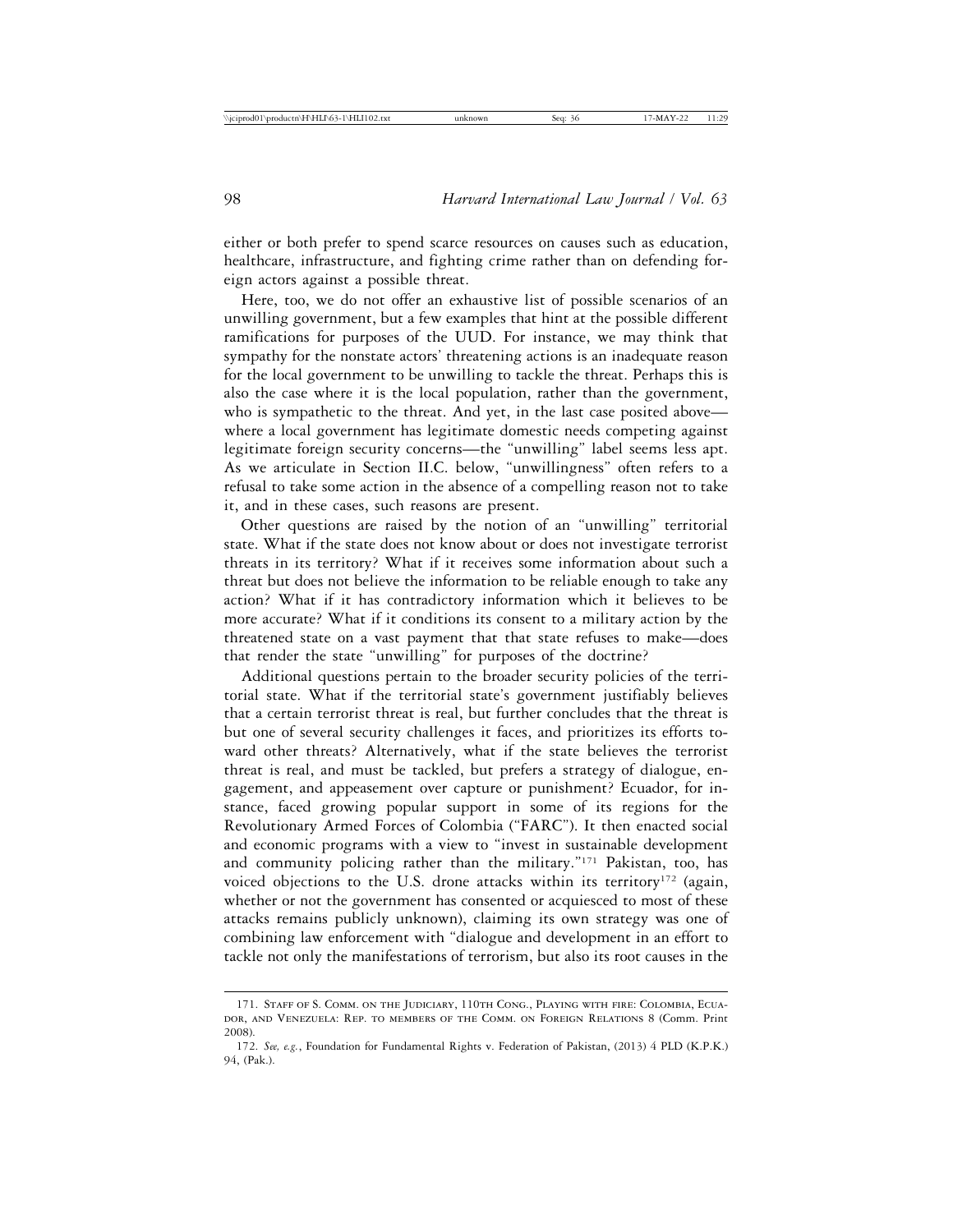either or both prefer to spend scarce resources on causes such as education, healthcare, infrastructure, and fighting crime rather than on defending foreign actors against a possible threat.

Here, too, we do not offer an exhaustive list of possible scenarios of an unwilling government, but a few examples that hint at the possible different ramifications for purposes of the UUD. For instance, we may think that sympathy for the nonstate actors' threatening actions is an inadequate reason for the local government to be unwilling to tackle the threat. Perhaps this is also the case where it is the local population, rather than the government, who is sympathetic to the threat. And yet, in the last case posited above—where a local government has legitimate domestic needs competing against legitimate foreign security concerns—the "unwilling" label seems less apt. As we articulate in Section II.C. below, "unwillingness" often refers to a refusal to take some action in the absence of a compelling reason not to take it, and in these cases, such reasons are present.

Other questions are raised by the notion of an "unwilling" territorial state. What if the state does not know about or does not investigate terrorist threats in its territory? What if it receives some information about such a threat but does not believe the information to be reliable enough to take any action? What if it has contradictory information which it believes to be more accurate? What if it conditions its consent to a military action by the threatened state on a vast payment that that state refuses to make—does that render the state "unwilling" for purposes of the doctrine?

Additional questions pertain to the broader security policies of the territorial state. What if the territorial state's government justifiably believes that a certain terrorist threat is real, but further concludes that the threat is but one of several security challenges it faces, and prioritizes its efforts toward other threats? Alternatively, what if the state believes the terrorist threat is real, and must be tackled, but prefers a strategy of dialogue, engagement, and appeasement over capture or punishment? Ecuador, for instance, faced growing popular support in some of its regions for the Revolutionary Armed Forces of Colombia ("FARC"). It then enacted social and economic programs with a view to "invest in sustainable development and community policing rather than the military."[171] Pakistan, too, has voiced objections to the U.S. drone attacks within its territory[172] (again, whether or not the government has consented or acquiesced to most of these attacks remains publicly unknown), claiming its own strategy was one of combining law enforcement with "dialogue and development in an effort to tackle not only the manifestations of terrorism, but also its root causes in the

171. Staff of S. Comm. on the Judiciary, 110th Cong., Playing with fire: Colombia, Ecuador, and Venezuela: Rep. to members of the Comm. on Foreign Relations 8 (Comm. Print 2008).

172. *See, e.g.*, Foundation for Fundamental Rights v. Federation of Pakistan, (2013) 4 PLD (K.P.K.) 94, (Pak.).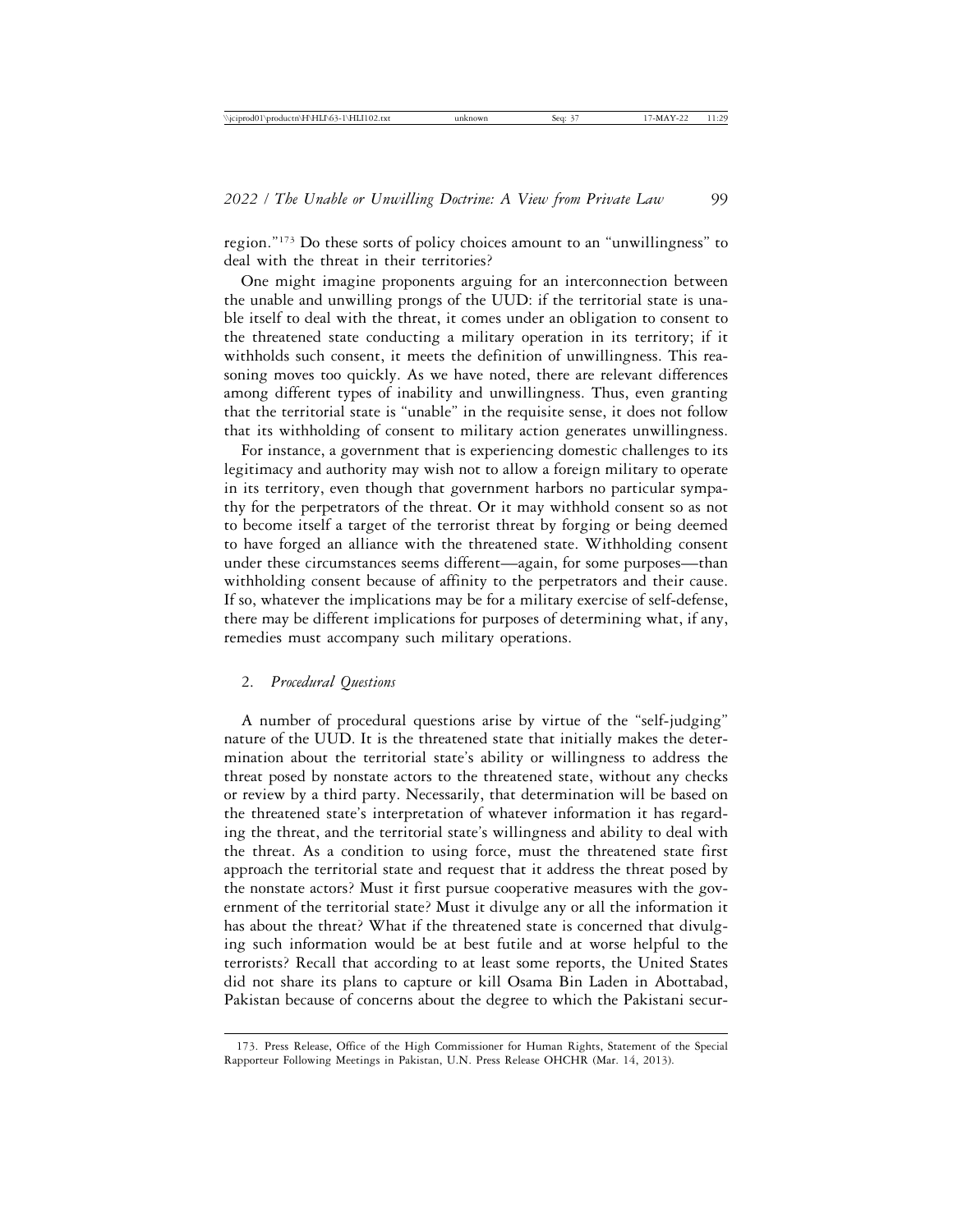region."[173] Do these sorts of policy choices amount to an "unwillingness" to deal with the threat in their territories?

One might imagine proponents arguing for an interconnection between the unable and unwilling prongs of the UUD: if the territorial state is unable itself to deal with the threat, it comes under an obligation to consent to the threatened state conducting a military operation in its territory; if it withholds such consent, it meets the definition of unwillingness. This reasoning moves too quickly. As we have noted, there are relevant differences among different types of inability and unwillingness. Thus, even granting that the territorial state is "unable" in the requisite sense, it does not follow that its withholding of consent to military action generates unwillingness.

For instance, a government that is experiencing domestic challenges to its legitimacy and authority may wish not to allow a foreign military to operate in its territory, even though that government harbors no particular sympathy for the perpetrators of the threat. Or it may withhold consent so as not to become itself a target of the terrorist threat by forging or being deemed to have forged an alliance with the threatened state. Withholding consent under these circumstances seems different—again, for some purposes—than withholding consent because of affinity to the perpetrators and their cause. If so, whatever the implications may be for a military exercise of self-defense, there may be different implications for purposes of determining what, if any, remedies must accompany such military operations.

### 2. *Procedural Questions*

A number of procedural questions arise by virtue of the "self-judging" nature of the UUD. It is the threatened state that initially makes the determination about the territorial state's ability or willingness to address the threat posed by nonstate actors to the threatened state, without any checks or review by a third party. Necessarily, that determination will be based on the threatened state's interpretation of whatever information it has regarding the threat, and the territorial state's willingness and ability to deal with the threat. As a condition to using force, must the threatened state first approach the territorial state and request that it address the threat posed by the nonstate actors? Must it first pursue cooperative measures with the government of the territorial state? Must it divulge any or all the information it has about the threat? What if the threatened state is concerned that divulging such information would be at best futile and at worse helpful to the terrorists? Recall that according to at least some reports, the United States did not share its plans to capture or kill Osama Bin Laden in Abottabad, Pakistan because of concerns about the degree to which the Pakistani secur-

173. Press Release, Office of the High Commissioner for Human Rights, Statement of the Special Rapporteur Following Meetings in Pakistan, U.N. Press Release OHCHR (Mar. 14, 2013).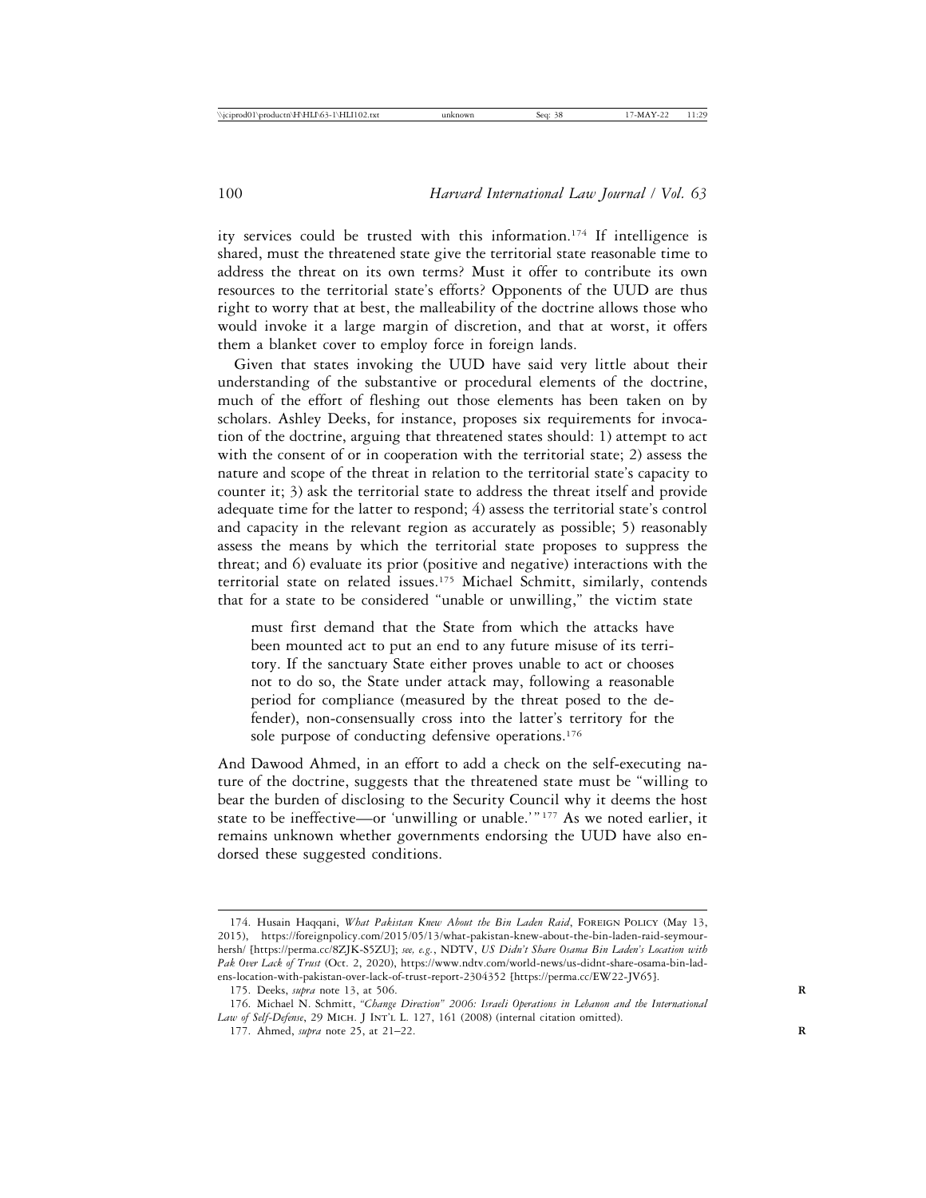ity services could be trusted with this information.[174] If intelligence is shared, must the threatened state give the territorial state reasonable time to address the threat on its own terms? Must it offer to contribute its own resources to the territorial state's efforts? Opponents of the UUD are thus right to worry that at best, the malleability of the doctrine allows those who would invoke it a large margin of discretion, and that at worst, it offers them a blanket cover to employ force in foreign lands.

Given that states invoking the UUD have said very little about their understanding of the substantive or procedural elements of the doctrine, much of the effort of fleshing out those elements has been taken on by scholars. Ashley Deeks, for instance, proposes six requirements for invocation of the doctrine, arguing that threatened states should: 1) attempt to act with the consent of or in cooperation with the territorial state; 2) assess the nature and scope of the threat in relation to the territorial state's capacity to counter it; 3) ask the territorial state to address the threat itself and provide adequate time for the latter to respond; 4) assess the territorial state's control and capacity in the relevant region as accurately as possible; 5) reasonably assess the means by which the territorial state proposes to suppress the threat; and 6) evaluate its prior (positive and negative) interactions with the territorial state on related issues.[175] Michael Schmitt, similarly, contends that for a state to be considered "unable or unwilling," the victim state

> must first demand that the State from which the attacks have been mounted act to put an end to any future misuse of its territory. If the sanctuary State either proves unable to act or chooses not to do so, the State under attack may, following a reasonable period for compliance (measured by the threat posed to the defender), non-consensually cross into the latter's territory for the sole purpose of conducting defensive operations.[176]

And Dawood Ahmed, in an effort to add a check on the self-executing nature of the doctrine, suggests that the threatened state must be "willing to bear the burden of disclosing to the Security Council why it deems the host state to be ineffective—or 'unwilling or unable.'"[177] As we noted earlier, it remains unknown whether governments endorsing the UUD have also endorsed these suggested conditions.

174. Husain Haqqani, *What Pakistan Knew About the Bin Laden Raid*, Foreign Policy (May 13, 2015), https://foreignpolicy.com/2015/05/13/what-pakistan-knew-about-the-bin-laden-raid-seymour-hersh/ [https://perma.cc/8ZJK-S5ZU]; *see, e.g.*, NDTV, *US Didn't Share Osama Bin Laden's Location with Pak Over Lack of Trust* (Oct. 2, 2020), https://www.ndtv.com/world-news/us-didnt-share-osama-bin-ladens-location-with-pakistan-over-lack-of-trust-report-2304352 [https://perma.cc/EW22-JV65].

175. Deeks, *supra* note 13, at 506.

176. Michael N. Schmitt, *"Change Direction" 2006: Israeli Operations in Lebanon and the International Law of Self-Defense*, 29 Mich. J Int'l L. 127, 161 (2008) (internal citation omitted).

177. Ahmed, *supra* note 25, at 21–22.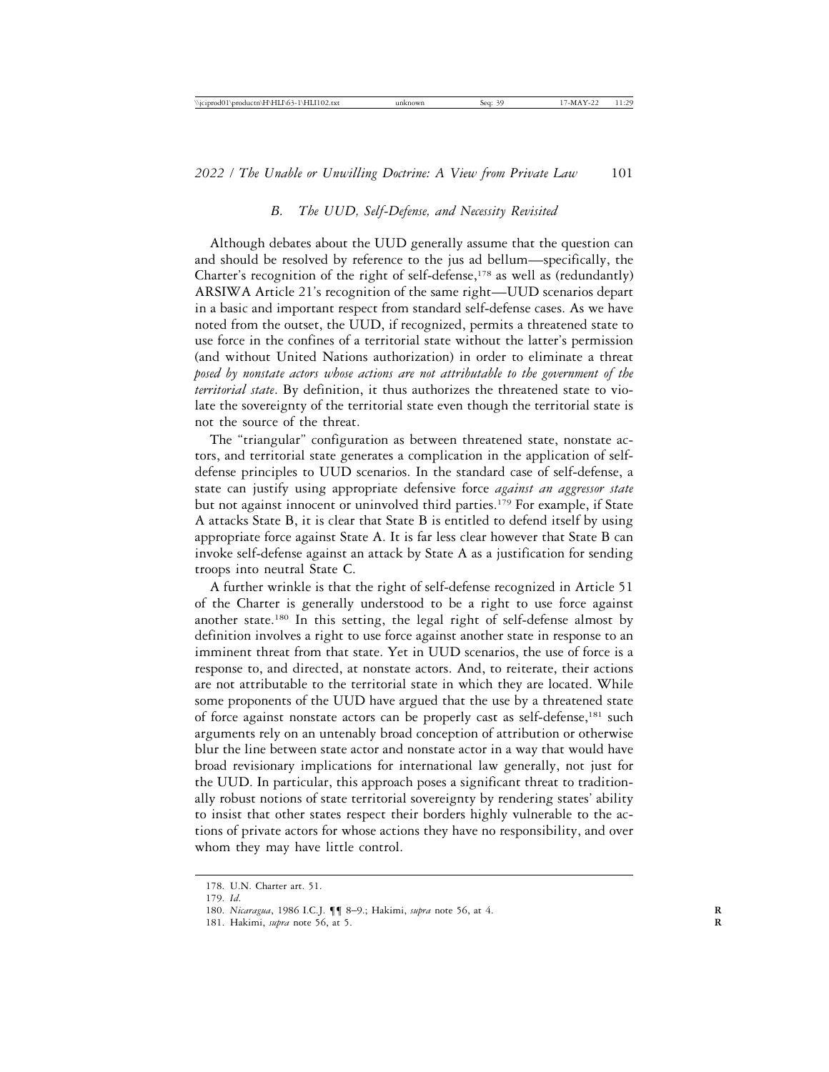### B. The UUD, Self-Defense, and Necessity Revisited

Although debates about the UUD generally assume that the question can and should be resolved by reference to the jus ad bellum—specifically, the Charter's recognition of the right of self-defense,[178] as well as (redundantly) ARSIWA Article 21's recognition of the same right—UUD scenarios depart in a basic and important respect from standard self-defense cases. As we have noted from the outset, the UUD, if recognized, permits a threatened state to use force in the confines of a territorial state without the latter's permission (and without United Nations authorization) in order to eliminate a threat *posed by nonstate actors whose actions are not attributable to the government of the territorial state*. By definition, it thus authorizes the threatened state to violate the sovereignty of the territorial state even though the territorial state is not the source of the threat.

The "triangular" configuration as between threatened state, nonstate actors, and territorial state generates a complication in the application of self-defense principles to UUD scenarios. In the standard case of self-defense, a state can justify using appropriate defensive force *against an aggressor state* but not against innocent or uninvolved third parties.[179] For example, if State A attacks State B, it is clear that State B is entitled to defend itself by using appropriate force against State A. It is far less clear however that State B can invoke self-defense against an attack by State A as a justification for sending troops into neutral State C.

A further wrinkle is that the right of self-defense recognized in Article 51 of the Charter is generally understood to be a right to use force against another state.[180] In this setting, the legal right of self-defense almost by definition involves a right to use force against another state in response to an imminent threat from that state. Yet in UUD scenarios, the use of force is a response to, and directed, at nonstate actors. And, to reiterate, their actions are not attributable to the territorial state in which they are located. While some proponents of the UUD have argued that the use by a threatened state of force against nonstate actors can be properly cast as self-defense,[181] such arguments rely on an untenably broad conception of attribution or otherwise blur the line between state actor and nonstate actor in a way that would have broad revisionary implications for international law generally, not just for the UUD. In particular, this approach poses a significant threat to traditionally robust notions of state territorial sovereignty by rendering states' ability to insist that other states respect their borders highly vulnerable to the actions of private actors for whose actions they have no responsibility, and over whom they may have little control.

---

178. U.N. Charter art. 51.

179. *Id.*

180. *Nicaragua*, 1986 I.C.J. ¶¶ 8–9.; Hakimi, *supra* note 56, at 4.

181. Hakimi, *supra* note 56, at 5.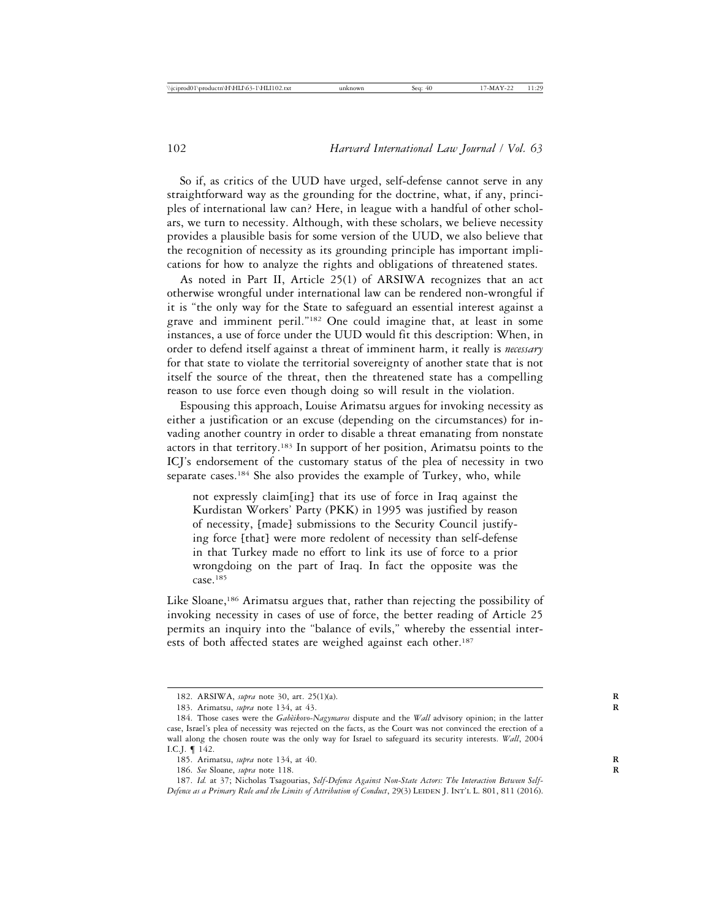So if, as critics of the UUD have urged, self-defense cannot serve in any straightforward way as the grounding for the doctrine, what, if any, principles of international law can? Here, in league with a handful of other scholars, we turn to necessity. Although, with these scholars, we believe necessity provides a plausible basis for some version of the UUD, we also believe that the recognition of necessity as its grounding principle has important implications for how to analyze the rights and obligations of threatened states.

As noted in Part II, Article 25(1) of ARSIWA recognizes that an act otherwise wrongful under international law can be rendered non-wrongful if it is "the only way for the State to safeguard an essential interest against a grave and imminent peril."[182] One could imagine that, at least in some instances, a use of force under the UUD would fit this description: When, in order to defend itself against a threat of imminent harm, it really is *necessary* for that state to violate the territorial sovereignty of another state that is not itself the source of the threat, then the threatened state has a compelling reason to use force even though doing so will result in the violation.

Espousing this approach, Louise Arimatsu argues for invoking necessity as either a justification or an excuse (depending on the circumstances) for invading another country in order to disable a threat emanating from nonstate actors in that territory.[183] In support of her position, Arimatsu points to the ICJ's endorsement of the customary status of the plea of necessity in two separate cases.[184] She also provides the example of Turkey, who, while

> not expressly claim[ing] that its use of force in Iraq against the Kurdistan Workers' Party (PKK) in 1995 was justified by reason of necessity, [made] submissions to the Security Council justifying force [that] were more redolent of necessity than self-defense in that Turkey made no effort to link its use of force to a prior wrongdoing on the part of Iraq. In fact the opposite was the case.[185]

Like Sloane,[186] Arimatsu argues that, rather than rejecting the possibility of invoking necessity in cases of use of force, the better reading of Article 25 permits an inquiry into the "balance of evils," whereby the essential interests of both affected states are weighed against each other.[187]

---

182. ARSIWA, *supra* note 30, art. 25(1)(a).

183. Arimatsu, *supra* note 134, at 43.

184. Those cases were the *Gabčíkovo-Nagymaros* dispute and the *Wall* advisory opinion; in the latter case, Israel's plea of necessity was rejected on the facts, as the Court was not convinced the erection of a wall along the chosen route was the only way for Israel to safeguard its security interests. *Wall*, 2004 I.C.J. ¶ 142.

185. Arimatsu, *supra* note 134, at 40.

186. *See* Sloane, *supra* note 118.

187. *Id.* at 37; Nicholas Tsagourias, *Self-Defence Against Non-State Actors: The Interaction Between Self-Defence as a Primary Rule and the Limits of Attribution of Conduct*, 29(3) Leiden J. Int'l L. 801, 811 (2016).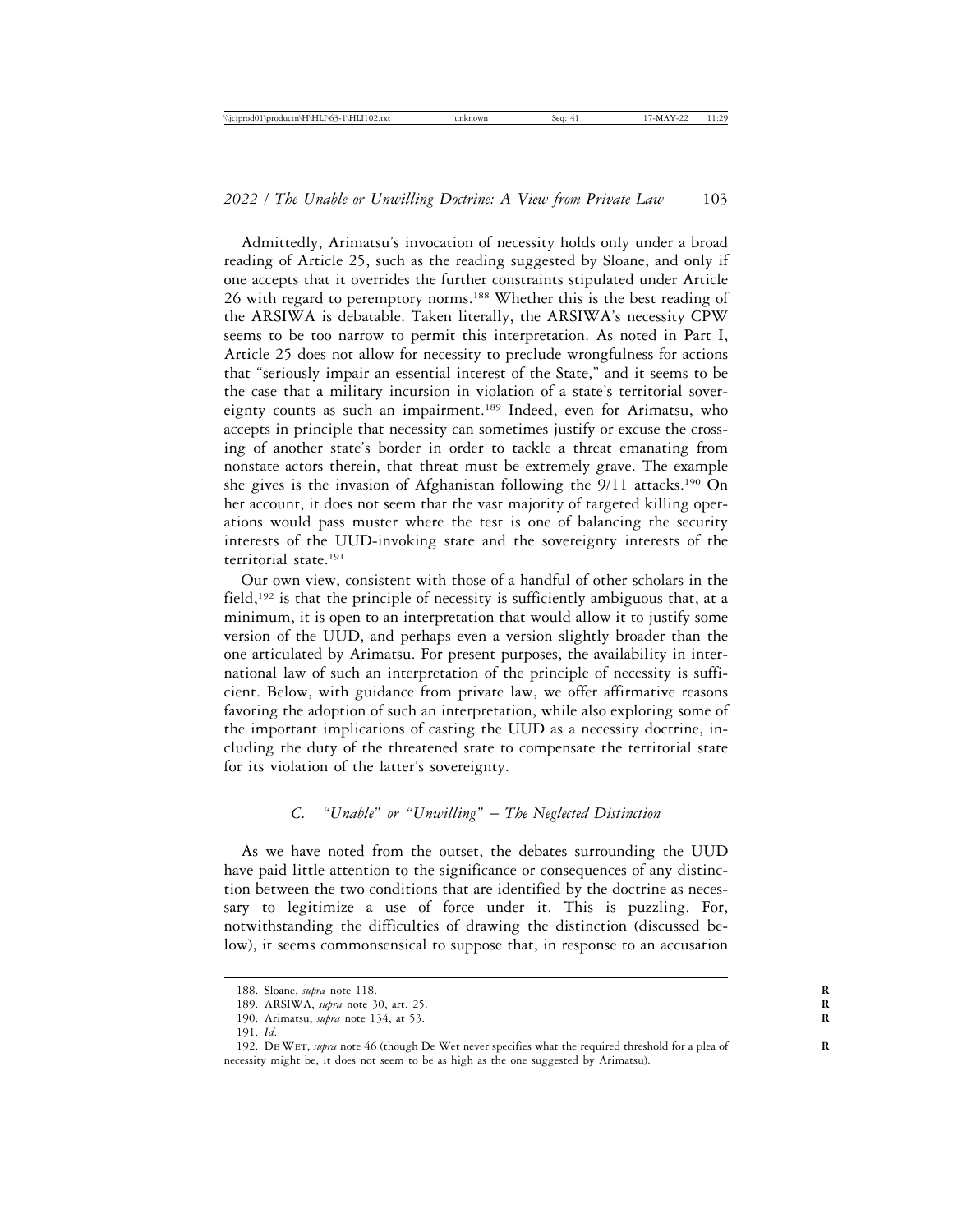Admittedly, Arimatsu's invocation of necessity holds only under a broad reading of Article 25, such as the reading suggested by Sloane, and only if one accepts that it overrides the further constraints stipulated under Article 26 with regard to peremptory norms.[188] Whether this is the best reading of the ARSIWA is debatable. Taken literally, the ARSIWA's necessity CPW seems to be too narrow to permit this interpretation. As noted in Part I, Article 25 does not allow for necessity to preclude wrongfulness for actions that "seriously impair an essential interest of the State," and it seems to be the case that a military incursion in violation of a state's territorial sovereignty counts as such an impairment.[189] Indeed, even for Arimatsu, who accepts in principle that necessity can sometimes justify or excuse the crossing of another state's border in order to tackle a threat emanating from nonstate actors therein, that threat must be extremely grave. The example she gives is the invasion of Afghanistan following the 9/11 attacks.[190] On her account, it does not seem that the vast majority of targeted killing operations would pass muster where the test is one of balancing the security interests of the UUD-invoking state and the sovereignty interests of the territorial state.[191]

Our own view, consistent with those of a handful of other scholars in the field,[192] is that the principle of necessity is sufficiently ambiguous that, at a minimum, it is open to an interpretation that would allow it to justify some version of the UUD, and perhaps even a version slightly broader than the one articulated by Arimatsu. For present purposes, the availability in international law of such an interpretation of the principle of necessity is sufficient. Below, with guidance from private law, we offer affirmative reasons favoring the adoption of such an interpretation, while also exploring some of the important implications of casting the UUD as a necessity doctrine, including the duty of the threatened state to compensate the territorial state for its violation of the latter's sovereignty.

### *C. "Unable" or "Unwilling" – The Neglected Distinction*

As we have noted from the outset, the debates surrounding the UUD have paid little attention to the significance or consequences of any distinction between the two conditions that are identified by the doctrine as necessary to legitimize a use of force under it. This is puzzling. For, notwithstanding the difficulties of drawing the distinction (discussed below), it seems commonsensical to suppose that, in response to an accusation

---

188. Sloane, *supra* note 118.

189. ARSIWA, *supra* note 30, art. 25.

190. Arimatsu, *supra* note 134, at 53.

191. *Id.*

192. De Wet, *supra* note 46 (though De Wet never specifies what the required threshold for a plea of necessity might be, it does not seem to be as high as the one suggested by Arimatsu).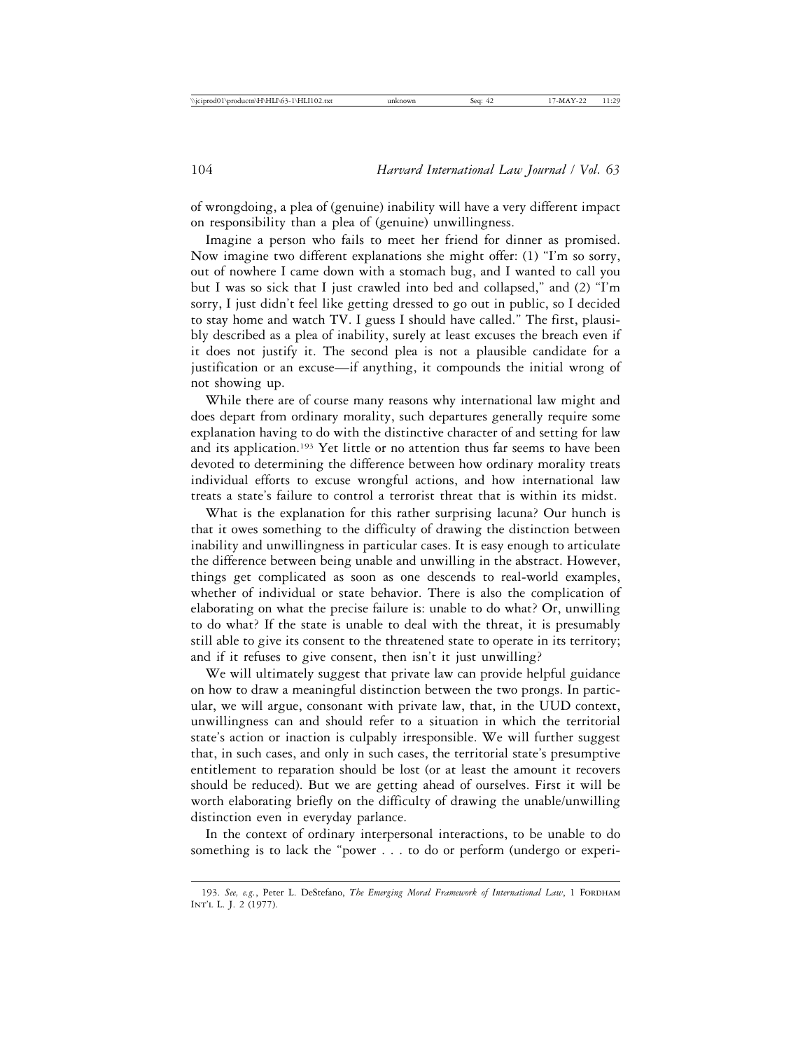of wrongdoing, a plea of (genuine) inability will have a very different impact on responsibility than a plea of (genuine) unwillingness.

Imagine a person who fails to meet her friend for dinner as promised. Now imagine two different explanations she might offer: (1) "I'm so sorry, out of nowhere I came down with a stomach bug, and I wanted to call you but I was so sick that I just crawled into bed and collapsed," and (2) "I'm sorry, I just didn't feel like getting dressed to go out in public, so I decided to stay home and watch TV. I guess I should have called." The first, plausibly described as a plea of inability, surely at least excuses the breach even if it does not justify it. The second plea is not a plausible candidate for a justification or an excuse—if anything, it compounds the initial wrong of not showing up.

While there are of course many reasons why international law might and does depart from ordinary morality, such departures generally require some explanation having to do with the distinctive character of and setting for law and its application.[193] Yet little or no attention thus far seems to have been devoted to determining the difference between how ordinary morality treats individual efforts to excuse wrongful actions, and how international law treats a state's failure to control a terrorist threat that is within its midst.

What is the explanation for this rather surprising lacuna? Our hunch is that it owes something to the difficulty of drawing the distinction between inability and unwillingness in particular cases. It is easy enough to articulate the difference between being unable and unwilling in the abstract. However, things get complicated as soon as one descends to real-world examples, whether of individual or state behavior. There is also the complication of elaborating on what the precise failure is: unable to do what? Or, unwilling to do what? If the state is unable to deal with the threat, it is presumably still able to give its consent to the threatened state to operate in its territory; and if it refuses to give consent, then isn't it just unwilling?

We will ultimately suggest that private law can provide helpful guidance on how to draw a meaningful distinction between the two prongs. In particular, we will argue, consonant with private law, that, in the UUD context, unwillingness can and should refer to a situation in which the territorial state's action or inaction is culpably irresponsible. We will further suggest that, in such cases, and only in such cases, the territorial state's presumptive entitlement to reparation should be lost (or at least the amount it recovers should be reduced). But we are getting ahead of ourselves. First it will be worth elaborating briefly on the difficulty of drawing the unable/unwilling distinction even in everyday parlance.

In the context of ordinary interpersonal interactions, to be unable to do something is to lack the "power . . . to do or perform (undergo or experi-

193. *See, e.g.*, Peter L. DeStefano, *The Emerging Moral Framework of International Law*, 1 Fordham Int'l L. J. 2 (1977).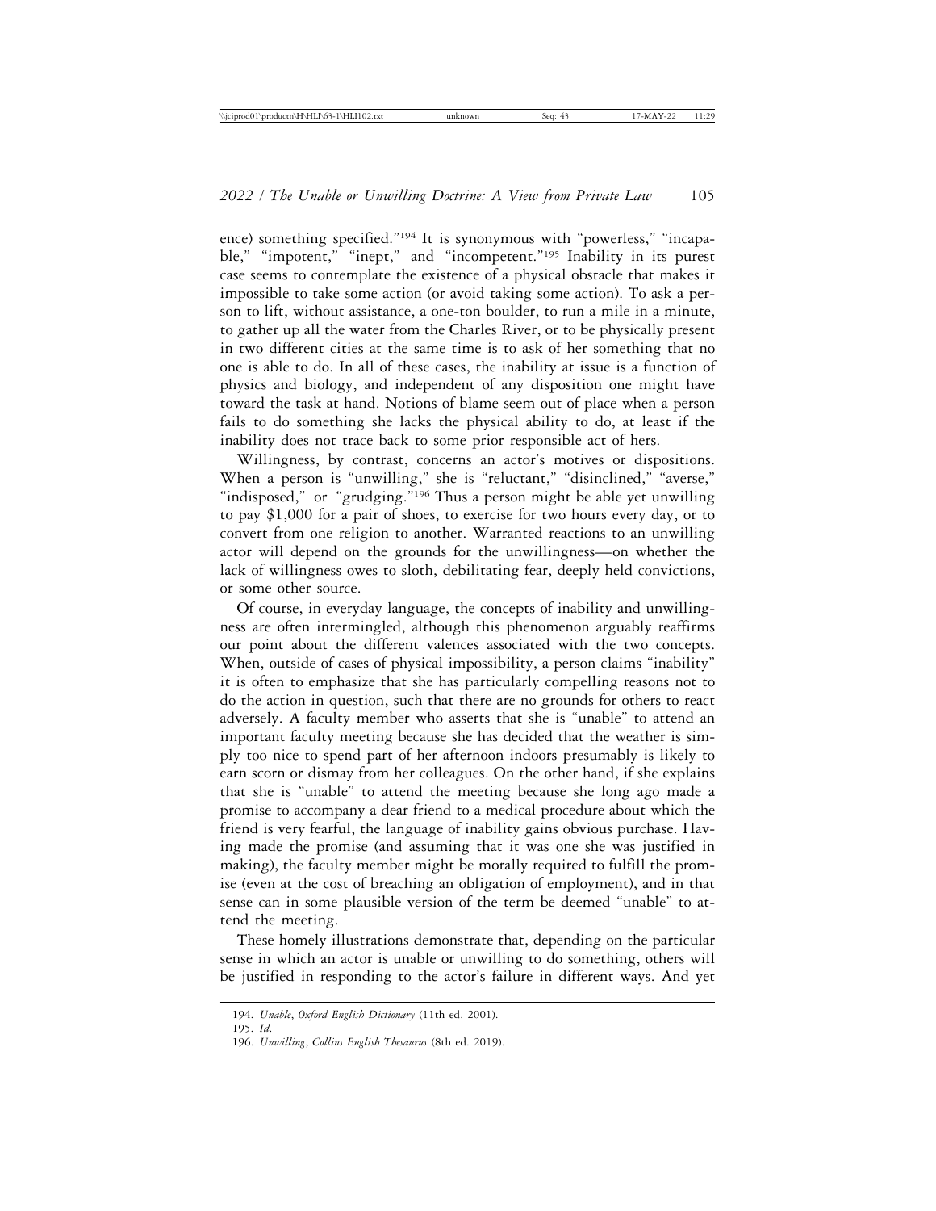ence) something specified."[194] It is synonymous with "powerless," "incapable," "impotent," "inept," and "incompetent."[195] Inability in its purest case seems to contemplate the existence of a physical obstacle that makes it impossible to take some action (or avoid taking some action). To ask a person to lift, without assistance, a one-ton boulder, to run a mile in a minute, to gather up all the water from the Charles River, or to be physically present in two different cities at the same time is to ask of her something that no one is able to do. In all of these cases, the inability at issue is a function of physics and biology, and independent of any disposition one might have toward the task at hand. Notions of blame seem out of place when a person fails to do something she lacks the physical ability to do, at least if the inability does not trace back to some prior responsible act of hers.

Willingness, by contrast, concerns an actor's motives or dispositions. When a person is "unwilling," she is "reluctant," "disinclined," "averse," "indisposed," or "grudging."[196] Thus a person might be able yet unwilling to pay $1,000 for a pair of shoes, to exercise for two hours every day, or to convert from one religion to another. Warranted reactions to an unwilling actor will depend on the grounds for the unwillingness—on whether the lack of willingness owes to sloth, debilitating fear, deeply held convictions, or some other source.

Of course, in everyday language, the concepts of inability and unwillingness are often intermingled, although this phenomenon arguably reaffirms our point about the different valences associated with the two concepts. When, outside of cases of physical impossibility, a person claims "inability" it is often to emphasize that she has particularly compelling reasons not to do the action in question, such that there are no grounds for others to react adversely. A faculty member who asserts that she is "unable" to attend an important faculty meeting because she has decided that the weather is simply too nice to spend part of her afternoon indoors presumably is likely to earn scorn or dismay from her colleagues. On the other hand, if she explains that she is "unable" to attend the meeting because she long ago made a promise to accompany a dear friend to a medical procedure about which the friend is very fearful, the language of inability gains obvious purchase. Having made the promise (and assuming that it was one she was justified in making), the faculty member might be morally required to fulfill the promise (even at the cost of breaching an obligation of employment), and in that sense can in some plausible version of the term be deemed "unable" to attend the meeting.

These homely illustrations demonstrate that, depending on the particular sense in which an actor is unable or unwilling to do something, others will be justified in responding to the actor's failure in different ways. And yet

---

194. *Unable*, *Oxford English Dictionary* (11th ed. 2001).

195. *Id.*

196. *Unwilling*, *Collins English Thesaurus* (8th ed. 2019).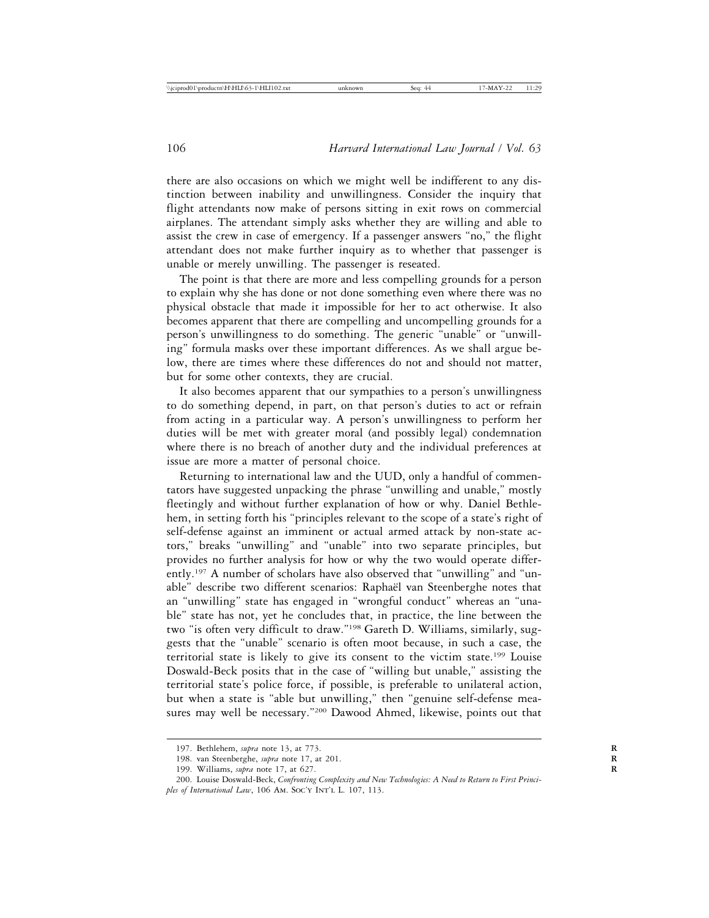there are also occasions on which we might well be indifferent to any distinction between inability and unwillingness. Consider the inquiry that flight attendants now make of persons sitting in exit rows on commercial airplanes. The attendant simply asks whether they are willing and able to assist the crew in case of emergency. If a passenger answers "no," the flight attendant does not make further inquiry as to whether that passenger is unable or merely unwilling. The passenger is reseated.

The point is that there are more and less compelling grounds for a person to explain why she has done or not done something even where there was no physical obstacle that made it impossible for her to act otherwise. It also becomes apparent that there are compelling and uncompelling grounds for a person's unwillingness to do something. The generic "unable" or "unwilling" formula masks over these important differences. As we shall argue below, there are times where these differences do not and should not matter, but for some other contexts, they are crucial.

It also becomes apparent that our sympathies to a person's unwillingness to do something depend, in part, on that person's duties to act or refrain from acting in a particular way. A person's unwillingness to perform her duties will be met with greater moral (and possibly legal) condemnation where there is no breach of another duty and the individual preferences at issue are more a matter of personal choice.

Returning to international law and the UUD, only a handful of commentators have suggested unpacking the phrase "unwilling and unable," mostly fleetingly and without further explanation of how or why. Daniel Bethlehem, in setting forth his "principles relevant to the scope of a state's right of self-defense against an imminent or actual armed attack by non-state actors," breaks "unwilling" and "unable" into two separate principles, but provides no further analysis for how or why the two would operate differently.[197] A number of scholars have also observed that "unwilling" and "unable" describe two different scenarios: Raphaël van Steenberghe notes that an "unwilling" state has engaged in "wrongful conduct" whereas an "unable" state has not, yet he concludes that, in practice, the line between the two "is often very difficult to draw."[198] Gareth D. Williams, similarly, suggests that the "unable" scenario is often moot because, in such a case, the territorial state is likely to give its consent to the victim state.[199] Louise Doswald-Beck posits that in the case of "willing but unable," assisting the territorial state's police force, if possible, is preferable to unilateral action, but when a state is "able but unwilling," then "genuine self-defense measures may well be necessary."[200] Dawood Ahmed, likewise, points out that

---

197. Bethlehem, *supra* note 13, at 773.

198. van Steenberghe, *supra* note 17, at 201.

199. Williams, *supra* note 17, at 627.

200. Louise Doswald-Beck, *Confronting Complexity and New Technologies: A Need to Return to First Principles of International Law*, 106 Am. Soc'y Int'l L. 107, 113.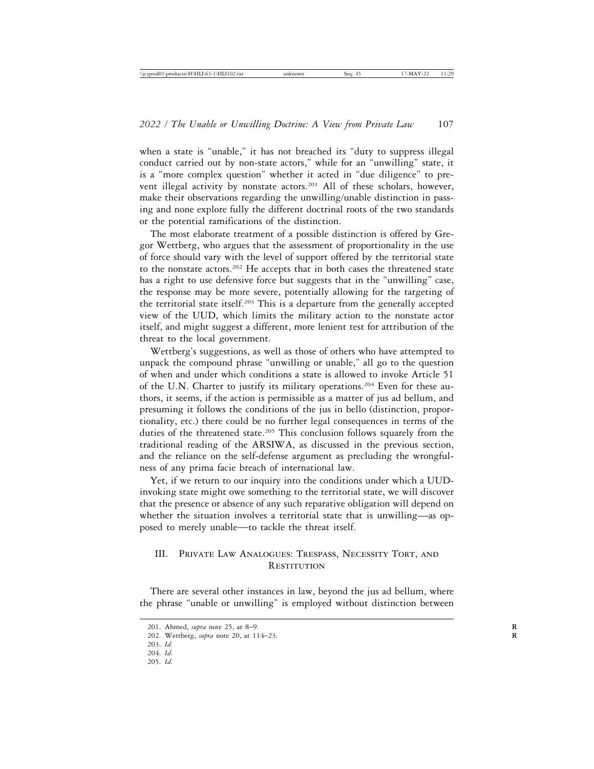when a state is "unable," it has not breached its "duty to suppress illegal conduct carried out by non-state actors," while for an "unwilling" state, it is a "more complex question" whether it acted in "due diligence" to prevent illegal activity by nonstate actors.[201] All of these scholars, however, make their observations regarding the unwilling/unable distinction in passing and none explore fully the different doctrinal roots of the two standards or the potential ramifications of the distinction.

The most elaborate treatment of a possible distinction is offered by Gregor Wettberg, who argues that the assessment of proportionality in the use of force should vary with the level of support offered by the territorial state to the nonstate actors.[202] He accepts that in both cases the threatened state has a right to use defensive force but suggests that in the "unwilling" case, the response may be more severe, potentially allowing for the targeting of the territorial state itself.[203] This is a departure from the generally accepted view of the UUD, which limits the military action to the nonstate actor itself, and might suggest a different, more lenient test for attribution of the threat to the local government.

Wettberg's suggestions, as well as those of others who have attempted to unpack the compound phrase "unwilling or unable," all go to the question of when and under which conditions a state is allowed to invoke Article 51 of the U.N. Charter to justify its military operations.[204] Even for these authors, it seems, if the action is permissible as a matter of jus ad bellum, and presuming it follows the conditions of the jus in bello (distinction, proportionality, etc.) there could be no further legal consequences in terms of the duties of the threatened state.[205] This conclusion follows squarely from the traditional reading of the ARSIWA, as discussed in the previous section, and the reliance on the self-defense argument as precluding the wrongfulness of any prima facie breach of international law.

Yet, if we return to our inquiry into the conditions under which a UUD-invoking state might owe something to the territorial state, we will discover that the presence or absence of any such reparative obligation will depend on whether the situation involves a territorial state that is unwilling—as opposed to merely unable—to tackle the threat itself.

## III. Private Law Analogues: Trespass, Necessity Tort, and Restitution

There are several other instances in law, beyond the jus ad bellum, where the phrase "unable or unwilling" is employed without distinction between

201. Ahmed, *supra* note 25, at 8–9.
202. Wettberg, *supra* note 20, at 114–23.
203. *Id.*
204. *Id.*
205. *Id.*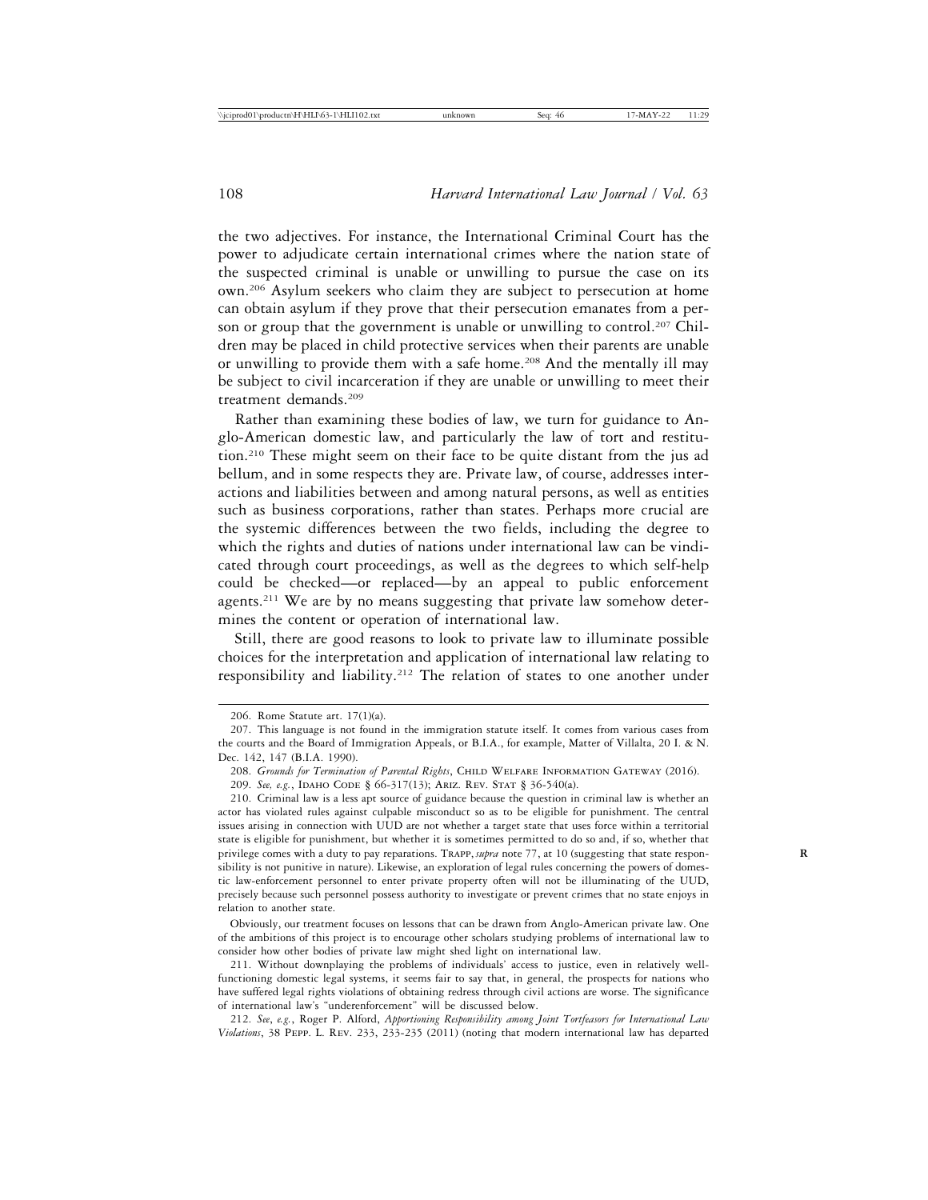the two adjectives. For instance, the International Criminal Court has the power to adjudicate certain international crimes where the nation state of the suspected criminal is unable or unwilling to pursue the case on its own.[206] Asylum seekers who claim they are subject to persecution at home can obtain asylum if they prove that their persecution emanates from a person or group that the government is unable or unwilling to control.[207] Children may be placed in child protective services when their parents are unable or unwilling to provide them with a safe home.[208] And the mentally ill may be subject to civil incarceration if they are unable or unwilling to meet their treatment demands.[209]

Rather than examining these bodies of law, we turn for guidance to Anglo-American domestic law, and particularly the law of tort and restitution.[210] These might seem on their face to be quite distant from the jus ad bellum, and in some respects they are. Private law, of course, addresses interactions and liabilities between and among natural persons, as well as entities such as business corporations, rather than states. Perhaps more crucial are the systemic differences between the two fields, including the degree to which the rights and duties of nations under international law can be vindicated through court proceedings, as well as the degrees to which self-help could be checked—or replaced—by an appeal to public enforcement agents.[211] We are by no means suggesting that private law somehow determines the content or operation of international law.

Still, there are good reasons to look to private law to illuminate possible choices for the interpretation and application of international law relating to responsibility and liability.[212] The relation of states to one another under

---

206. Rome Statute art. 17(1)(a).

207. This language is not found in the immigration statute itself. It comes from various cases from the courts and the Board of Immigration Appeals, or B.I.A., for example, Matter of Villalta, 20 I. & N. Dec. 142, 147 (B.I.A. 1990).

208. *Grounds for Termination of Parental Rights*, Child Welfare Information Gateway (2016).

209. *See, e.g.*, Idaho Code § 66-317(13); Ariz. Rev. Stat § 36-540(a).

210. Criminal law is a less apt source of guidance because the question in criminal law is whether an actor has violated rules against culpable misconduct so as to be eligible for punishment. The central issues arising in connection with UUD are not whether a target state that uses force within a territorial state is eligible for punishment, but whether it is sometimes permitted to do so and, if so, whether that privilege comes with a duty to pay reparations. Trapp, *supra* note 77, at 10 (suggesting that state responsibility is not punitive in nature). Likewise, an exploration of legal rules concerning the powers of domestic law-enforcement personnel to enter private property often will not be illuminating of the UUD, precisely because such personnel possess authority to investigate or prevent crimes that no state enjoys in relation to another state.

Obviously, our treatment focuses on lessons that can be drawn from Anglo-American private law. One of the ambitions of this project is to encourage other scholars studying problems of international law to consider how other bodies of private law might shed light on international law.

211. Without downplaying the problems of individuals' access to justice, even in relatively well-functioning domestic legal systems, it seems fair to say that, in general, the prospects for nations who have suffered legal rights violations of obtaining redress through civil actions are worse. The significance of international law's "underenforcement" will be discussed below.

212. *See*, *e.g.*, Roger P. Alford, *Apportioning Responsibility among Joint Tortfeasors for International Law Violations*, 38 Pepp. L. Rev. 233, 233-235 (2011) (noting that modern international law has departed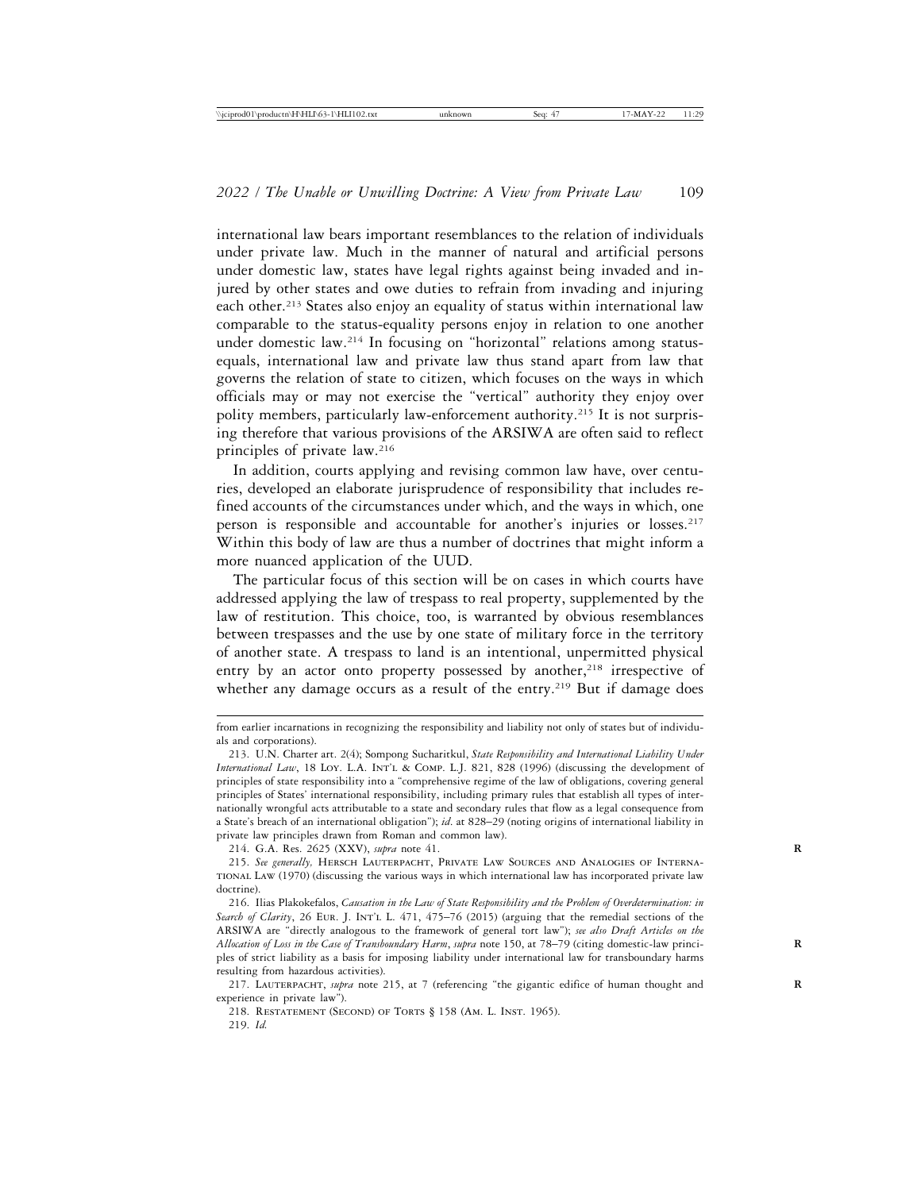international law bears important resemblances to the relation of individuals under private law. Much in the manner of natural and artificial persons under domestic law, states have legal rights against being invaded and injured by other states and owe duties to refrain from invading and injuring each other.[213] States also enjoy an equality of status within international law comparable to the status-equality persons enjoy in relation to one another under domestic law.[214] In focusing on "horizontal" relations among status-equals, international law and private law thus stand apart from law that governs the relation of state to citizen, which focuses on the ways in which officials may or may not exercise the "vertical" authority they enjoy over polity members, particularly law-enforcement authority.[215] It is not surprising therefore that various provisions of the ARSIWA are often said to reflect principles of private law.[216]

In addition, courts applying and revising common law have, over centuries, developed an elaborate jurisprudence of responsibility that includes refined accounts of the circumstances under which, and the ways in which, one person is responsible and accountable for another's injuries or losses.[217] Within this body of law are thus a number of doctrines that might inform a more nuanced application of the UUD.

The particular focus of this section will be on cases in which courts have addressed applying the law of trespass to real property, supplemented by the law of restitution. This choice, too, is warranted by obvious resemblances between trespasses and the use by one state of military force in the territory of another state. A trespass to land is an intentional, unpermitted physical entry by an actor onto property possessed by another,[218] irrespective of whether any damage occurs as a result of the entry.[219] But if damage does

---

from earlier incarnations in recognizing the responsibility and liability not only of states but of individuals and corporations).

213. U.N. Charter art. 2(4); Sompong Sucharitkul, *State Responsibility and International Liability Under International Law*, 18 Loy. L.A. Int'l & Comp. L.J. 821, 828 (1996) (discussing the development of principles of state responsibility into a "comprehensive regime of the law of obligations, covering general principles of States' international responsibility, including primary rules that establish all types of internationally wrongful acts attributable to a state and secondary rules that flow as a legal consequence from a State's breach of an international obligation"); *id*. at 828–29 (noting origins of international liability in private law principles drawn from Roman and common law).

214. G.A. Res. 2625 (XXV), *supra* note 41.

215. *See generally,* Hersch Lauterpacht, Private Law Sources and Analogies of International Law (1970) (discussing the various ways in which international law has incorporated private law doctrine).

216. Ilias Plakokefalos, *Causation in the Law of State Responsibility and the Problem of Overdetermination: in Search of Clarity*, 26 Eur. J. Int'l L. 471, 475–76 (2015) (arguing that the remedial sections of the ARSIWA are "directly analogous to the framework of general tort law"); *see also Draft Articles on the Allocation of Loss in the Case of Transboundary Harm*, *supra* note 150, at 78–79 (citing domestic-law principles of strict liability as a basis for imposing liability under international law for transboundary harms resulting from hazardous activities).

217. Lauterpacht, *supra* note 215, at 7 (referencing "the gigantic edifice of human thought and experience in private law").

218. Restatement (Second) of Torts § 158 (Am. L. Inst. 1965).

219. *Id.*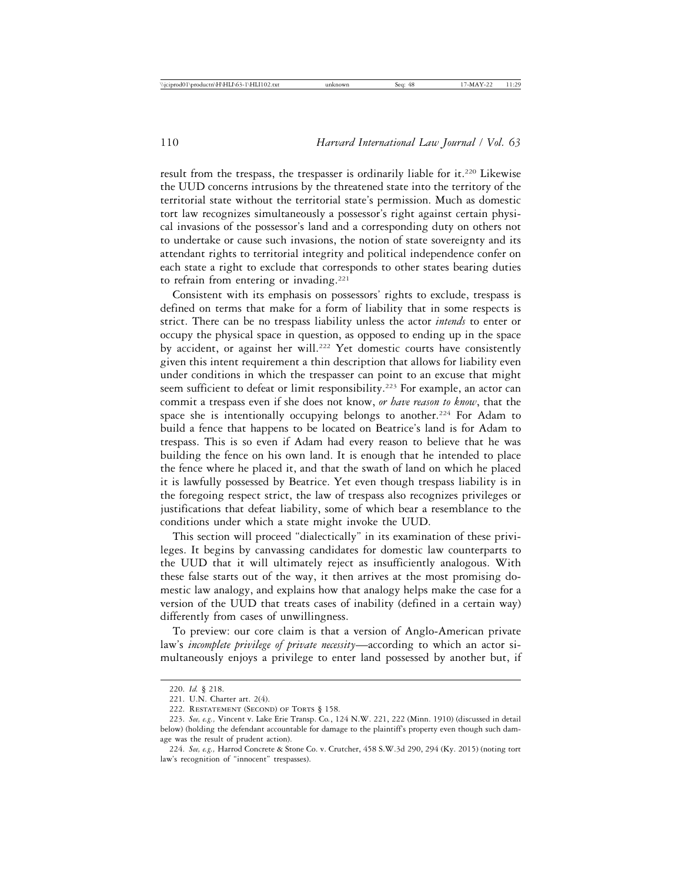result from the trespass, the trespasser is ordinarily liable for it.[220] Likewise the UUD concerns intrusions by the threatened state into the territory of the territorial state without the territorial state's permission. Much as domestic tort law recognizes simultaneously a possessor's right against certain physical invasions of the possessor's land and a corresponding duty on others not to undertake or cause such invasions, the notion of state sovereignty and its attendant rights to territorial integrity and political independence confer on each state a right to exclude that corresponds to other states bearing duties to refrain from entering or invading.[221]

Consistent with its emphasis on possessors' rights to exclude, trespass is defined on terms that make for a form of liability that in some respects is strict. There can be no trespass liability unless the actor *intends* to enter or occupy the physical space in question, as opposed to ending up in the space by accident, or against her will.[222] Yet domestic courts have consistently given this intent requirement a thin description that allows for liability even under conditions in which the trespasser can point to an excuse that might seem sufficient to defeat or limit responsibility.[223] For example, an actor can commit a trespass even if she does not know, *or have reason to know*, that the space she is intentionally occupying belongs to another.[224] For Adam to build a fence that happens to be located on Beatrice's land is for Adam to trespass. This is so even if Adam had every reason to believe that he was building the fence on his own land. It is enough that he intended to place the fence where he placed it, and that the swath of land on which he placed it is lawfully possessed by Beatrice. Yet even though trespass liability is in the foregoing respect strict, the law of trespass also recognizes privileges or justifications that defeat liability, some of which bear a resemblance to the conditions under which a state might invoke the UUD.

This section will proceed "dialectically" in its examination of these privileges. It begins by canvassing candidates for domestic law counterparts to the UUD that it will ultimately reject as insufficiently analogous. With these false starts out of the way, it then arrives at the most promising domestic law analogy, and explains how that analogy helps make the case for a version of the UUD that treats cases of inability (defined in a certain way) differently from cases of unwillingness.

To preview: our core claim is that a version of Anglo-American private law's *incomplete privilege of private necessity*—according to which an actor simultaneously enjoys a privilege to enter land possessed by another but, if

---

220. *Id.* § 218.

221. U.N. Charter art. 2(4).

222. Restatement (Second) of Torts § 158.

223. *See, e.g.,* Vincent v. Lake Erie Transp. Co., 124 N.W. 221, 222 (Minn. 1910) (discussed in detail below) (holding the defendant accountable for damage to the plaintiff's property even though such damage was the result of prudent action).

224. *See, e.g.,* Harrod Concrete & Stone Co. v. Crutcher, 458 S.W.3d 290, 294 (Ky. 2015) (noting tort law's recognition of "innocent" trespasses).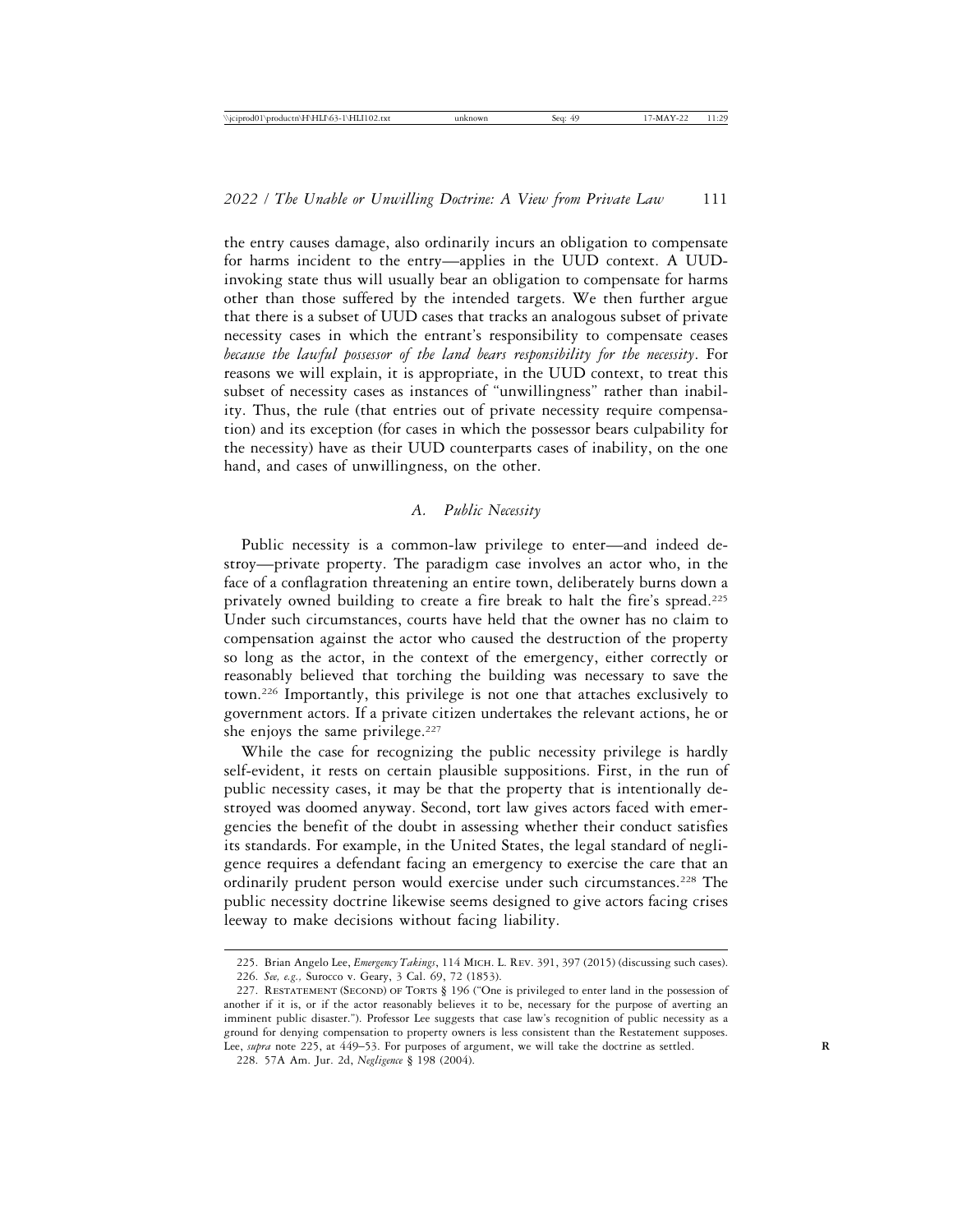the entry causes damage, also ordinarily incurs an obligation to compensate for harms incident to the entry—applies in the UUD context. A UUD-invoking state thus will usually bear an obligation to compensate for harms other than those suffered by the intended targets. We then further argue that there is a subset of UUD cases that tracks an analogous subset of private necessity cases in which the entrant's responsibility to compensate ceases *because the lawful possessor of the land bears responsibility for the necessity*. For reasons we will explain, it is appropriate, in the UUD context, to treat this subset of necessity cases as instances of "unwillingness" rather than inability. Thus, the rule (that entries out of private necessity require compensation) and its exception (for cases in which the possessor bears culpability for the necessity) have as their UUD counterparts cases of inability, on the one hand, and cases of unwillingness, on the other.

### *A. Public Necessity*

Public necessity is a common-law privilege to enter—and indeed destroy—private property. The paradigm case involves an actor who, in the face of a conflagration threatening an entire town, deliberately burns down a privately owned building to create a fire break to halt the fire's spread.[225] Under such circumstances, courts have held that the owner has no claim to compensation against the actor who caused the destruction of the property so long as the actor, in the context of the emergency, either correctly or reasonably believed that torching the building was necessary to save the town.[226] Importantly, this privilege is not one that attaches exclusively to government actors. If a private citizen undertakes the relevant actions, he or she enjoys the same privilege.[227]

While the case for recognizing the public necessity privilege is hardly self-evident, it rests on certain plausible suppositions. First, in the run of public necessity cases, it may be that the property that is intentionally destroyed was doomed anyway. Second, tort law gives actors faced with emergencies the benefit of the doubt in assessing whether their conduct satisfies its standards. For example, in the United States, the legal standard of negligence requires a defendant facing an emergency to exercise the care that an ordinarily prudent person would exercise under such circumstances.[228] The public necessity doctrine likewise seems designed to give actors facing crises leeway to make decisions without facing liability.

225. Brian Angelo Lee, *Emergency Takings*, 114 Mich. L. Rev. 391, 397 (2015) (discussing such cases).

226. *See, e.g.,* Surocco v. Geary, 3 Cal. 69, 72 (1853).

227. Restatement (Second) of Torts § 196 ("One is privileged to enter land in the possession of another if it is, or if the actor reasonably believes it to be, necessary for the purpose of averting an imminent public disaster."). Professor Lee suggests that case law's recognition of public necessity as a ground for denying compensation to property owners is less consistent than the Restatement supposes. Lee, *supra* note 225, at 449–53. For purposes of argument, we will take the doctrine as settled.

228. 57A Am. Jur. 2d, *Negligence* § 198 (2004).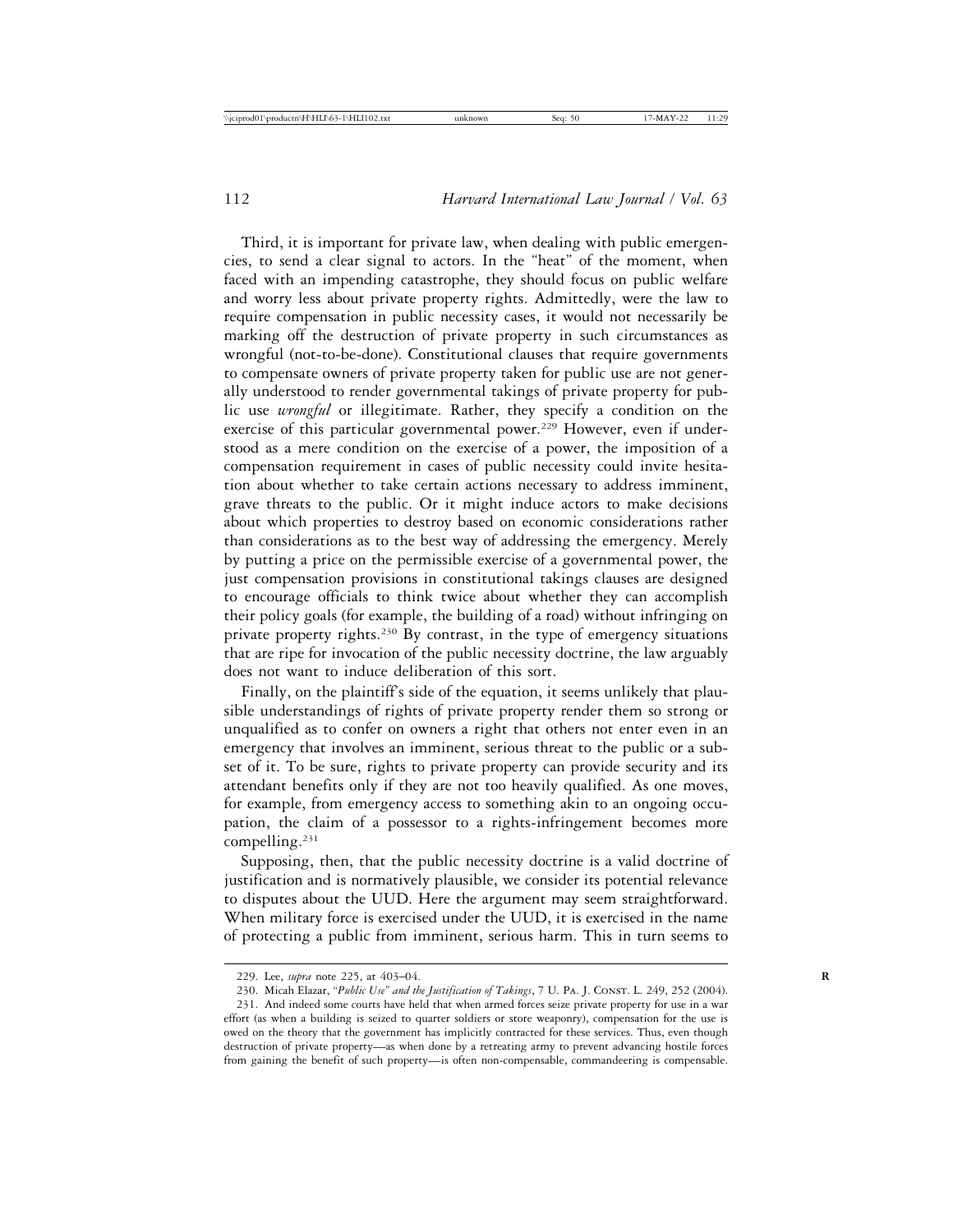Third, it is important for private law, when dealing with public emergencies, to send a clear signal to actors. In the "heat" of the moment, when faced with an impending catastrophe, they should focus on public welfare and worry less about private property rights. Admittedly, were the law to require compensation in public necessity cases, it would not necessarily be marking off the destruction of private property in such circumstances as wrongful (not-to-be-done). Constitutional clauses that require governments to compensate owners of private property taken for public use are not generally understood to render governmental takings of private property for public use *wrongful* or illegitimate. Rather, they specify a condition on the exercise of this particular governmental power.[229] However, even if understood as a mere condition on the exercise of a power, the imposition of a compensation requirement in cases of public necessity could invite hesitation about whether to take certain actions necessary to address imminent, grave threats to the public. Or it might induce actors to make decisions about which properties to destroy based on economic considerations rather than considerations as to the best way of addressing the emergency. Merely by putting a price on the permissible exercise of a governmental power, the just compensation provisions in constitutional takings clauses are designed to encourage officials to think twice about whether they can accomplish their policy goals (for example, the building of a road) without infringing on private property rights.[230] By contrast, in the type of emergency situations that are ripe for invocation of the public necessity doctrine, the law arguably does not want to induce deliberation of this sort.

Finally, on the plaintiff's side of the equation, it seems unlikely that plausible understandings of rights of private property render them so strong or unqualified as to confer on owners a right that others not enter even in an emergency that involves an imminent, serious threat to the public or a subset of it. To be sure, rights to private property can provide security and its attendant benefits only if they are not too heavily qualified. As one moves, for example, from emergency access to something akin to an ongoing occupation, the claim of a possessor to a rights-infringement becomes more compelling.[231]

Supposing, then, that the public necessity doctrine is a valid doctrine of justification and is normatively plausible, we consider its potential relevance to disputes about the UUD. Here the argument may seem straightforward. When military force is exercised under the UUD, it is exercised in the name of protecting a public from imminent, serious harm. This in turn seems to

---

229. Lee, *supra* note 225, at 403–04.

230. Micah Elazar, *"Public Use" and the Justification of Takings*, 7 U. Pa. J. Const. L. 249, 252 (2004).

231. And indeed some courts have held that when armed forces seize private property for use in a war effort (as when a building is seized to quarter soldiers or store weaponry), compensation for the use is owed on the theory that the government has implicitly contracted for these services. Thus, even though destruction of private property—as when done by a retreating army to prevent advancing hostile forces from gaining the benefit of such property—is often non-compensable, commandeering is compensable.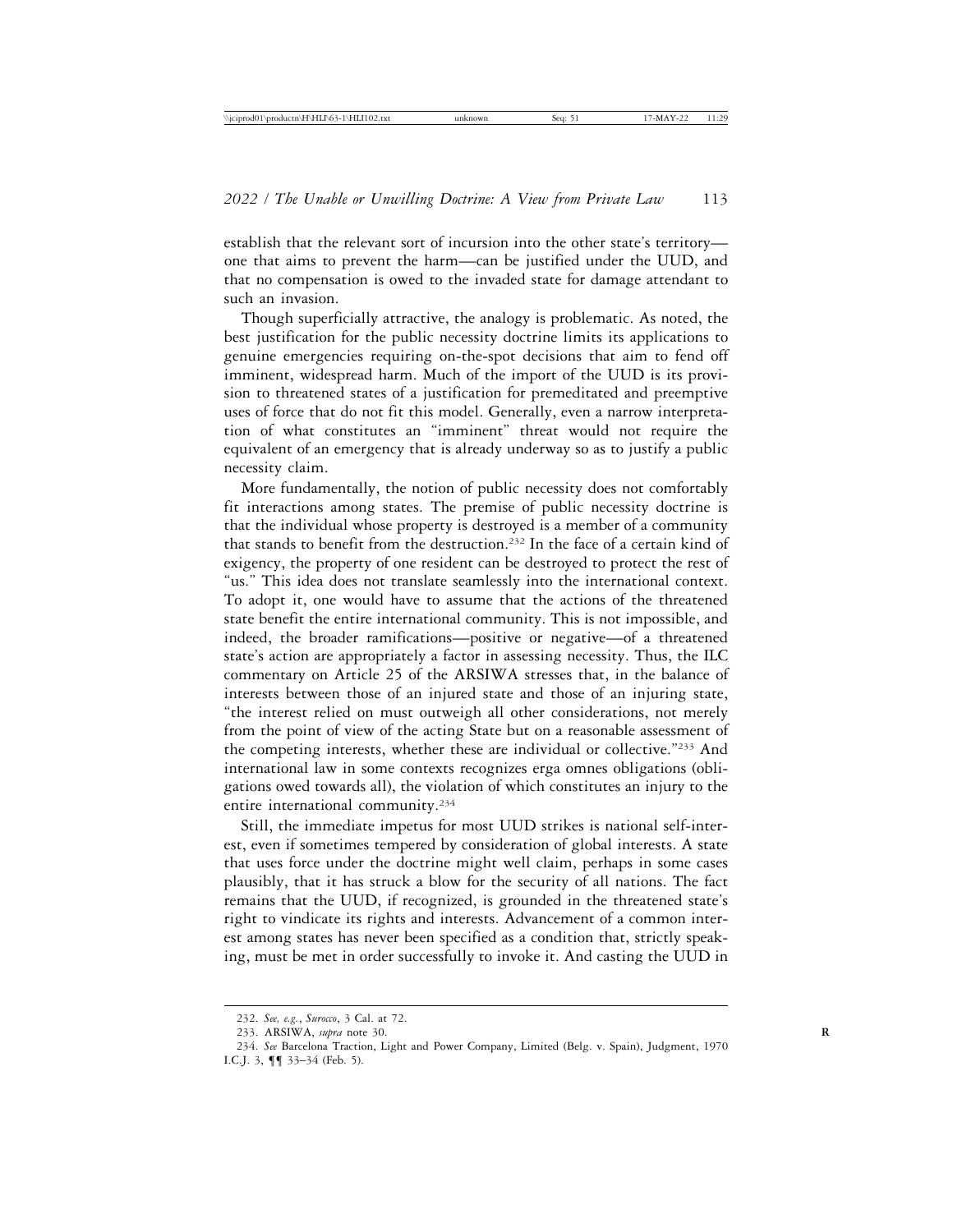establish that the relevant sort of incursion into the other state's territory—one that aims to prevent the harm—can be justified under the UUD, and that no compensation is owed to the invaded state for damage attendant to such an invasion.

Though superficially attractive, the analogy is problematic. As noted, the best justification for the public necessity doctrine limits its applications to genuine emergencies requiring on-the-spot decisions that aim to fend off imminent, widespread harm. Much of the import of the UUD is its provision to threatened states of a justification for premeditated and preemptive uses of force that do not fit this model. Generally, even a narrow interpretation of what constitutes an "imminent" threat would not require the equivalent of an emergency that is already underway so as to justify a public necessity claim.

More fundamentally, the notion of public necessity does not comfortably fit interactions among states. The premise of public necessity doctrine is that the individual whose property is destroyed is a member of a community that stands to benefit from the destruction.[232] In the face of a certain kind of exigency, the property of one resident can be destroyed to protect the rest of "us." This idea does not translate seamlessly into the international context. To adopt it, one would have to assume that the actions of the threatened state benefit the entire international community. This is not impossible, and indeed, the broader ramifications—positive or negative—of a threatened state's action are appropriately a factor in assessing necessity. Thus, the ILC commentary on Article 25 of the ARSIWA stresses that, in the balance of interests between those of an injured state and those of an injuring state, "the interest relied on must outweigh all other considerations, not merely from the point of view of the acting State but on a reasonable assessment of the competing interests, whether these are individual or collective."[233] And international law in some contexts recognizes erga omnes obligations (obligations owed towards all), the violation of which constitutes an injury to the entire international community.[234]

Still, the immediate impetus for most UUD strikes is national self-interest, even if sometimes tempered by consideration of global interests. A state that uses force under the doctrine might well claim, perhaps in some cases plausibly, that it has struck a blow for the security of all nations. The fact remains that the UUD, if recognized, is grounded in the threatened state's right to vindicate its rights and interests. Advancement of a common interest among states has never been specified as a condition that, strictly speaking, must be met in order successfully to invoke it. And casting the UUD in

---

232. *See, e.g.*, *Surocco*, 3 Cal. at 72.

233. ARSIWA, *supra* note 30.

234. *See* Barcelona Traction, Light and Power Company, Limited (Belg. v. Spain), Judgment, 1970 I.C.J. 3, ¶¶ 33–34 (Feb. 5).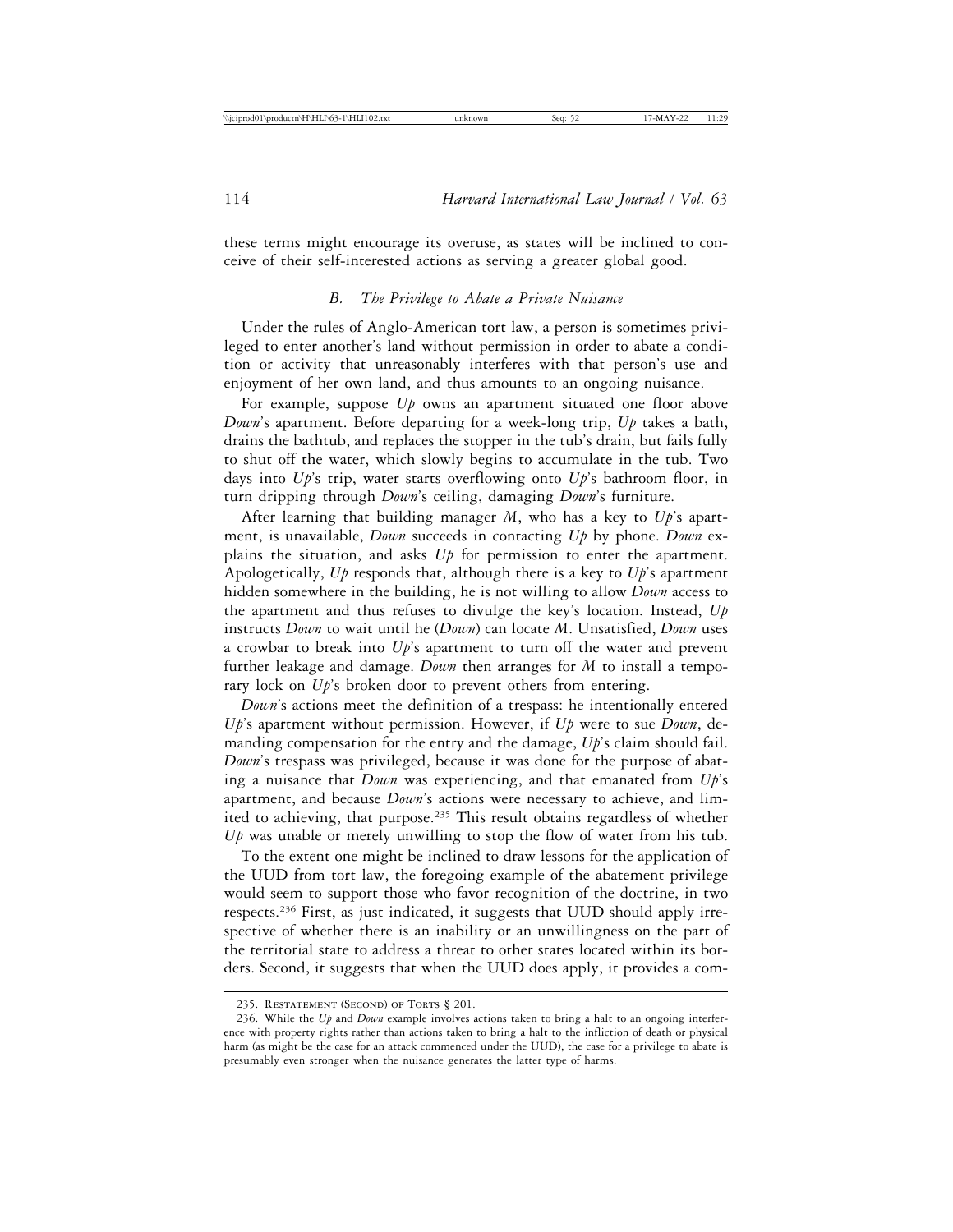these terms might encourage its overuse, as states will be inclined to conceive of their self-interested actions as serving a greater global good.

### *B. The Privilege to Abate a Private Nuisance*

Under the rules of Anglo-American tort law, a person is sometimes privileged to enter another's land without permission in order to abate a condition or activity that unreasonably interferes with that person's use and enjoyment of her own land, and thus amounts to an ongoing nuisance.

For example, suppose *Up* owns an apartment situated one floor above *Down*'s apartment. Before departing for a week-long trip, *Up* takes a bath, drains the bathtub, and replaces the stopper in the tub's drain, but fails fully to shut off the water, which slowly begins to accumulate in the tub. Two days into *Up*'s trip, water starts overflowing onto *Up*'s bathroom floor, in turn dripping through *Down*'s ceiling, damaging *Down*'s furniture.

After learning that building manager *M*, who has a key to *Up*'s apartment, is unavailable, *Down* succeeds in contacting *Up* by phone. *Down* explains the situation, and asks *Up* for permission to enter the apartment. Apologetically, *Up* responds that, although there is a key to *Up*'s apartment hidden somewhere in the building, he is not willing to allow *Down* access to the apartment and thus refuses to divulge the key's location. Instead, *Up* instructs *Down* to wait until he (*Down*) can locate *M*. Unsatisfied, *Down* uses a crowbar to break into *Up*'s apartment to turn off the water and prevent further leakage and damage. *Down* then arranges for *M* to install a temporary lock on *Up*'s broken door to prevent others from entering.

*Down*'s actions meet the definition of a trespass: he intentionally entered *Up*'s apartment without permission. However, if *Up* were to sue *Down*, demanding compensation for the entry and the damage, *Up*'s claim should fail. *Down*'s trespass was privileged, because it was done for the purpose of abating a nuisance that *Down* was experiencing, and that emanated from *Up*'s apartment, and because *Down*'s actions were necessary to achieve, and limited to achieving, that purpose.[235] This result obtains regardless of whether *Up* was unable or merely unwilling to stop the flow of water from his tub.

To the extent one might be inclined to draw lessons for the application of the UUD from tort law, the foregoing example of the abatement privilege would seem to support those who favor recognition of the doctrine, in two respects.[236] First, as just indicated, it suggests that UUD should apply irrespective of whether there is an inability or an unwillingness on the part of the territorial state to address a threat to other states located within its borders. Second, it suggests that when the UUD does apply, it provides a com-

---

235. Restatement (Second) of Torts § 201.

236. While the *Up* and *Down* example involves actions taken to bring a halt to an ongoing interference with property rights rather than actions taken to bring a halt to the infliction of death or physical harm (as might be the case for an attack commenced under the UUD), the case for a privilege to abate is presumably even stronger when the nuisance generates the latter type of harms.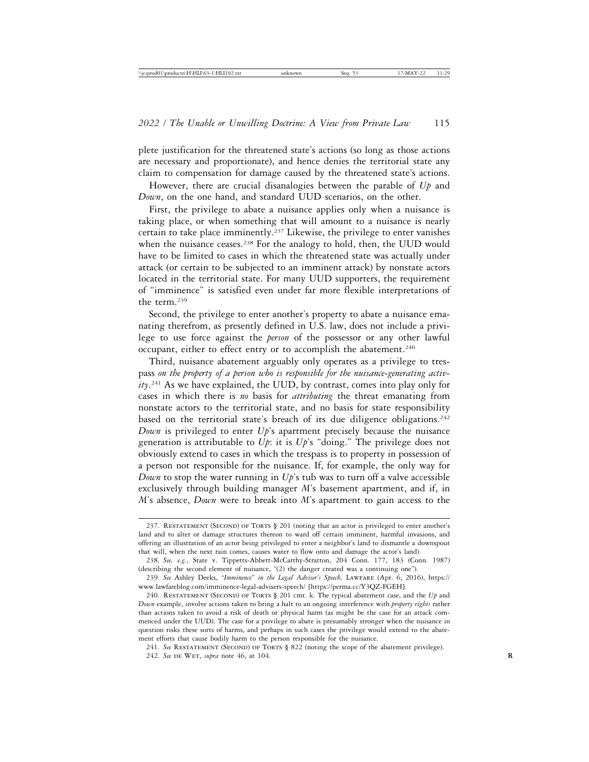plete justification for the threatened state's actions (so long as those actions are necessary and proportionate), and hence denies the territorial state any claim to compensation for damage caused by the threatened state's actions.

However, there are crucial disanalogies between the parable of *Up* and *Down*, on the one hand, and standard UUD scenarios, on the other.

First, the privilege to abate a nuisance applies only when a nuisance is taking place, or when something that will amount to a nuisance is nearly certain to take place imminently.[237] Likewise, the privilege to enter vanishes when the nuisance ceases.[238] For the analogy to hold, then, the UUD would have to be limited to cases in which the threatened state was actually under attack (or certain to be subjected to an imminent attack) by nonstate actors located in the territorial state. For many UUD supporters, the requirement of "imminence" is satisfied even under far more flexible interpretations of the term.[239]

Second, the privilege to enter another's property to abate a nuisance emanating therefrom, as presently defined in U.S. law, does not include a privilege to use force against the *person* of the possessor or any other lawful occupant, either to effect entry or to accomplish the abatement.[240]

Third, nuisance abatement arguably only operates as a privilege to trespass *on the property of a person who is responsible for the nuisance-generating activity*.[241] As we have explained, the UUD, by contrast, comes into play only for cases in which there is *no* basis for *attributing* the threat emanating from nonstate actors to the territorial state, and no basis for state responsibility based on the territorial state's breach of its due diligence obligations.[242] *Down* is privileged to enter *Up*'s apartment precisely because the nuisance generation is attributable to *Up*: it is *Up*'s "doing." The privilege does not obviously extend to cases in which the trespass is to property in possession of a person not responsible for the nuisance. If, for example, the only way for *Down* to stop the water running in *Up*'s tub was to turn off a valve accessible exclusively through building manager *M*'s basement apartment, and if, in *M*'s absence, *Down* were to break into *M*'s apartment to gain access to the

---

237. Restatement (Second) of Torts § 201 (noting that an actor is privileged to enter another's land and to alter or damage structures thereon to ward off certain imminent, harmful invasions, and offering an illustration of an actor being privileged to enter a neighbor's land to dismantle a downspout that will, when the next rain comes, causes water to flow onto and damage the actor's land).

238. *See, e.g.*, State v. Tippetts-Abbett-McCarthy-Stratton, 204 Conn. 177, 183 (Conn. 1987) (describing the second element of nuisance, "(2) the danger created was a continuing one").

239. *See* Ashley Deeks, *"Imminence" in the Legal Adviser's Speech,* Lawfare (Apr. 6, 2016), https://www.lawfareblog.com/imminence-legal-advisers-speech/ [https://perma.cc/Y3QZ-FGEH].

240. Restatement (Second) of Torts § 201 cmt. k. The typical abatement case, and the *Up* and *Down* example, involve actions taken to bring a halt to an ongoing interference with *property rights* rather than actions taken to avoid a risk of death or physical harm (as might be the case for an attack commenced under the UUD). The case for a privilege to abate is presumably stronger when the nuisance in question risks these sorts of harms, and perhaps in such cases the privilege would extend to the abatement efforts that cause bodily harm to the person responsible for the nuisance.

241. *See* Restatement (Second) of Torts § 822 (noting the scope of the abatement privilege).

242. *See* de Wet, *supra* note 46, at 104.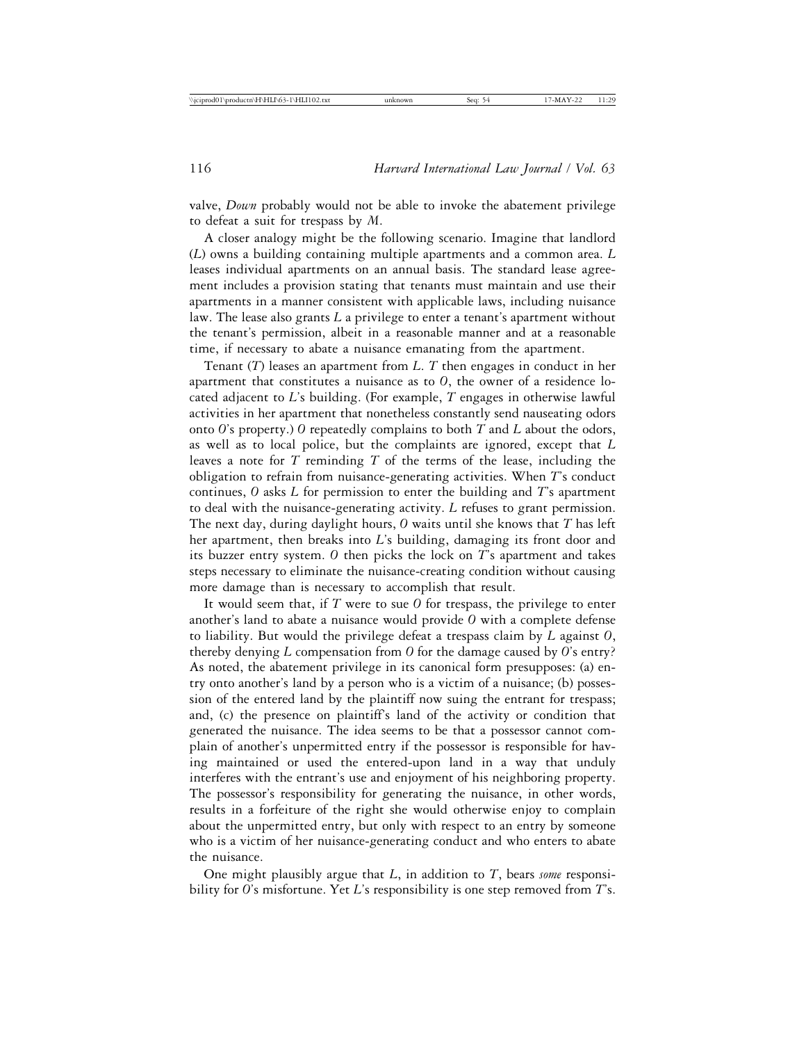valve, *Down* probably would not be able to invoke the abatement privilege to defeat a suit for trespass by *M*.

A closer analogy might be the following scenario. Imagine that landlord (*L*) owns a building containing multiple apartments and a common area. *L* leases individual apartments on an annual basis. The standard lease agreement includes a provision stating that tenants must maintain and use their apartments in a manner consistent with applicable laws, including nuisance law. The lease also grants *L* a privilege to enter a tenant's apartment without the tenant's permission, albeit in a reasonable manner and at a reasonable time, if necessary to abate a nuisance emanating from the apartment.

Tenant (*T*) leases an apartment from *L*. *T* then engages in conduct in her apartment that constitutes a nuisance as to *O*, the owner of a residence located adjacent to *L*'s building. (For example, *T* engages in otherwise lawful activities in her apartment that nonetheless constantly send nauseating odors onto *O*'s property.) *O* repeatedly complains to both *T* and *L* about the odors, as well as to local police, but the complaints are ignored, except that *L* leaves a note for *T* reminding *T* of the terms of the lease, including the obligation to refrain from nuisance-generating activities. When *T*'s conduct continues, *O* asks *L* for permission to enter the building and *T*'s apartment to deal with the nuisance-generating activity. *L* refuses to grant permission. The next day, during daylight hours, *O* waits until she knows that *T* has left her apartment, then breaks into *L*'s building, damaging its front door and its buzzer entry system. *O* then picks the lock on *T*'s apartment and takes steps necessary to eliminate the nuisance-creating condition without causing more damage than is necessary to accomplish that result.

It would seem that, if *T* were to sue *O* for trespass, the privilege to enter another's land to abate a nuisance would provide *O* with a complete defense to liability. But would the privilege defeat a trespass claim by *L* against *O*, thereby denying *L* compensation from *O* for the damage caused by *O*'s entry? As noted, the abatement privilege in its canonical form presupposes: (a) entry onto another's land by a person who is a victim of a nuisance; (b) possession of the entered land by the plaintiff now suing the entrant for trespass; and, (c) the presence on plaintiff's land of the activity or condition that generated the nuisance. The idea seems to be that a possessor cannot complain of another's unpermitted entry if the possessor is responsible for having maintained or used the entered-upon land in a way that unduly interferes with the entrant's use and enjoyment of his neighboring property. The possessor's responsibility for generating the nuisance, in other words, results in a forfeiture of the right she would otherwise enjoy to complain about the unpermitted entry, but only with respect to an entry by someone who is a victim of her nuisance-generating conduct and who enters to abate the nuisance.

One might plausibly argue that *L*, in addition to *T*, bears *some* responsibility for *O*'s misfortune. Yet *L*'s responsibility is one step removed from *T*'s.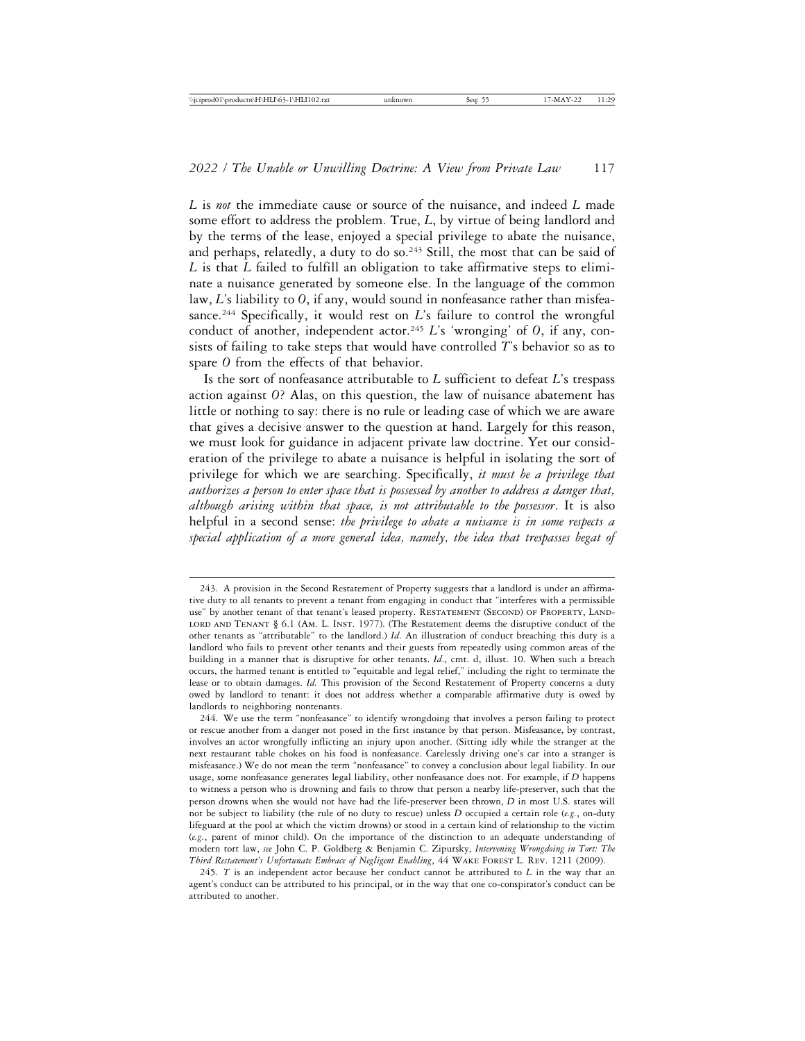*L* is *not* the immediate cause or source of the nuisance, and indeed *L* made some effort to address the problem. True, *L*, by virtue of being landlord and by the terms of the lease, enjoyed a special privilege to abate the nuisance, and perhaps, relatedly, a duty to do so.[243] Still, the most that can be said of *L* is that *L* failed to fulfill an obligation to take affirmative steps to eliminate a nuisance generated by someone else. In the language of the common law, *L*'s liability to *O*, if any, would sound in nonfeasance rather than misfeasance.[244] Specifically, it would rest on *L*'s failure to control the wrongful conduct of another, independent actor.[245] *L*'s 'wronging' of *O*, if any, consists of failing to take steps that would have controlled *T*'s behavior so as to spare *O* from the effects of that behavior.

Is the sort of nonfeasance attributable to *L* sufficient to defeat *L*'s trespass action against *O*? Alas, on this question, the law of nuisance abatement has little or nothing to say: there is no rule or leading case of which we are aware that gives a decisive answer to the question at hand. Largely for this reason, we must look for guidance in adjacent private law doctrine. Yet our consideration of the privilege to abate a nuisance is helpful in isolating the sort of privilege for which we are searching. Specifically, *it must be a privilege that authorizes a person to enter space that is possessed by another to address a danger that, although arising within that space, is not attributable to the possessor*. It is also helpful in a second sense: *the privilege to abate a nuisance is in some respects a special application of a more general idea, namely, the idea that trespasses begat of*

---

243. A provision in the Second Restatement of Property suggests that a landlord is under an affirmative duty to all tenants to prevent a tenant from engaging in conduct that "interferes with a permissible use" by another tenant of that tenant's leased property. Restatement (Second) of Property, Landlord and Tenant § 6.1 (Am. L. Inst. 1977). (The Restatement deems the disruptive conduct of the other tenants as "attributable" to the landlord.) *Id*. An illustration of conduct breaching this duty is a landlord who fails to prevent other tenants and their guests from repeatedly using common areas of the building in a manner that is disruptive for other tenants. *Id*., cmt. d, illust. 10. When such a breach occurs, the harmed tenant is entitled to "equitable and legal relief," including the right to terminate the lease or to obtain damages. *Id.* This provision of the Second Restatement of Property concerns a duty owed by landlord to tenant: it does not address whether a comparable affirmative duty is owed by landlords to neighboring nontenants.

244. We use the term "nonfeasance" to identify wrongdoing that involves a person failing to protect or rescue another from a danger not posed in the first instance by that person. Misfeasance, by contrast, involves an actor wrongfully inflicting an injury upon another. (Sitting idly while the stranger at the next restaurant table chokes on his food is nonfeasance. Carelessly driving one's car into a stranger is misfeasance.) We do not mean the term "nonfeasance" to convey a conclusion about legal liability. In our usage, some nonfeasance generates legal liability, other nonfeasance does not. For example, if *D* happens to witness a person who is drowning and fails to throw that person a nearby life-preserver, such that the person drowns when she would not have had the life-preserver been thrown, *D* in most U.S. states will not be subject to liability (the rule of no duty to rescue) unless *D* occupied a certain role (*e.g.*, on-duty lifeguard at the pool at which the victim drowns) or stood in a certain kind of relationship to the victim (*e.g.*, parent of minor child). On the importance of the distinction to an adequate understanding of modern tort law, *see* John C. P. Goldberg & Benjamin C. Zipursky, *Intervening Wrongdoing in Tort: The Third Restatement's Unfortunate Embrace of Negligent Enabling*, 44 Wake Forest L. Rev. 1211 (2009).

245. *T* is an independent actor because her conduct cannot be attributed to *L* in the way that an agent's conduct can be attributed to his principal, or in the way that one co-conspirator's conduct can be attributed to another.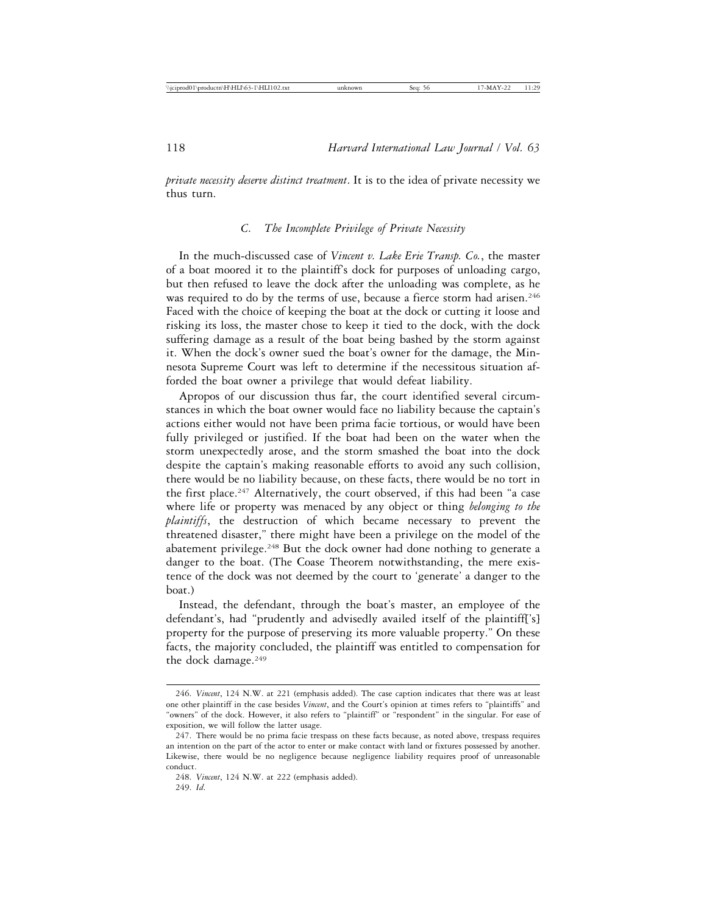*private necessity deserve distinct treatment*. It is to the idea of private necessity we thus turn.

### *C. The Incomplete Privilege of Private Necessity*

In the much-discussed case of *Vincent v. Lake Erie Transp. Co.*, the master of a boat moored it to the plaintiff's dock for purposes of unloading cargo, but then refused to leave the dock after the unloading was complete, as he was required to do by the terms of use, because a fierce storm had arisen.[246] Faced with the choice of keeping the boat at the dock or cutting it loose and risking its loss, the master chose to keep it tied to the dock, with the dock suffering damage as a result of the boat being bashed by the storm against it. When the dock's owner sued the boat's owner for the damage, the Minnesota Supreme Court was left to determine if the necessitous situation afforded the boat owner a privilege that would defeat liability.

Apropos of our discussion thus far, the court identified several circumstances in which the boat owner would face no liability because the captain's actions either would not have been prima facie tortious, or would have been fully privileged or justified. If the boat had been on the water when the storm unexpectedly arose, and the storm smashed the boat into the dock despite the captain's making reasonable efforts to avoid any such collision, there would be no liability because, on these facts, there would be no tort in the first place.[247] Alternatively, the court observed, if this had been "a case where life or property was menaced by any object or thing *belonging to the plaintiffs*, the destruction of which became necessary to prevent the threatened disaster," there might have been a privilege on the model of the abatement privilege.[248] But the dock owner had done nothing to generate a danger to the boat. (The Coase Theorem notwithstanding, the mere existence of the dock was not deemed by the court to 'generate' a danger to the boat.)

Instead, the defendant, through the boat's master, an employee of the defendant's, had "prudently and advisedly availed itself of the plaintiff['s] property for the purpose of preserving its more valuable property." On these facts, the majority concluded, the plaintiff was entitled to compensation for the dock damage.[249]

---

246. *Vincent*, 124 N.W. at 221 (emphasis added). The case caption indicates that there was at least one other plaintiff in the case besides *Vincent*, and the Court's opinion at times refers to "plaintiffs" and "owners" of the dock. However, it also refers to "plaintiff" or "respondent" in the singular. For ease of exposition, we will follow the latter usage.

247. There would be no prima facie trespass on these facts because, as noted above, trespass requires an intention on the part of the actor to enter or make contact with land or fixtures possessed by another. Likewise, there would be no negligence because negligence liability requires proof of unreasonable conduct.

248. *Vincent*, 124 N.W. at 222 (emphasis added).

249. *Id*.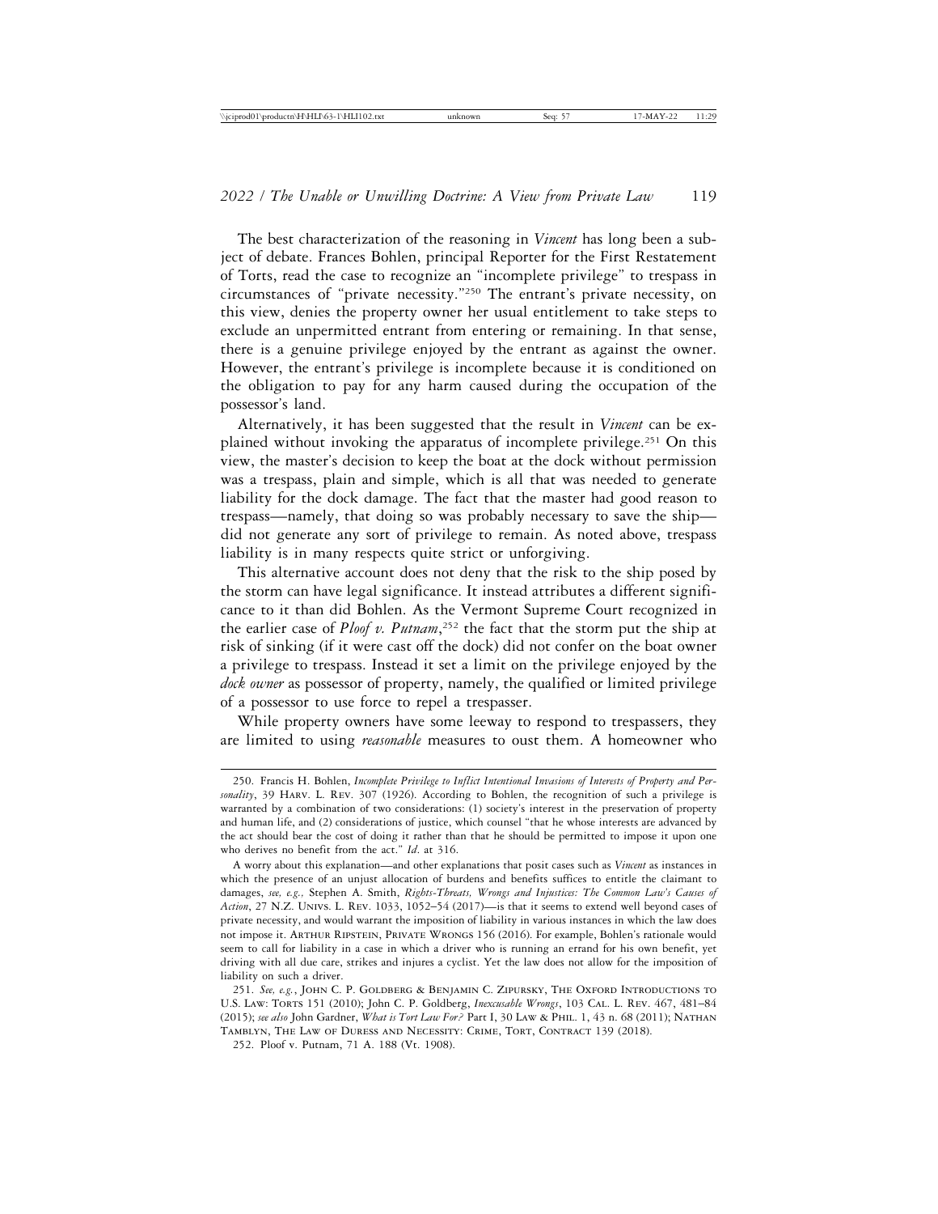The best characterization of the reasoning in *Vincent* has long been a subject of debate. Frances Bohlen, principal Reporter for the First Restatement of Torts, read the case to recognize an "incomplete privilege" to trespass in circumstances of "private necessity."[250] The entrant's private necessity, on this view, denies the property owner her usual entitlement to take steps to exclude an unpermitted entrant from entering or remaining. In that sense, there is a genuine privilege enjoyed by the entrant as against the owner. However, the entrant's privilege is incomplete because it is conditioned on the obligation to pay for any harm caused during the occupation of the possessor's land.

Alternatively, it has been suggested that the result in *Vincent* can be explained without invoking the apparatus of incomplete privilege.[251] On this view, the master's decision to keep the boat at the dock without permission was a trespass, plain and simple, which is all that was needed to generate liability for the dock damage. The fact that the master had good reason to trespass—namely, that doing so was probably necessary to save the ship—did not generate any sort of privilege to remain. As noted above, trespass liability is in many respects quite strict or unforgiving.

This alternative account does not deny that the risk to the ship posed by the storm can have legal significance. It instead attributes a different significance to it than did Bohlen. As the Vermont Supreme Court recognized in the earlier case of *Ploof v. Putnam*,[252] the fact that the storm put the ship at risk of sinking (if it were cast off the dock) did not confer on the boat owner a privilege to trespass. Instead it set a limit on the privilege enjoyed by the *dock owner* as possessor of property, namely, the qualified or limited privilege of a possessor to use force to repel a trespasser.

While property owners have some leeway to respond to trespassers, they are limited to using *reasonable* measures to oust them. A homeowner who

---

250. Francis H. Bohlen, *Incomplete Privilege to Inflict Intentional Invasions of Interests of Property and Personality*, 39 HARV. L. REV. 307 (1926). According to Bohlen, the recognition of such a privilege is warranted by a combination of two considerations: (1) society's interest in the preservation of property and human life, and (2) considerations of justice, which counsel "that he whose interests are advanced by the act should bear the cost of doing it rather than that he should be permitted to impose it upon one who derives no benefit from the act." *Id*. at 316.

A worry about this explanation—and other explanations that posit cases such as *Vincent* as instances in which the presence of an unjust allocation of burdens and benefits suffices to entitle the claimant to damages, *see, e.g.*, Stephen A. Smith, *Rights-Threats, Wrongs and Injustices: The Common Law's Causes of Action*, 27 N.Z. UNIVS. L. REV. 1033, 1052–54 (2017)—is that it seems to extend well beyond cases of private necessity, and would warrant the imposition of liability in various instances in which the law does not impose it. ARTHUR RIPSTEIN, PRIVATE WRONGS 156 (2016). For example, Bohlen's rationale would seem to call for liability in a case in which a driver who is running an errand for his own benefit, yet driving with all due care, strikes and injures a cyclist. Yet the law does not allow for the imposition of liability on such a driver.

251. *See, e.g.*, JOHN C. P. GOLDBERG & BENJAMIN C. ZIPURSKY, THE OXFORD INTRODUCTIONS TO U.S. LAW: TORTS 151 (2010); John C. P. Goldberg, *Inexcusable Wrongs*, 103 CAL. L. REV. 467, 481–84 (2015); *see also* John Gardner, *What is Tort Law For?* Part I, 30 LAW & PHIL. 1, 43 n. 68 (2011); NATHAN TAMBLYN, THE LAW OF DURESS AND NECESSITY: CRIME, TORT, CONTRACT 139 (2018).

252. Ploof v. Putnam, 71 A. 188 (Vt. 1908).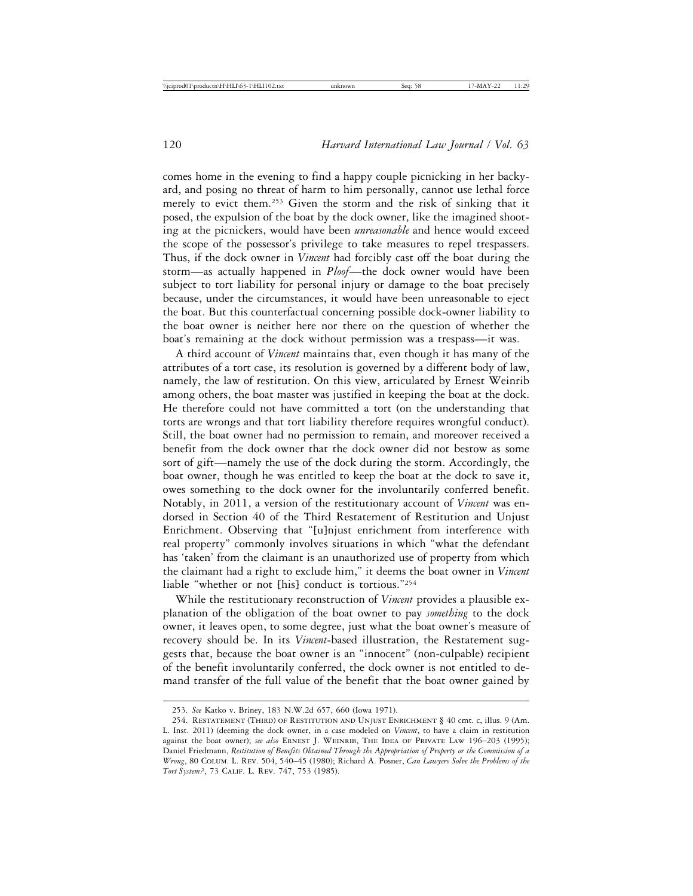comes home in the evening to find a happy couple picnicking in her backyard, and posing no threat of harm to him personally, cannot use lethal force merely to evict them.[253] Given the storm and the risk of sinking that it posed, the expulsion of the boat by the dock owner, like the imagined shooting at the picnickers, would have been *unreasonable* and hence would exceed the scope of the possessor's privilege to take measures to repel trespassers. Thus, if the dock owner in *Vincent* had forcibly cast off the boat during the storm—as actually happened in *Ploof*—the dock owner would have been subject to tort liability for personal injury or damage to the boat precisely because, under the circumstances, it would have been unreasonable to eject the boat. But this counterfactual concerning possible dock-owner liability to the boat owner is neither here nor there on the question of whether the boat's remaining at the dock without permission was a trespass—it was.

A third account of *Vincent* maintains that, even though it has many of the attributes of a tort case, its resolution is governed by a different body of law, namely, the law of restitution. On this view, articulated by Ernest Weinrib among others, the boat master was justified in keeping the boat at the dock. He therefore could not have committed a tort (on the understanding that torts are wrongs and that tort liability therefore requires wrongful conduct). Still, the boat owner had no permission to remain, and moreover received a benefit from the dock owner that the dock owner did not bestow as some sort of gift—namely the use of the dock during the storm. Accordingly, the boat owner, though he was entitled to keep the boat at the dock to save it, owes something to the dock owner for the involuntarily conferred benefit. Notably, in 2011, a version of the restitutionary account of *Vincent* was endorsed in Section 40 of the Third Restatement of Restitution and Unjust Enrichment. Observing that "[u]njust enrichment from interference with real property" commonly involves situations in which "what the defendant has 'taken' from the claimant is an unauthorized use of property from which the claimant had a right to exclude him," it deems the boat owner in *Vincent* liable "whether or not [his] conduct is tortious."[254]

While the restitutionary reconstruction of *Vincent* provides a plausible explanation of the obligation of the boat owner to pay *something* to the dock owner, it leaves open, to some degree, just what the boat owner's measure of recovery should be. In its *Vincent*-based illustration, the Restatement suggests that, because the boat owner is an "innocent" (non-culpable) recipient of the benefit involuntarily conferred, the dock owner is not entitled to demand transfer of the full value of the benefit that the boat owner gained by

---

253. *See* Katko v. Briney, 183 N.W.2d 657, 660 (Iowa 1971).

254. Restatement (Third) of Restitution and Unjust Enrichment § 40 cmt. c, illus. 9 (Am. L. Inst. 2011) (deeming the dock owner, in a case modeled on *Vincent*, to have a claim in restitution against the boat owner); *see also* Ernest J. Weinrib, The Idea of Private Law 196–203 (1995); Daniel Friedmann, *Restitution of Benefits Obtained Through the Appropriation of Property or the Commission of a Wrong*, 80 Colum. L. Rev. 504, 540–45 (1980); Richard A. Posner, *Can Lawyers Solve the Problems of the Tort System?*, 73 Calif. L. Rev. 747, 753 (1985).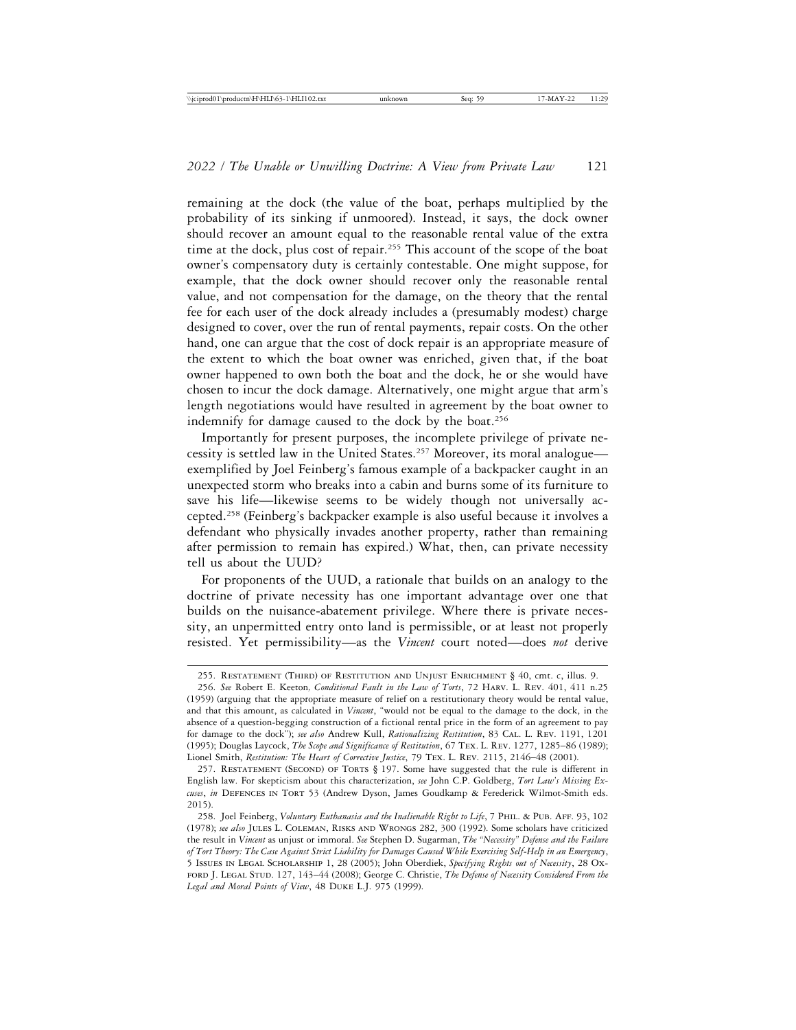remaining at the dock (the value of the boat, perhaps multiplied by the probability of its sinking if unmoored). Instead, it says, the dock owner should recover an amount equal to the reasonable rental value of the extra time at the dock, plus cost of repair.[255] This account of the scope of the boat owner's compensatory duty is certainly contestable. One might suppose, for example, that the dock owner should recover only the reasonable rental value, and not compensation for the damage, on the theory that the rental fee for each user of the dock already includes a (presumably modest) charge designed to cover, over the run of rental payments, repair costs. On the other hand, one can argue that the cost of dock repair is an appropriate measure of the extent to which the boat owner was enriched, given that, if the boat owner happened to own both the boat and the dock, he or she would have chosen to incur the dock damage. Alternatively, one might argue that arm's length negotiations would have resulted in agreement by the boat owner to indemnify for damage caused to the dock by the boat.[256]

Importantly for present purposes, the incomplete privilege of private necessity is settled law in the United States.[257] Moreover, its moral analogue—exemplified by Joel Feinberg's famous example of a backpacker caught in an unexpected storm who breaks into a cabin and burns some of its furniture to save his life—likewise seems to be widely though not universally accepted.[258] (Feinberg's backpacker example is also useful because it involves a defendant who physically invades another property, rather than remaining after permission to remain has expired.) What, then, can private necessity tell us about the UUD?

For proponents of the UUD, a rationale that builds on an analogy to the doctrine of private necessity has one important advantage over one that builds on the nuisance-abatement privilege. Where there is private necessity, an unpermitted entry onto land is permissible, or at least not properly resisted. Yet permissibility—as the *Vincent* court noted—does *not* derive

---

255. Restatement (Third) of Restitution and Unjust Enrichment § 40, cmt. c, illus. 9.

256. *See* Robert E. Keeton, *Conditional Fault in the Law of Torts*, 72 Harv. L. Rev. 401, 411 n.25 (1959) (arguing that the appropriate measure of relief on a restitutionary theory would be rental value, and that this amount, as calculated in *Vincent*, "would not be equal to the damage to the dock, in the absence of a question-begging construction of a fictional rental price in the form of an agreement to pay for damage to the dock"); *see also* Andrew Kull, *Rationalizing Restitution*, 83 Cal. L. Rev. 1191, 1201 (1995); Douglas Laycock, *The Scope and Significance of Restitution*, 67 Tex. L. Rev. 1277, 1285–86 (1989); Lionel Smith, *Restitution: The Heart of Corrective Justice*, 79 Tex. L. Rev. 2115, 2146–48 (2001).

257. Restatement (Second) of Torts § 197. Some have suggested that the rule is different in English law. For skepticism about this characterization, *see* John C.P. Goldberg, *Tort Law's Missing Excuses*, *in* Defences in Tort 53 (Andrew Dyson, James Goudkamp & Frederick Wilmot-Smith eds. 2015).

258. Joel Feinberg, *Voluntary Euthanasia and the Inalienable Right to Life*, 7 Phil. & Pub. Aff. 93, 102 (1978); *see also* Jules L. Coleman, Risks and Wrongs 282, 300 (1992). Some scholars have criticized the result in *Vincent* as unjust or immoral. *See* Stephen D. Sugarman, *The "Necessity" Defense and the Failure of Tort Theory: The Case Against Strict Liability for Damages Caused While Exercising Self-Help in an Emergency*, 5 Issues in Legal Scholarship 1, 28 (2005); John Oberdiek, *Specifying Rights out of Necessity*, 28 Oxford J. Legal Stud. 127, 143–44 (2008); George C. Christie, *The Defense of Necessity Considered From the Legal and Moral Points of View*, 48 Duke L.J. 975 (1999).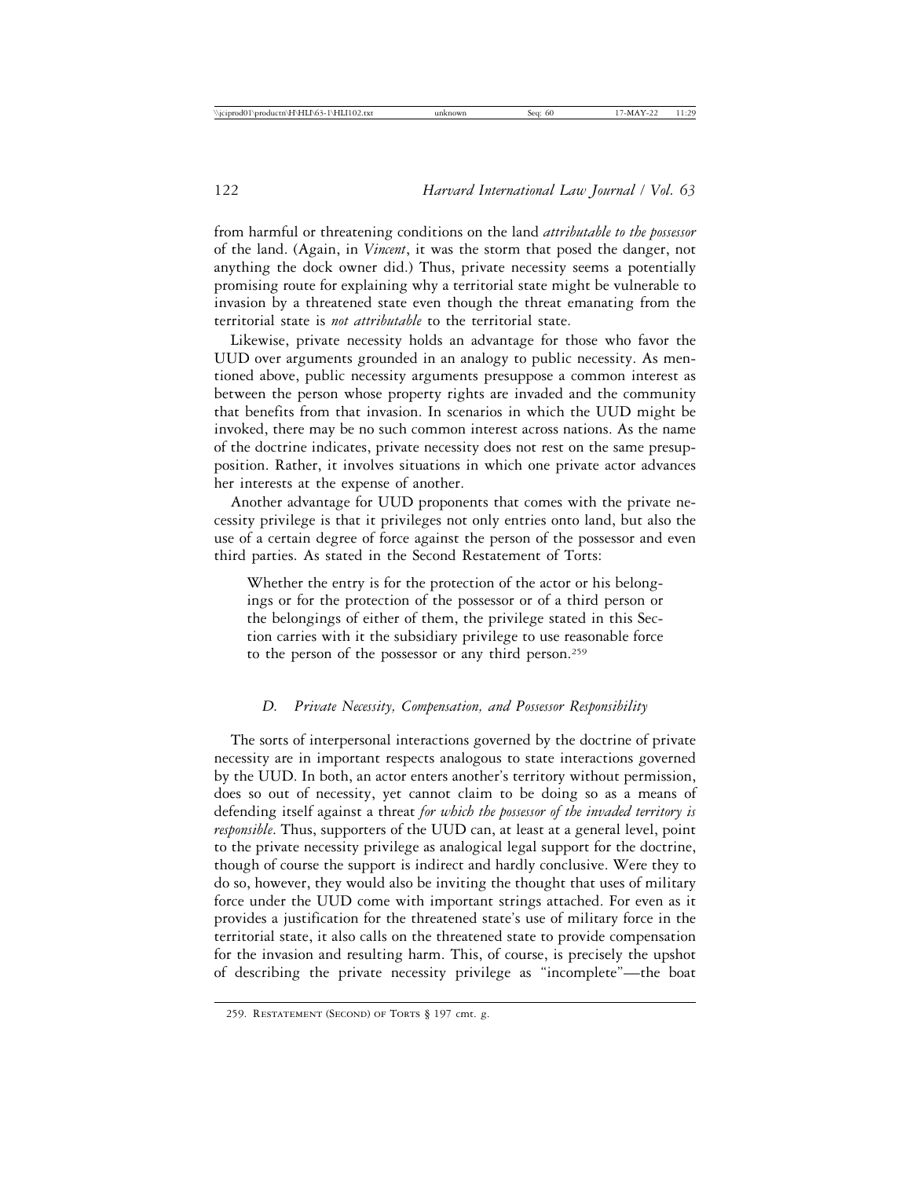from harmful or threatening conditions on the land *attributable to the possessor* of the land. (Again, in *Vincent*, it was the storm that posed the danger, not anything the dock owner did.) Thus, private necessity seems a potentially promising route for explaining why a territorial state might be vulnerable to invasion by a threatened state even though the threat emanating from the territorial state is *not attributable* to the territorial state.

Likewise, private necessity holds an advantage for those who favor the UUD over arguments grounded in an analogy to public necessity. As mentioned above, public necessity arguments presuppose a common interest as between the person whose property rights are invaded and the community that benefits from that invasion. In scenarios in which the UUD might be invoked, there may be no such common interest across nations. As the name of the doctrine indicates, private necessity does not rest on the same presupposition. Rather, it involves situations in which one private actor advances her interests at the expense of another.

Another advantage for UUD proponents that comes with the private necessity privilege is that it privileges not only entries onto land, but also the use of a certain degree of force against the person of the possessor and even third parties. As stated in the Second Restatement of Torts:

> Whether the entry is for the protection of the actor or his belongings or for the protection of the possessor or of a third person or the belongings of either of them, the privilege stated in this Section carries with it the subsidiary privilege to use reasonable force to the person of the possessor or any third person.[259]

### D. Private Necessity, Compensation, and Possessor Responsibility

The sorts of interpersonal interactions governed by the doctrine of private necessity are in important respects analogous to state interactions governed by the UUD. In both, an actor enters another's territory without permission, does so out of necessity, yet cannot claim to be doing so as a means of defending itself against a threat *for which the possessor of the invaded territory is responsible*. Thus, supporters of the UUD can, at least at a general level, point to the private necessity privilege as analogical legal support for the doctrine, though of course the support is indirect and hardly conclusive. Were they to do so, however, they would also be inviting the thought that uses of military force under the UUD come with important strings attached. For even as it provides a justification for the threatened state's use of military force in the territorial state, it also calls on the threatened state to provide compensation for the invasion and resulting harm. This, of course, is precisely the upshot of describing the private necessity privilege as "incomplete"—the boat

259. Restatement (Second) of Torts § 197 cmt. g.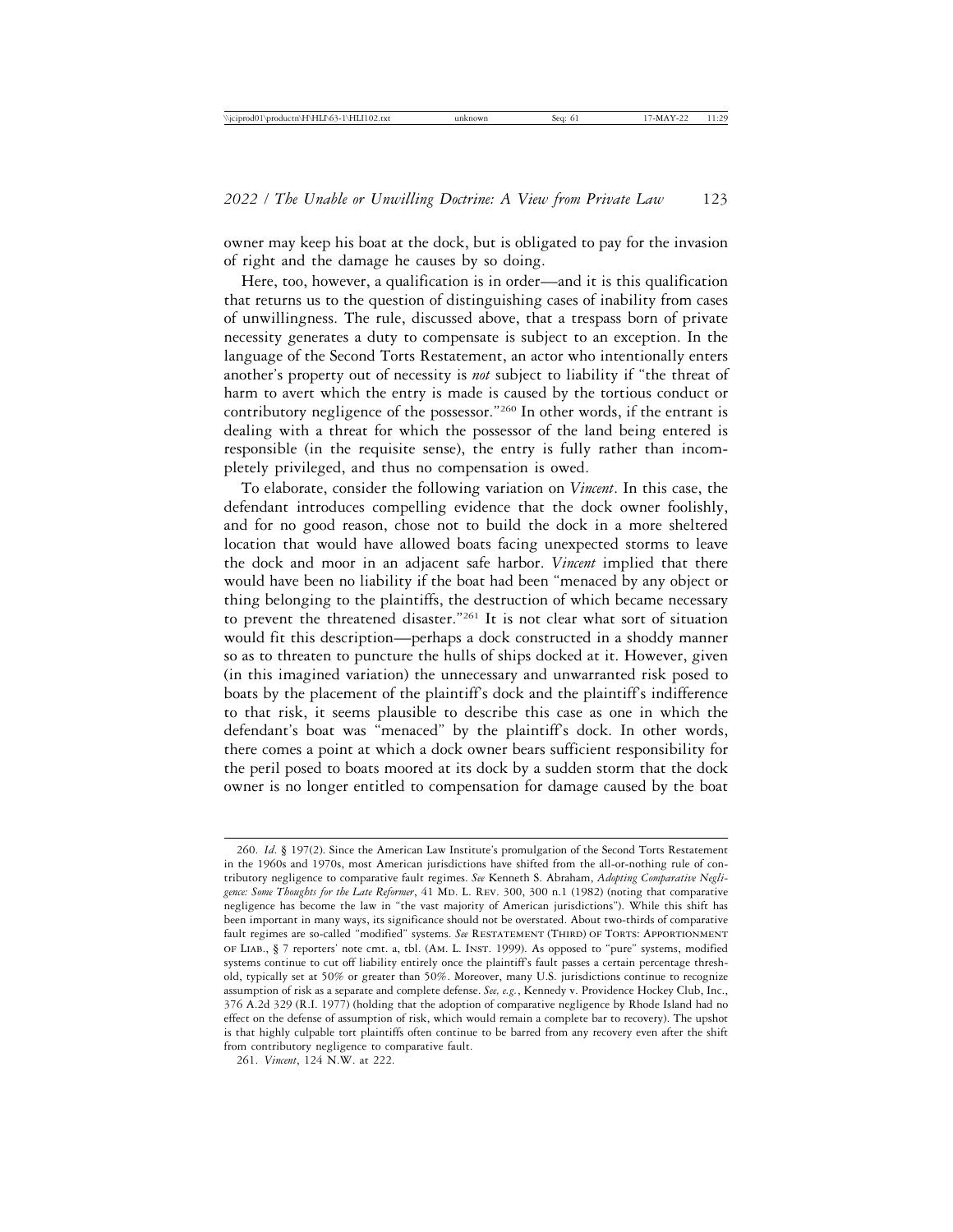owner may keep his boat at the dock, but is obligated to pay for the invasion of right and the damage he causes by so doing.

Here, too, however, a qualification is in order—and it is this qualification that returns us to the question of distinguishing cases of inability from cases of unwillingness. The rule, discussed above, that a trespass born of private necessity generates a duty to compensate is subject to an exception. In the language of the Second Torts Restatement, an actor who intentionally enters another's property out of necessity is *not* subject to liability if "the threat of harm to avert which the entry is made is caused by the tortious conduct or contributory negligence of the possessor."[260] In other words, if the entrant is dealing with a threat for which the possessor of the land being entered is responsible (in the requisite sense), the entry is fully rather than incompletely privileged, and thus no compensation is owed.

To elaborate, consider the following variation on *Vincent*. In this case, the defendant introduces compelling evidence that the dock owner foolishly, and for no good reason, chose not to build the dock in a more sheltered location that would have allowed boats facing unexpected storms to leave the dock and moor in an adjacent safe harbor. *Vincent* implied that there would have been no liability if the boat had been "menaced by any object or thing belonging to the plaintiffs, the destruction of which became necessary to prevent the threatened disaster."[261] It is not clear what sort of situation would fit this description—perhaps a dock constructed in a shoddy manner so as to threaten to puncture the hulls of ships docked at it. However, given (in this imagined variation) the unnecessary and unwarranted risk posed to boats by the placement of the plaintiff's dock and the plaintiff's indifference to that risk, it seems plausible to describe this case as one in which the defendant's boat was "menaced" by the plaintiff's dock. In other words, there comes a point at which a dock owner bears sufficient responsibility for the peril posed to boats moored at its dock by a sudden storm that the dock owner is no longer entitled to compensation for damage caused by the boat

---

260. *Id.* § 197(2). Since the American Law Institute's promulgation of the Second Torts Restatement in the 1960s and 1970s, most American jurisdictions have shifted from the all-or-nothing rule of contributory negligence to comparative fault regimes. *See* Kenneth S. Abraham, *Adopting Comparative Negligence: Some Thoughts for the Late Reformer*, 41 MD. L. REV. 300, 300 n.1 (1982) (noting that comparative negligence has become the law in "the vast majority of American jurisdictions"). While this shift has been important in many ways, its significance should not be overstated. About two-thirds of comparative fault regimes are so-called "modified" systems. *See* RESTATEMENT (THIRD) OF TORTS: APPORTIONMENT OF LIAB., § 7 reporters' note cmt. a, tbl. (AM. L. INST. 1999). As opposed to "pure" systems, modified systems continue to cut off liability entirely once the plaintiff's fault passes a certain percentage threshold, typically set at 50% or greater than 50%. Moreover, many U.S. jurisdictions continue to recognize assumption of risk as a separate and complete defense. *See, e.g.*, Kennedy v. Providence Hockey Club, Inc., 376 A.2d 329 (R.I. 1977) (holding that the adoption of comparative negligence by Rhode Island had no effect on the defense of assumption of risk, which would remain a complete bar to recovery). The upshot is that highly culpable tort plaintiffs often continue to be barred from any recovery even after the shift from contributory negligence to comparative fault.

261. *Vincent*, 124 N.W. at 222.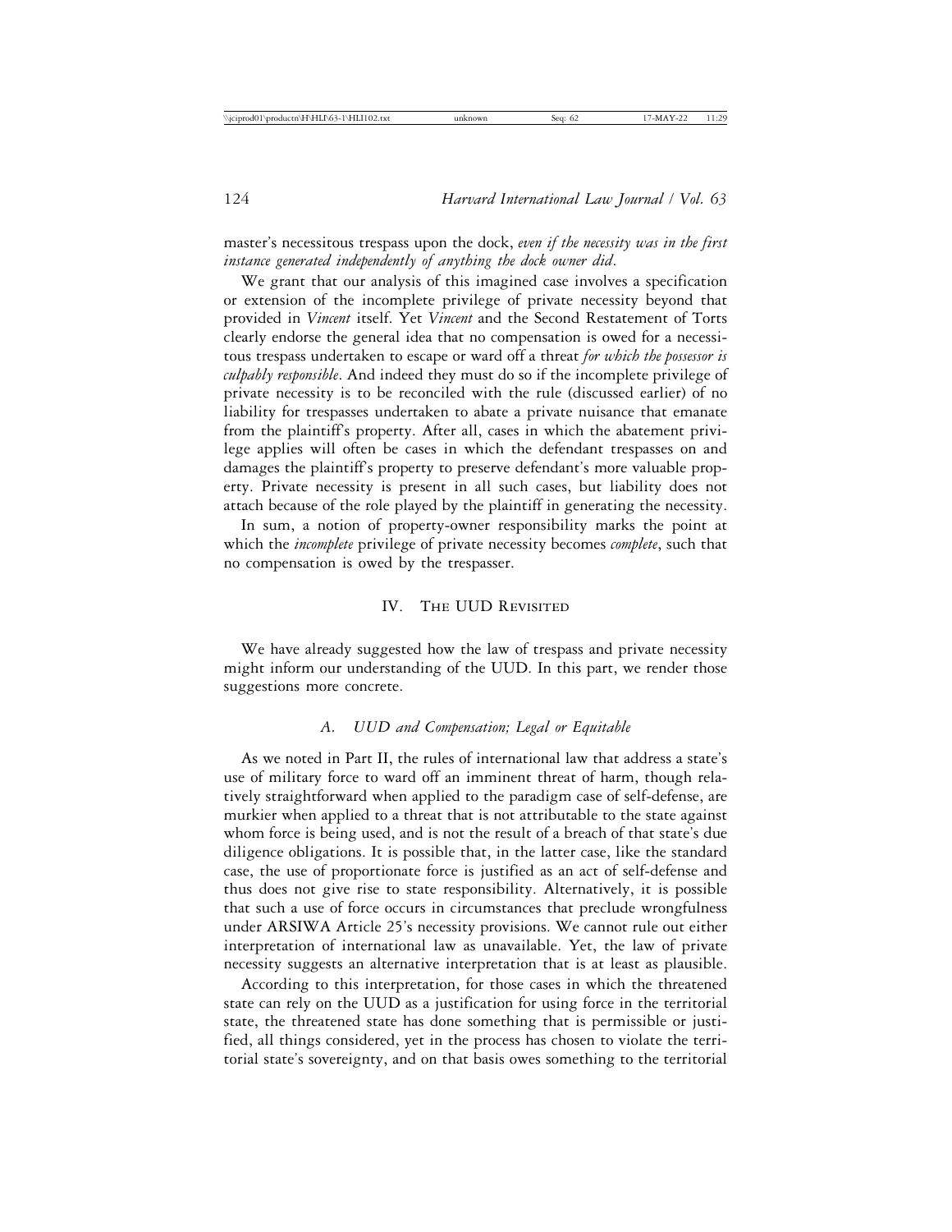master's necessitous trespass upon the dock, *even if the necessity was in the first instance generated independently of anything the dock owner did*.

We grant that our analysis of this imagined case involves a specification or extension of the incomplete privilege of private necessity beyond that provided in *Vincent* itself. Yet *Vincent* and the Second Restatement of Torts clearly endorse the general idea that no compensation is owed for a necessitous trespass undertaken to escape or ward off a threat *for which the possessor is culpably responsible*. And indeed they must do so if the incomplete privilege of private necessity is to be reconciled with the rule (discussed earlier) of no liability for trespasses undertaken to abate a private nuisance that emanate from the plaintiff's property. After all, cases in which the abatement privilege applies will often be cases in which the defendant trespasses on and damages the plaintiff's property to preserve defendant's more valuable property. Private necessity is present in all such cases, but liability does not attach because of the role played by the plaintiff in generating the necessity.

In sum, a notion of property-owner responsibility marks the point at which the *incomplete* privilege of private necessity becomes *complete*, such that no compensation is owed by the trespasser.

## IV. The UUD Revisited

We have already suggested how the law of trespass and private necessity might inform our understanding of the UUD. In this part, we render those suggestions more concrete.

### A. UUD and Compensation; Legal or Equitable

As we noted in Part II, the rules of international law that address a state's use of military force to ward off an imminent threat of harm, though relatively straightforward when applied to the paradigm case of self-defense, are murkier when applied to a threat that is not attributable to the state against whom force is being used, and is not the result of a breach of that state's due diligence obligations. It is possible that, in the latter case, like the standard case, the use of proportionate force is justified as an act of self-defense and thus does not give rise to state responsibility. Alternatively, it is possible that such a use of force occurs in circumstances that preclude wrongfulness under ARSIWA Article 25's necessity provisions. We cannot rule out either interpretation of international law as unavailable. Yet, the law of private necessity suggests an alternative interpretation that is at least as plausible.

According to this interpretation, for those cases in which the threatened state can rely on the UUD as a justification for using force in the territorial state, the threatened state has done something that is permissible or justified, all things considered, yet in the process has chosen to violate the territorial state's sovereignty, and on that basis owes something to the territorial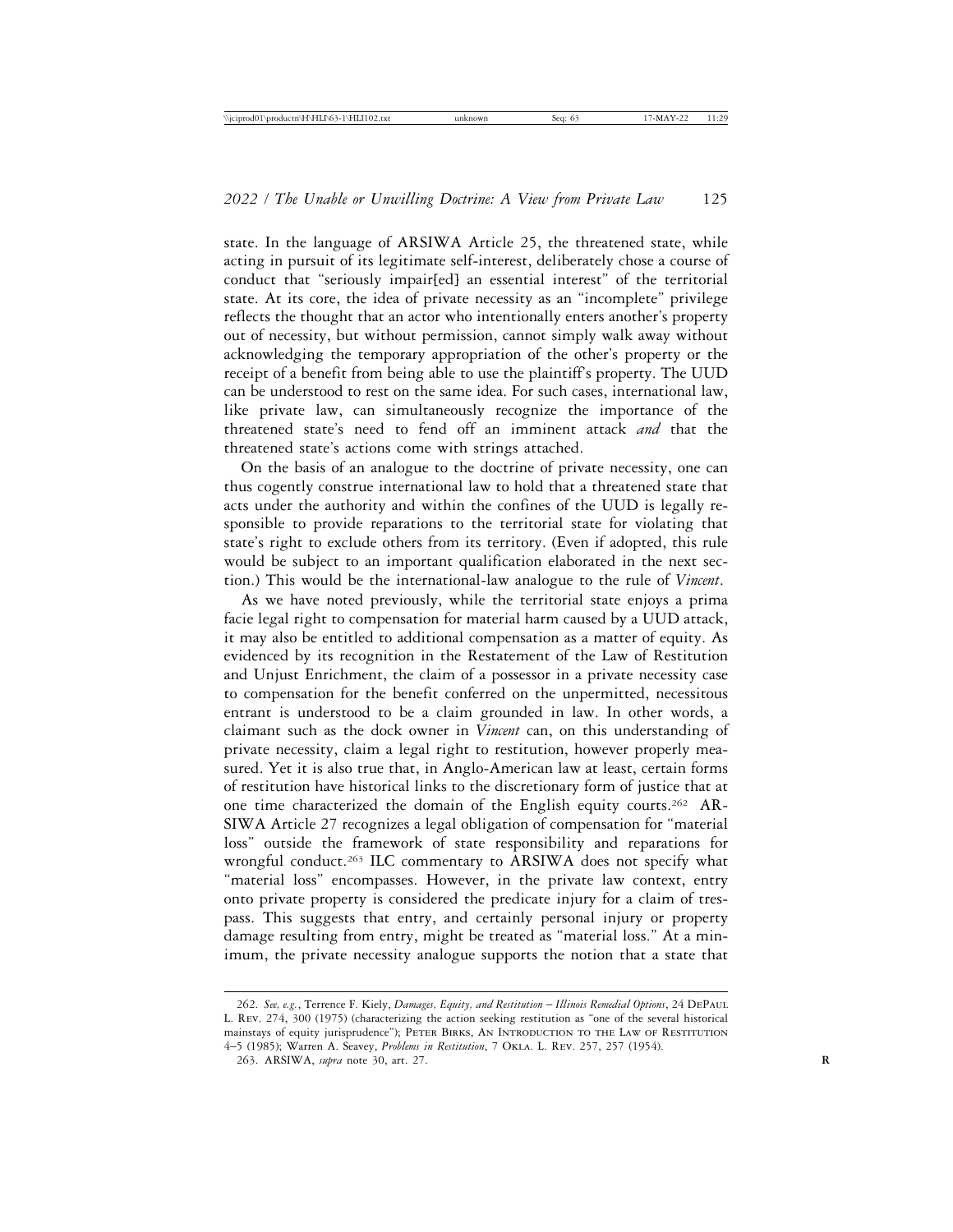state. In the language of ARSIWA Article 25, the threatened state, while acting in pursuit of its legitimate self-interest, deliberately chose a course of conduct that "seriously impair[ed] an essential interest" of the territorial state. At its core, the idea of private necessity as an "incomplete" privilege reflects the thought that an actor who intentionally enters another's property out of necessity, but without permission, cannot simply walk away without acknowledging the temporary appropriation of the other's property or the receipt of a benefit from being able to use the plaintiff's property. The UUD can be understood to rest on the same idea. For such cases, international law, like private law, can simultaneously recognize the importance of the threatened state's need to fend off an imminent attack *and* that the threatened state's actions come with strings attached.

On the basis of an analogue to the doctrine of private necessity, one can thus cogently construe international law to hold that a threatened state that acts under the authority and within the confines of the UUD is legally responsible to provide reparations to the territorial state for violating that state's right to exclude others from its territory. (Even if adopted, this rule would be subject to an important qualification elaborated in the next section.) This would be the international-law analogue to the rule of *Vincent*.

As we have noted previously, while the territorial state enjoys a prima facie legal right to compensation for material harm caused by a UUD attack, it may also be entitled to additional compensation as a matter of equity. As evidenced by its recognition in the Restatement of the Law of Restitution and Unjust Enrichment, the claim of a possessor in a private necessity case to compensation for the benefit conferred on the unpermitted, necessitous entrant is understood to be a claim grounded in law. In other words, a claimant such as the dock owner in *Vincent* can, on this understanding of private necessity, claim a legal right to restitution, however properly measured. Yet it is also true that, in Anglo-American law at least, certain forms of restitution have historical links to the discretionary form of justice that at one time characterized the domain of the English equity courts.[262] ARSIWA Article 27 recognizes a legal obligation of compensation for "material loss" outside the framework of state responsibility and reparations for wrongful conduct.[263] ILC commentary to ARSIWA does not specify what "material loss" encompasses. However, in the private law context, entry onto private property is considered the predicate injury for a claim of trespass. This suggests that entry, and certainly personal injury or property damage resulting from entry, might be treated as "material loss." At a minimum, the private necessity analogue supports the notion that a state that

---

262. *See, e.g.*, Terrence F. Kiely, *Damages, Equity, and Restitution – Illinois Remedial Options*, 24 DePaul L. Rev. 274, 300 (1975) (characterizing the action seeking restitution as "one of the several historical mainstays of equity jurisprudence"); Peter Birks, An Introduction to the Law of Restitution 4–5 (1985); Warren A. Seavey, *Problems in Restitution*, 7 Okla. L. Rev. 257, 257 (1954).

263. ARSIWA, *supra* note 30, art. 27.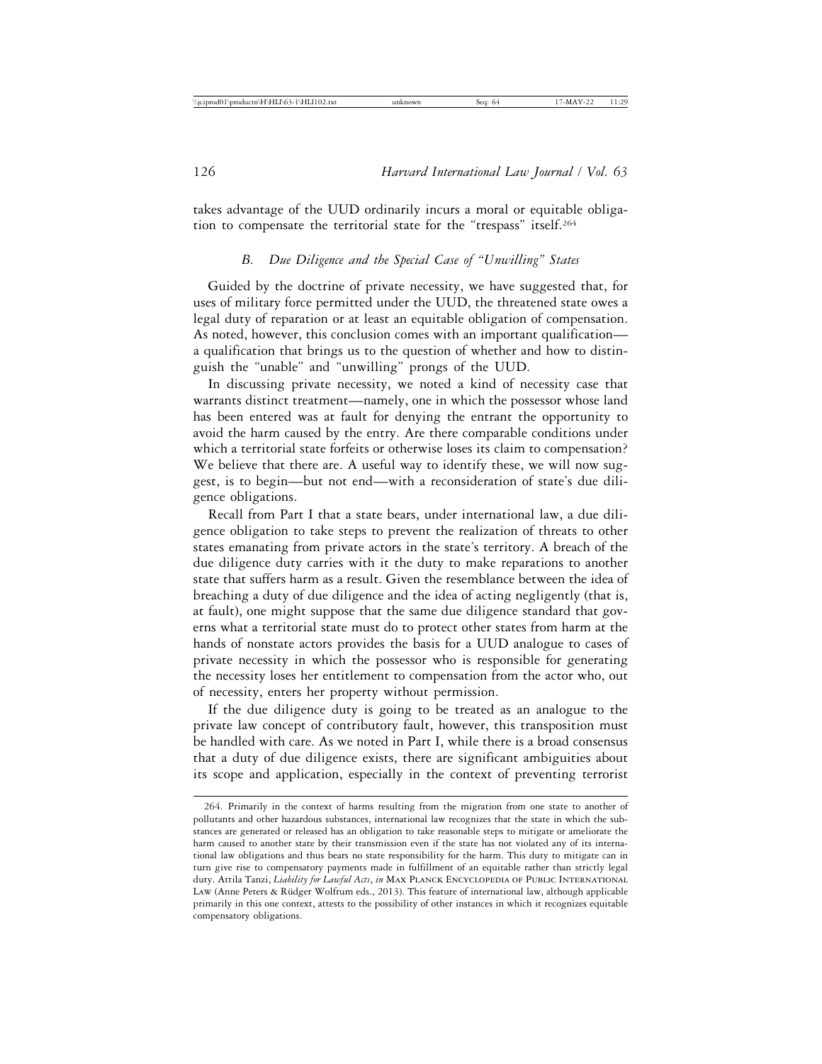takes advantage of the UUD ordinarily incurs a moral or equitable obligation to compensate the territorial state for the "trespass" itself.[264]

### *B. Due Diligence and the Special Case of "Unwilling" States*

Guided by the doctrine of private necessity, we have suggested that, for uses of military force permitted under the UUD, the threatened state owes a legal duty of reparation or at least an equitable obligation of compensation. As noted, however, this conclusion comes with an important qualification—a qualification that brings us to the question of whether and how to distinguish the "unable" and "unwilling" prongs of the UUD.

In discussing private necessity, we noted a kind of necessity case that warrants distinct treatment—namely, one in which the possessor whose land has been entered was at fault for denying the entrant the opportunity to avoid the harm caused by the entry. Are there comparable conditions under which a territorial state forfeits or otherwise loses its claim to compensation? We believe that there are. A useful way to identify these, we will now suggest, is to begin—but not end—with a reconsideration of state's due diligence obligations.

Recall from Part I that a state bears, under international law, a due diligence obligation to take steps to prevent the realization of threats to other states emanating from private actors in the state's territory. A breach of the due diligence duty carries with it the duty to make reparations to another state that suffers harm as a result. Given the resemblance between the idea of breaching a duty of due diligence and the idea of acting negligently (that is, at fault), one might suppose that the same due diligence standard that governs what a territorial state must do to protect other states from harm at the hands of nonstate actors provides the basis for a UUD analogue to cases of private necessity in which the possessor who is responsible for generating the necessity loses her entitlement to compensation from the actor who, out of necessity, enters her property without permission.

If the due diligence duty is going to be treated as an analogue to the private law concept of contributory fault, however, this transposition must be handled with care. As we noted in Part I, while there is a broad consensus that a duty of due diligence exists, there are significant ambiguities about its scope and application, especially in the context of preventing terrorist

---

264. Primarily in the context of harms resulting from the migration from one state to another of pollutants and other hazardous substances, international law recognizes that the state in which the substances are generated or released has an obligation to take reasonable steps to mitigate or ameliorate the harm caused to another state by their transmission even if the state has not violated any of its international law obligations and thus bears no state responsibility for the harm. This duty to mitigate can in turn give rise to compensatory payments made in fulfillment of an equitable rather than strictly legal duty. Attila Tanzi, *Liability for Lawful Acts*, *in* Max Planck Encyclopedia of Public International Law (Anne Peters & Rüdger Wolfrum eds., 2013). This feature of international law, although applicable primarily in this one context, attests to the possibility of other instances in which it recognizes equitable compensatory obligations.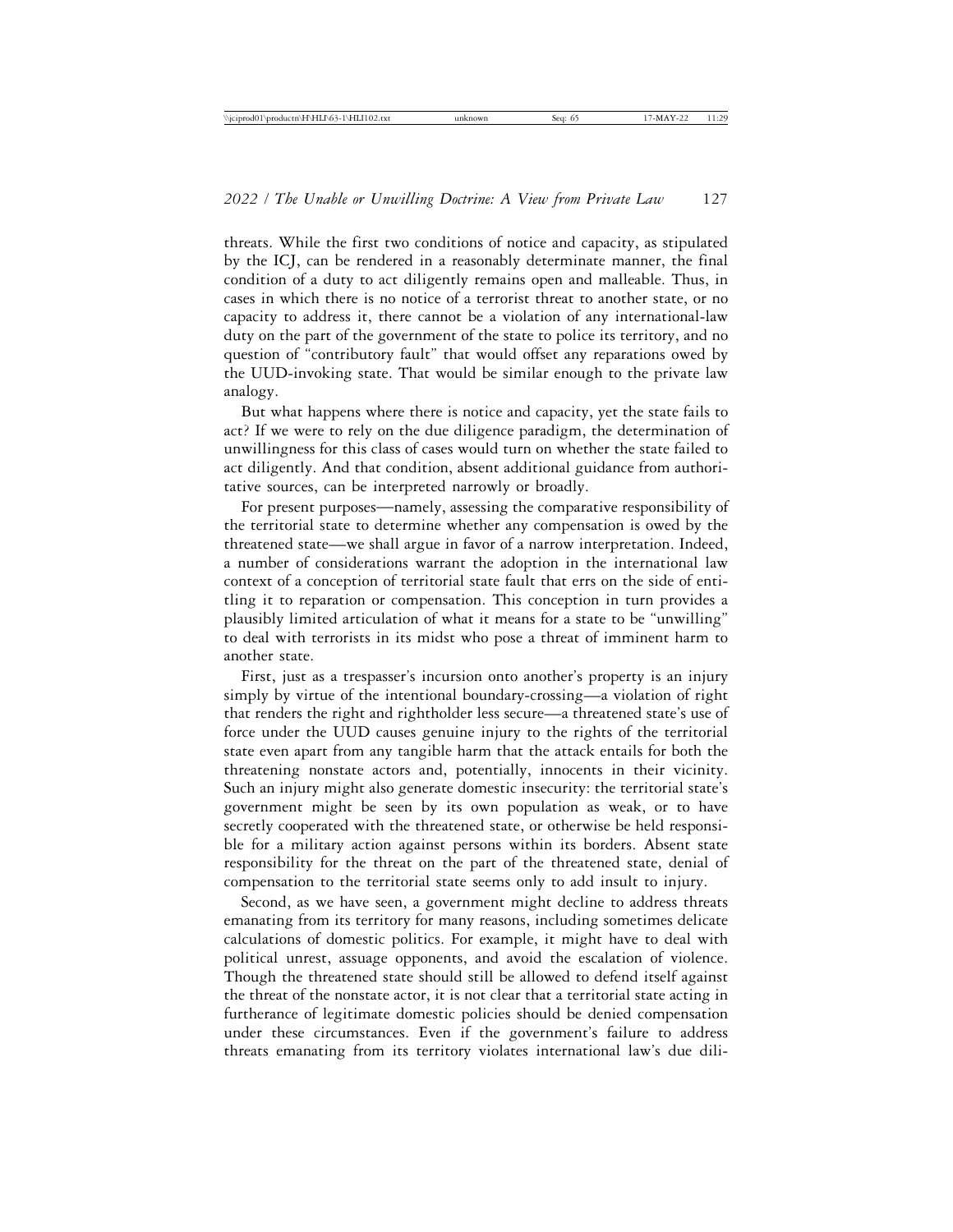threats. While the first two conditions of notice and capacity, as stipulated by the ICJ, can be rendered in a reasonably determinate manner, the final condition of a duty to act diligently remains open and malleable. Thus, in cases in which there is no notice of a terrorist threat to another state, or no capacity to address it, there cannot be a violation of any international-law duty on the part of the government of the state to police its territory, and no question of "contributory fault" that would offset any reparations owed by the UUD-invoking state. That would be similar enough to the private law analogy.

But what happens where there is notice and capacity, yet the state fails to act? If we were to rely on the due diligence paradigm, the determination of unwillingness for this class of cases would turn on whether the state failed to act diligently. And that condition, absent additional guidance from authoritative sources, can be interpreted narrowly or broadly.

For present purposes—namely, assessing the comparative responsibility of the territorial state to determine whether any compensation is owed by the threatened state—we shall argue in favor of a narrow interpretation. Indeed, a number of considerations warrant the adoption in the international law context of a conception of territorial state fault that errs on the side of entitling it to reparation or compensation. This conception in turn provides a plausibly limited articulation of what it means for a state to be "unwilling" to deal with terrorists in its midst who pose a threat of imminent harm to another state.

First, just as a trespasser's incursion onto another's property is an injury simply by virtue of the intentional boundary-crossing—a violation of right that renders the right and rightholder less secure—a threatened state's use of force under the UUD causes genuine injury to the rights of the territorial state even apart from any tangible harm that the attack entails for both the threatening nonstate actors and, potentially, innocents in their vicinity. Such an injury might also generate domestic insecurity: the territorial state's government might be seen by its own population as weak, or to have secretly cooperated with the threatened state, or otherwise be held responsible for a military action against persons within its borders. Absent state responsibility for the threat on the part of the threatened state, denial of compensation to the territorial state seems only to add insult to injury.

Second, as we have seen, a government might decline to address threats emanating from its territory for many reasons, including sometimes delicate calculations of domestic politics. For example, it might have to deal with political unrest, assuage opponents, and avoid the escalation of violence. Though the threatened state should still be allowed to defend itself against the threat of the nonstate actor, it is not clear that a territorial state acting in furtherance of legitimate domestic policies should be denied compensation under these circumstances. Even if the government's failure to address threats emanating from its territory violates international law's due dili-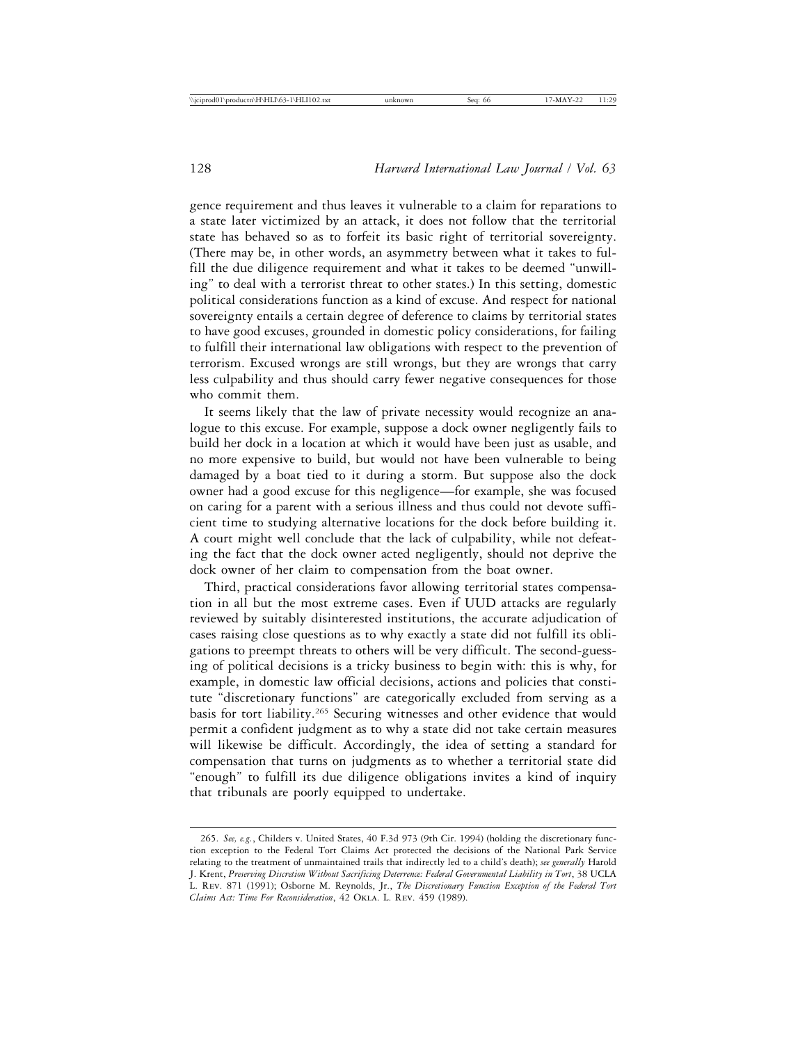gence requirement and thus leaves it vulnerable to a claim for reparations to a state later victimized by an attack, it does not follow that the territorial state has behaved so as to forfeit its basic right of territorial sovereignty. (There may be, in other words, an asymmetry between what it takes to fulfill the due diligence requirement and what it takes to be deemed "unwilling" to deal with a terrorist threat to other states.) In this setting, domestic political considerations function as a kind of excuse. And respect for national sovereignty entails a certain degree of deference to claims by territorial states to have good excuses, grounded in domestic policy considerations, for failing to fulfill their international law obligations with respect to the prevention of terrorism. Excused wrongs are still wrongs, but they are wrongs that carry less culpability and thus should carry fewer negative consequences for those who commit them.

It seems likely that the law of private necessity would recognize an analogue to this excuse. For example, suppose a dock owner negligently fails to build her dock in a location at which it would have been just as usable, and no more expensive to build, but would not have been vulnerable to being damaged by a boat tied to it during a storm. But suppose also the dock owner had a good excuse for this negligence—for example, she was focused on caring for a parent with a serious illness and thus could not devote sufficient time to studying alternative locations for the dock before building it. A court might well conclude that the lack of culpability, while not defeating the fact that the dock owner acted negligently, should not deprive the dock owner of her claim to compensation from the boat owner.

Third, practical considerations favor allowing territorial states compensation in all but the most extreme cases. Even if UUD attacks are regularly reviewed by suitably disinterested institutions, the accurate adjudication of cases raising close questions as to why exactly a state did not fulfill its obligations to preempt threats to others will be very difficult. The second-guessing of political decisions is a tricky business to begin with: this is why, for example, in domestic law official decisions, actions and policies that constitute "discretionary functions" are categorically excluded from serving as a basis for tort liability.[265] Securing witnesses and other evidence that would permit a confident judgment as to why a state did not take certain measures will likewise be difficult. Accordingly, the idea of setting a standard for compensation that turns on judgments as to whether a territorial state did "enough" to fulfill its due diligence obligations invites a kind of inquiry that tribunals are poorly equipped to undertake.

---

265. *See, e.g.*, Childers v. United States, 40 F.3d 973 (9th Cir. 1994) (holding the discretionary function exception to the Federal Tort Claims Act protected the decisions of the National Park Service relating to the treatment of unmaintained trails that indirectly led to a child's death); *see generally* Harold J. Krent, *Preserving Discretion Without Sacrificing Deterrence: Federal Governmental Liability in Tort*, 38 UCLA L. REV. 871 (1991); Osborne M. Reynolds, Jr., *The Discretionary Function Exception of the Federal Tort Claims Act: Time For Reconsideration*, 42 OKLA. L. REV. 459 (1989).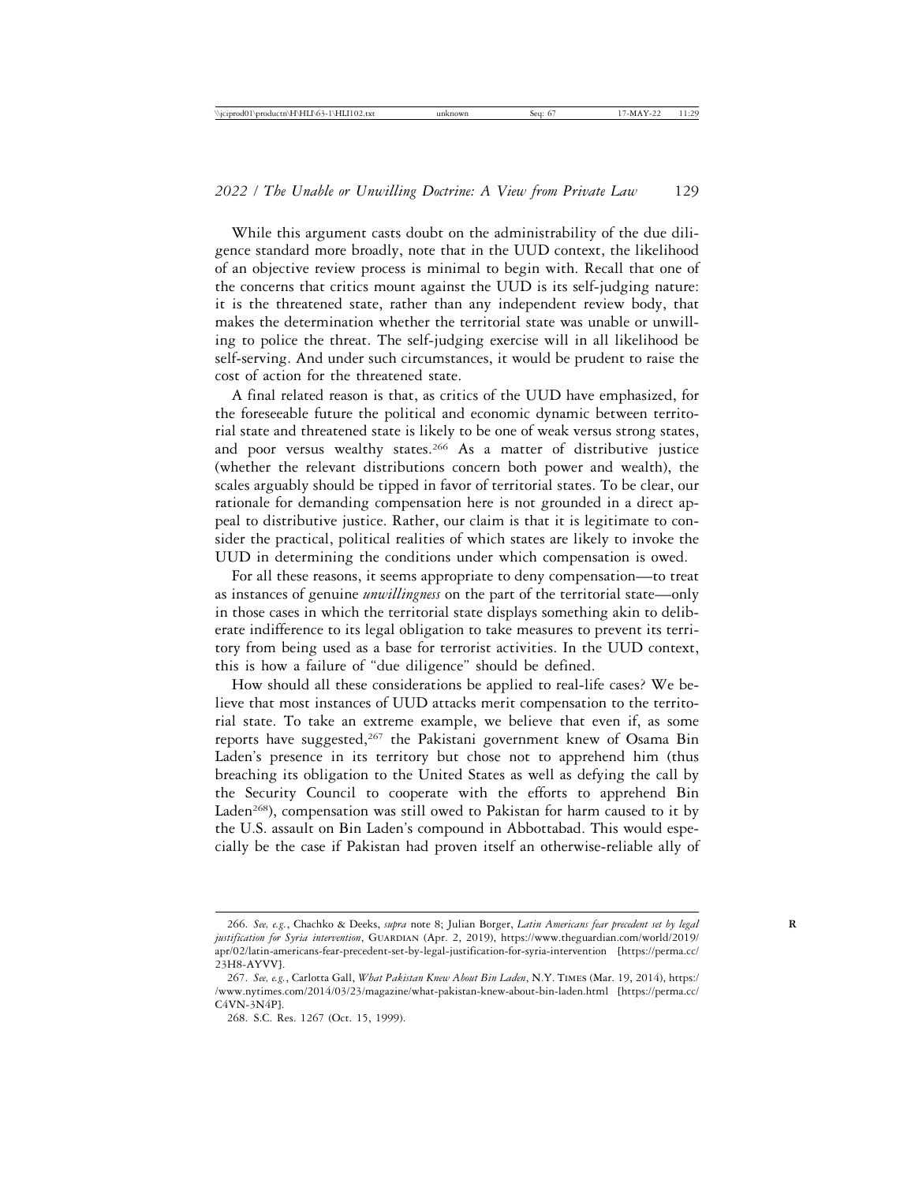While this argument casts doubt on the administrability of the due diligence standard more broadly, note that in the UUD context, the likelihood of an objective review process is minimal to begin with. Recall that one of the concerns that critics mount against the UUD is its self-judging nature: it is the threatened state, rather than any independent review body, that makes the determination whether the territorial state was unable or unwilling to police the threat. The self-judging exercise will in all likelihood be self-serving. And under such circumstances, it would be prudent to raise the cost of action for the threatened state.

A final related reason is that, as critics of the UUD have emphasized, for the foreseeable future the political and economic dynamic between territorial state and threatened state is likely to be one of weak versus strong states, and poor versus wealthy states.[266] As a matter of distributive justice (whether the relevant distributions concern both power and wealth), the scales arguably should be tipped in favor of territorial states. To be clear, our rationale for demanding compensation here is not grounded in a direct appeal to distributive justice. Rather, our claim is that it is legitimate to consider the practical, political realities of which states are likely to invoke the UUD in determining the conditions under which compensation is owed.

For all these reasons, it seems appropriate to deny compensation—to treat as instances of genuine *unwillingness* on the part of the territorial state—only in those cases in which the territorial state displays something akin to deliberate indifference to its legal obligation to take measures to prevent its territory from being used as a base for terrorist activities. In the UUD context, this is how a failure of "due diligence" should be defined.

How should all these considerations be applied to real-life cases? We believe that most instances of UUD attacks merit compensation to the territorial state. To take an extreme example, we believe that even if, as some reports have suggested,[267] the Pakistani government knew of Osama Bin Laden's presence in its territory but chose not to apprehend him (thus breaching its obligation to the United States as well as defying the call by the Security Council to cooperate with the efforts to apprehend Bin Laden[268]), compensation was still owed to Pakistan for harm caused to it by the U.S. assault on Bin Laden's compound in Abbottabad. This would especially be the case if Pakistan had proven itself an otherwise-reliable ally of

---

266. *See, e.g.*, Chachko & Deeks, *supra* note 8; Julian Borger, *Latin Americans fear precedent set by legal justification for Syria intervention*, GUARDIAN (Apr. 2, 2019), https://www.theguardian.com/world/2019/apr/02/latin-americans-fear-precedent-set-by-legal-justification-for-syria-intervention [https://perma.cc/23H8-AYVV].

267. *See, e.g.*, Carlotta Gall, *What Pakistan Knew About Bin Laden*, N.Y. TIMES (Mar. 19, 2014), https://www.nytimes.com/2014/03/23/magazine/what-pakistan-knew-about-bin-laden.html [https://perma.cc/C4VN-3N4P].

268. S.C. Res. 1267 (Oct. 15, 1999).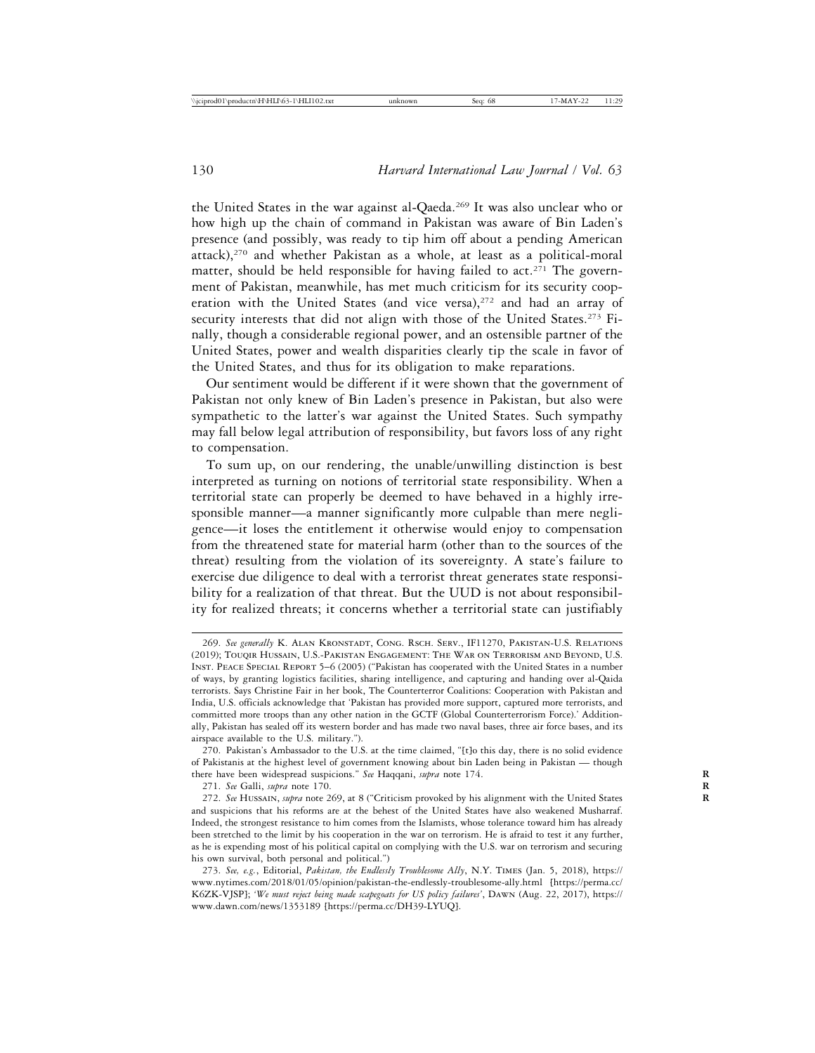the United States in the war against al-Qaeda.[269] It was also unclear who or how high up the chain of command in Pakistan was aware of Bin Laden's presence (and possibly, was ready to tip him off about a pending American attack),[270] and whether Pakistan as a whole, at least as a political-moral matter, should be held responsible for having failed to act.[271] The government of Pakistan, meanwhile, has met much criticism for its security cooperation with the United States (and vice versa),[272] and had an array of security interests that did not align with those of the United States.[273] Finally, though a considerable regional power, and an ostensible partner of the United States, power and wealth disparities clearly tip the scale in favor of the United States, and thus for its obligation to make reparations.

Our sentiment would be different if it were shown that the government of Pakistan not only knew of Bin Laden's presence in Pakistan, but also were sympathetic to the latter's war against the United States. Such sympathy may fall below legal attribution of responsibility, but favors loss of any right to compensation.

To sum up, on our rendering, the unable/unwilling distinction is best interpreted as turning on notions of territorial state responsibility. When a territorial state can properly be deemed to have behaved in a highly irresponsible manner—a manner significantly more culpable than mere negligence—it loses the entitlement it otherwise would enjoy to compensation from the threatened state for material harm (other than to the sources of the threat) resulting from the violation of its sovereignty. A state's failure to exercise due diligence to deal with a terrorist threat generates state responsibility for a realization of that threat. But the UUD is not about responsibility for realized threats; it concerns whether a territorial state can justifiably

---

269. *See generally* K. Alan Kronstadt, Cong. Rsch. Serv., IF11270, Pakistan-U.S. Relations (2019); Touqir Hussain, U.S.-Pakistan Engagement: The War on Terrorism and Beyond, U.S. Inst. Peace Special Report 5–6 (2005) ("Pakistan has cooperated with the United States in a number of ways, by granting logistics facilities, sharing intelligence, and capturing and handing over al-Qaida terrorists. Says Christine Fair in her book, The Counterterror Coalitions: Cooperation with Pakistan and India, U.S. officials acknowledge that 'Pakistan has provided more support, captured more terrorists, and committed more troops than any other nation in the GCTF (Global Counterterrorism Force).' Additionally, Pakistan has sealed off its western border and has made two naval bases, three air force bases, and its airspace available to the U.S. military.").

270. Pakistan's Ambassador to the U.S. at the time claimed, "[t]o this day, there is no solid evidence of Pakistanis at the highest level of government knowing about bin Laden being in Pakistan — though there have been widespread suspicions." *See* Haqqani, *supra* note 174.

271. *See* Galli, *supra* note 170.

272. *See* Hussain, *supra* note 269, at 8 ("Criticism provoked by his alignment with the United States and suspicions that his reforms are at the behest of the United States have also weakened Musharraf. Indeed, the strongest resistance to him comes from the Islamists, whose tolerance toward him has already been stretched to the limit by his cooperation in the war on terrorism. He is afraid to test it any further, as he is expending most of his political capital on complying with the U.S. war on terrorism and securing his own survival, both personal and political.")

273. *See, e.g.*, Editorial, *Pakistan, the Endlessly Troublesome Ally*, N.Y. Times (Jan. 5, 2018), https://www.nytimes.com/2018/01/05/opinion/pakistan-the-endlessly-troublesome-ally.html [https://perma.cc/K6ZK-VJSP]; *'We must reject being made scapegoats for US policy failures'*, Dawn (Aug. 22, 2017), https://www.dawn.com/news/1353189 [https://perma.cc/DH39-LYUQ].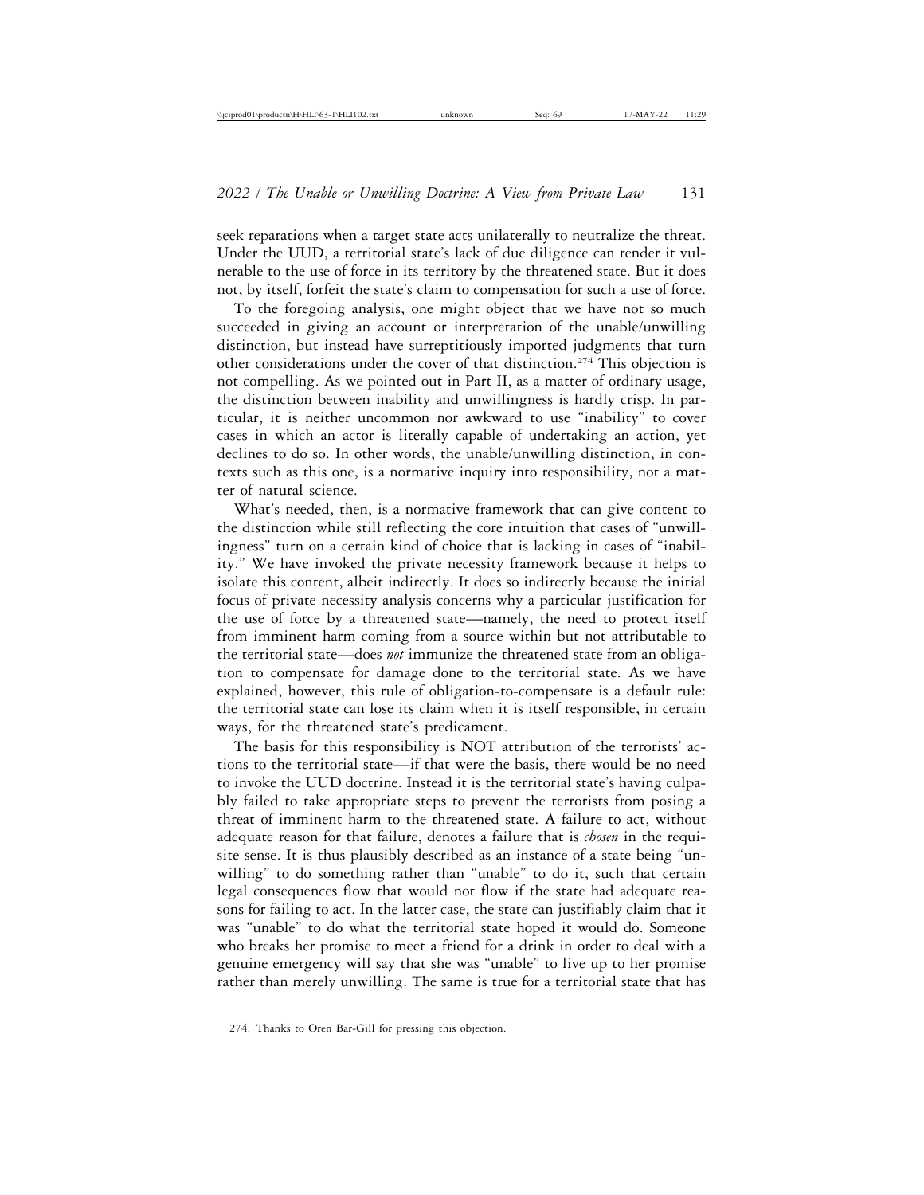seek reparations when a target state acts unilaterally to neutralize the threat. Under the UUD, a territorial state's lack of due diligence can render it vulnerable to the use of force in its territory by the threatened state. But it does not, by itself, forfeit the state's claim to compensation for such a use of force.

To the foregoing analysis, one might object that we have not so much succeeded in giving an account or interpretation of the unable/unwilling distinction, but instead have surreptitiously imported judgments that turn other considerations under the cover of that distinction.[274] This objection is not compelling. As we pointed out in Part II, as a matter of ordinary usage, the distinction between inability and unwillingness is hardly crisp. In particular, it is neither uncommon nor awkward to use "inability" to cover cases in which an actor is literally capable of undertaking an action, yet declines to do so. In other words, the unable/unwilling distinction, in contexts such as this one, is a normative inquiry into responsibility, not a matter of natural science.

What's needed, then, is a normative framework that can give content to the distinction while still reflecting the core intuition that cases of "unwillingness" turn on a certain kind of choice that is lacking in cases of "inability." We have invoked the private necessity framework because it helps to isolate this content, albeit indirectly. It does so indirectly because the initial focus of private necessity analysis concerns why a particular justification for the use of force by a threatened state—namely, the need to protect itself from imminent harm coming from a source within but not attributable to the territorial state—does *not* immunize the threatened state from an obligation to compensate for damage done to the territorial state. As we have explained, however, this rule of obligation-to-compensate is a default rule: the territorial state can lose its claim when it is itself responsible, in certain ways, for the threatened state's predicament.

The basis for this responsibility is NOT attribution of the terrorists' actions to the territorial state—if that were the basis, there would be no need to invoke the UUD doctrine. Instead it is the territorial state's having culpably failed to take appropriate steps to prevent the terrorists from posing a threat of imminent harm to the threatened state. A failure to act, without adequate reason for that failure, denotes a failure that is *chosen* in the requisite sense. It is thus plausibly described as an instance of a state being "unwilling" to do something rather than "unable" to do it, such that certain legal consequences flow that would not flow if the state had adequate reasons for failing to act. In the latter case, the state can justifiably claim that it was "unable" to do what the territorial state hoped it would do. Someone who breaks her promise to meet a friend for a drink in order to deal with a genuine emergency will say that she was "unable" to live up to her promise rather than merely unwilling. The same is true for a territorial state that has

274. Thanks to Oren Bar-Gill for pressing this objection.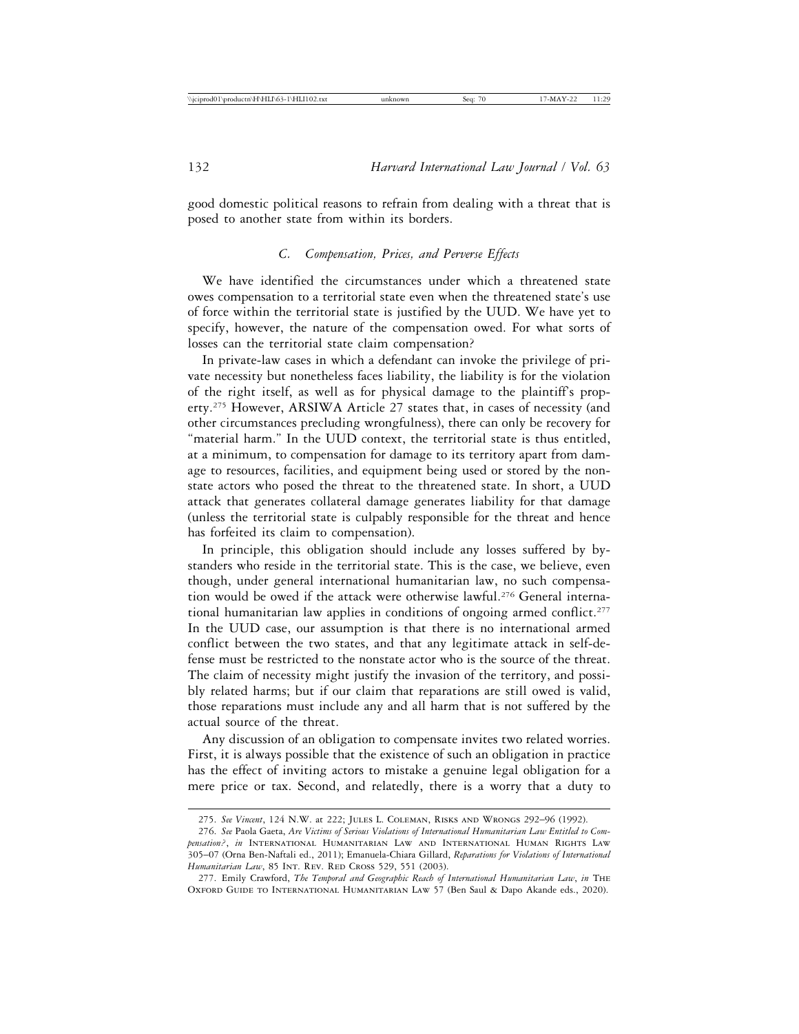good domestic political reasons to refrain from dealing with a threat that is posed to another state from within its borders.

### *C. Compensation, Prices, and Perverse Effects*

We have identified the circumstances under which a threatened state owes compensation to a territorial state even when the threatened state's use of force within the territorial state is justified by the UUD. We have yet to specify, however, the nature of the compensation owed. For what sorts of losses can the territorial state claim compensation?

In private-law cases in which a defendant can invoke the privilege of private necessity but nonetheless faces liability, the liability is for the violation of the right itself, as well as for physical damage to the plaintiff's property.[275] However, ARSIWA Article 27 states that, in cases of necessity (and other circumstances precluding wrongfulness), there can only be recovery for "material harm." In the UUD context, the territorial state is thus entitled, at a minimum, to compensation for damage to its territory apart from damage to resources, facilities, and equipment being used or stored by the nonstate actors who posed the threat to the threatened state. In short, a UUD attack that generates collateral damage generates liability for that damage (unless the territorial state is culpably responsible for the threat and hence has forfeited its claim to compensation).

In principle, this obligation should include any losses suffered by bystanders who reside in the territorial state. This is the case, we believe, even though, under general international humanitarian law, no such compensation would be owed if the attack were otherwise lawful.[276] General international humanitarian law applies in conditions of ongoing armed conflict.[277] In the UUD case, our assumption is that there is no international armed conflict between the two states, and that any legitimate attack in self-defense must be restricted to the nonstate actor who is the source of the threat. The claim of necessity might justify the invasion of the territory, and possibly related harms; but if our claim that reparations are still owed is valid, those reparations must include any and all harm that is not suffered by the actual source of the threat.

Any discussion of an obligation to compensate invites two related worries. First, it is always possible that the existence of such an obligation in practice has the effect of inviting actors to mistake a genuine legal obligation for a mere price or tax. Second, and relatedly, there is a worry that a duty to

---

275. *See Vincent*, 124 N.W. at 222; Jules L. Coleman, Risks and Wrongs 292–96 (1992).

276. *See* Paola Gaeta, *Are Victims of Serious Violations of International Humanitarian Law Entitled to Compensation?*, *in* International Humanitarian Law and International Human Rights Law 305–07 (Orna Ben-Naftali ed., 2011); Emanuela-Chiara Gillard, *Reparations for Violations of International Humanitarian Law*, 85 Int. Rev. Red Cross 529, 551 (2003).

277. Emily Crawford, *The Temporal and Geographic Reach of International Humanitarian Law*, *in* The Oxford Guide to International Humanitarian Law 57 (Ben Saul & Dapo Akande eds., 2020).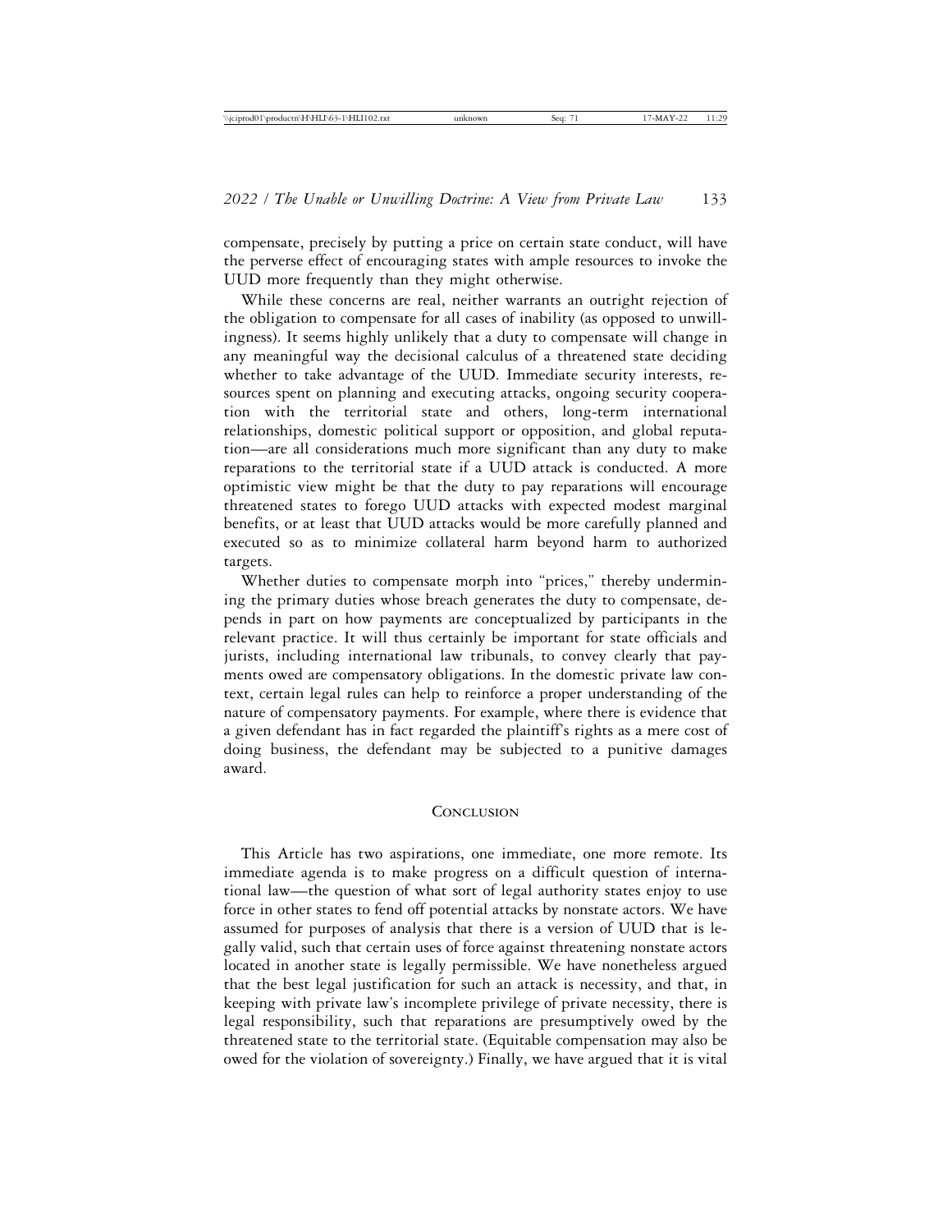compensate, precisely by putting a price on certain state conduct, will have the perverse effect of encouraging states with ample resources to invoke the UUD more frequently than they might otherwise.

While these concerns are real, neither warrants an outright rejection of the obligation to compensate for all cases of inability (as opposed to unwillingness). It seems highly unlikely that a duty to compensate will change in any meaningful way the decisional calculus of a threatened state deciding whether to take advantage of the UUD. Immediate security interests, resources spent on planning and executing attacks, ongoing security cooperation with the territorial state and others, long-term international relationships, domestic political support or opposition, and global reputation—are all considerations much more significant than any duty to make reparations to the territorial state if a UUD attack is conducted. A more optimistic view might be that the duty to pay reparations will encourage threatened states to forego UUD attacks with expected modest marginal benefits, or at least that UUD attacks would be more carefully planned and executed so as to minimize collateral harm beyond harm to authorized targets.

Whether duties to compensate morph into "prices," thereby undermining the primary duties whose breach generates the duty to compensate, depends in part on how payments are conceptualized by participants in the relevant practice. It will thus certainly be important for state officials and jurists, including international law tribunals, to convey clearly that payments owed are compensatory obligations. In the domestic private law context, certain legal rules can help to reinforce a proper understanding of the nature of compensatory payments. For example, where there is evidence that a given defendant has in fact regarded the plaintiff's rights as a mere cost of doing business, the defendant may be subjected to a punitive damages award.

## Conclusion

This Article has two aspirations, one immediate, one more remote. Its immediate agenda is to make progress on a difficult question of international law—the question of what sort of legal authority states enjoy to use force in other states to fend off potential attacks by nonstate actors. We have assumed for purposes of analysis that there is a version of UUD that is legally valid, such that certain uses of force against threatening nonstate actors located in another state is legally permissible. We have nonetheless argued that the best legal justification for such an attack is necessity, and that, in keeping with private law's incomplete privilege of private necessity, there is legal responsibility, such that reparations are presumptively owed by the threatened state to the territorial state. (Equitable compensation may also be owed for the violation of sovereignty.) Finally, we have argued that it is vital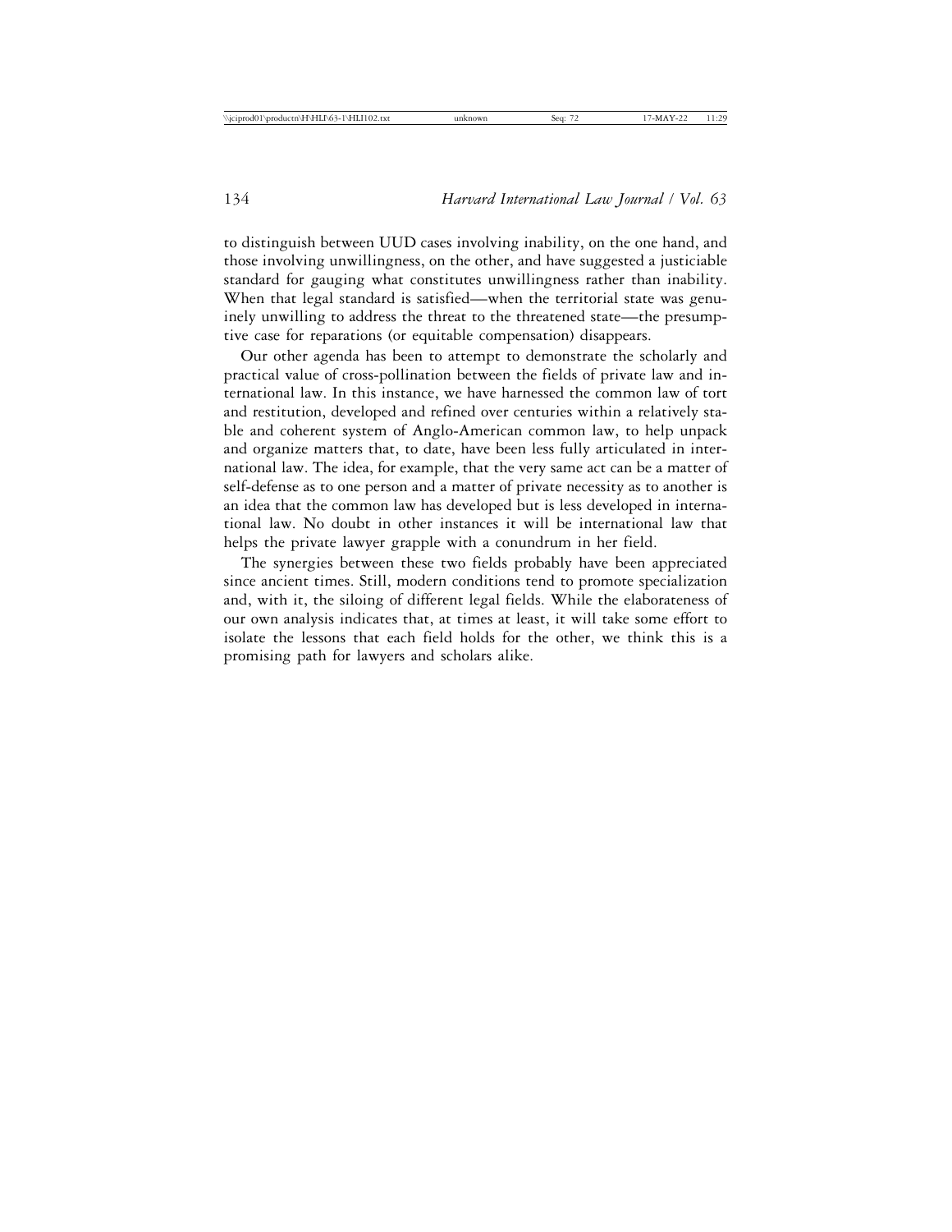to distinguish between UUD cases involving inability, on the one hand, and those involving unwillingness, on the other, and have suggested a justiciable standard for gauging what constitutes unwillingness rather than inability. When that legal standard is satisfied—when the territorial state was genuinely unwilling to address the threat to the threatened state—the presumptive case for reparations (or equitable compensation) disappears.

Our other agenda has been to attempt to demonstrate the scholarly and practical value of cross-pollination between the fields of private law and international law. In this instance, we have harnessed the common law of tort and restitution, developed and refined over centuries within a relatively stable and coherent system of Anglo-American common law, to help unpack and organize matters that, to date, have been less fully articulated in international law. The idea, for example, that the very same act can be a matter of self-defense as to one person and a matter of private necessity as to another is an idea that the common law has developed but is less developed in international law. No doubt in other instances it will be international law that helps the private lawyer grapple with a conundrum in her field.

The synergies between these two fields probably have been appreciated since ancient times. Still, modern conditions tend to promote specialization and, with it, the siloing of different legal fields. While the elaborateness of our own analysis indicates that, at times at least, it will take some effort to isolate the lessons that each field holds for the other, we think this is a promising path for lawyers and scholars alike.